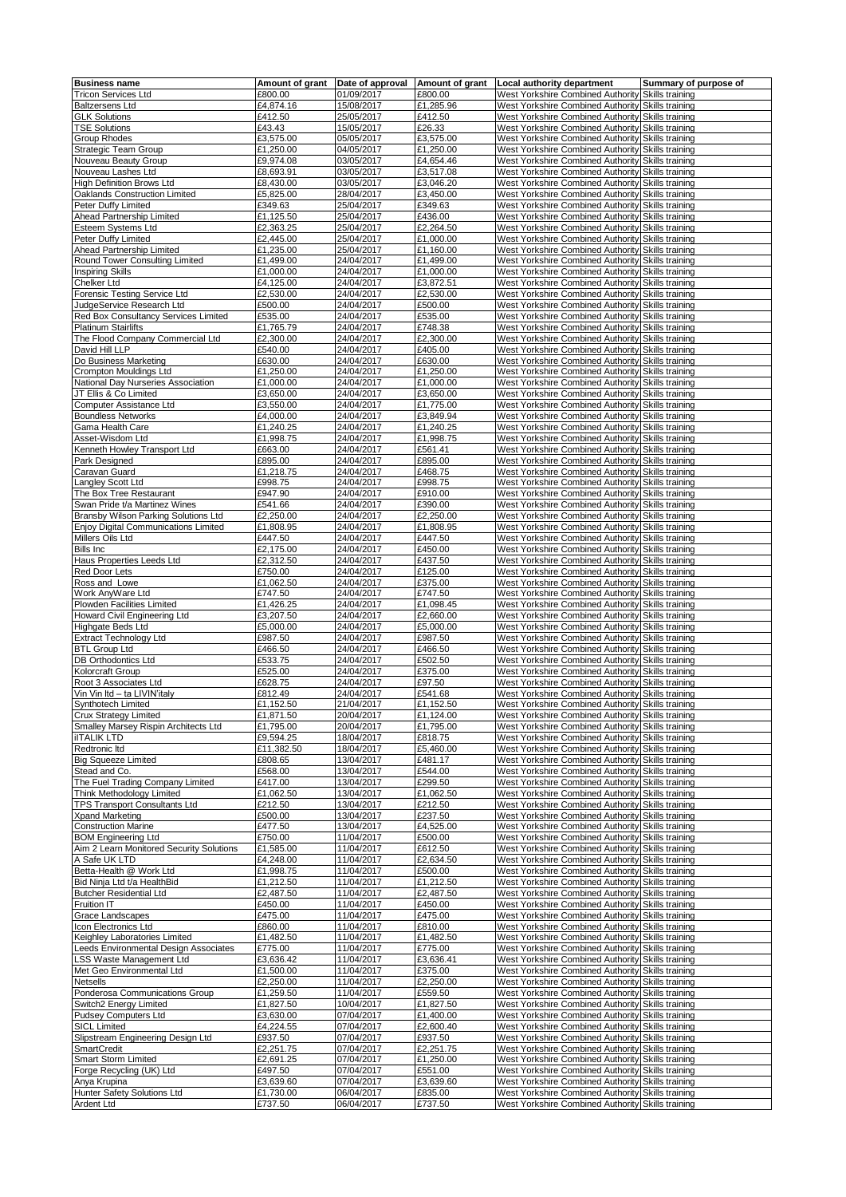| Business name | Amount of grant | Date of approval | Amount of grant | Local authority department | Summary of purpose of |
|---|---|---|---|---|---|
| Tricon Services Ltd | £800.00 | 01/09/2017 | £800.00 | West Yorkshire Combined Authority | Skills training |
| Baltzersens Ltd | £4,874.16 | 15/08/2017 | £1,285.96 | West Yorkshire Combined Authority | Skills training |
| GLK Solutions | £412.50 | 25/05/2017 | £412.50 | West Yorkshire Combined Authority | Skills training |
| TSE Solutions | £43.43 | 15/05/2017 | £26.33 | West Yorkshire Combined Authority | Skills training |
| Group Rhodes | £3,575.00 | 05/05/2017 | £3,575.00 | West Yorkshire Combined Authority | Skills training |
| Strategic Team Group | £1,250.00 | 04/05/2017 | £1,250.00 | West Yorkshire Combined Authority | Skills training |
| Nouveau Beauty Group | £9,974.08 | 03/05/2017 | £4,654.46 | West Yorkshire Combined Authority | Skills training |
| Nouveau Lashes Ltd | £8,693.91 | 03/05/2017 | £3,517.08 | West Yorkshire Combined Authority | Skills training |
| High Definition Brows Ltd | £8,430.00 | 03/05/2017 | £3,046.20 | West Yorkshire Combined Authority | Skills training |
| Oaklands Construction Limited | £5,825.00 | 28/04/2017 | £3,450.00 | West Yorkshire Combined Authority | Skills training |
| Peter Duffy Limited | £349.63 | 25/04/2017 | £349.63 | West Yorkshire Combined Authority | Skills training |
| Ahead Partnership Limited | £1,125.50 | 25/04/2017 | £436.00 | West Yorkshire Combined Authority | Skills training |
| Esteem Systems Ltd | £2,363.25 | 25/04/2017 | £2,264.50 | West Yorkshire Combined Authority | Skills training |
| Peter Duffy Limited | £2,445.00 | 25/04/2017 | £1,000.00 | West Yorkshire Combined Authority | Skills training |
| Ahead Partnership Limited | £1,235.00 | 25/04/2017 | £1,160.00 | West Yorkshire Combined Authority | Skills training |
| Round Tower Consulting Limited | £1,499.00 | 24/04/2017 | £1,499.00 | West Yorkshire Combined Authority | Skills training |
| Inspiring Skills | £1,000.00 | 24/04/2017 | £1,000.00 | West Yorkshire Combined Authority | Skills training |
| Chelker Ltd | £4,125.00 | 24/04/2017 | £3,872.51 | West Yorkshire Combined Authority | Skills training |
| Forensic Testing Service Ltd | £2,530.00 | 24/04/2017 | £2,530.00 | West Yorkshire Combined Authority | Skills training |
| JudgeService Research Ltd | £500.00 | 24/04/2017 | £500.00 | West Yorkshire Combined Authority | Skills training |
| Red Box Consultancy Services Limited | £535.00 | 24/04/2017 | £535.00 | West Yorkshire Combined Authority | Skills training |
| Platinum Stairlifts | £1,765.79 | 24/04/2017 | £748.38 | West Yorkshire Combined Authority | Skills training |
| The Flood Company Commercial Ltd | £2,300.00 | 24/04/2017 | £2,300.00 | West Yorkshire Combined Authority | Skills training |
| David Hill LLP | £540.00 | 24/04/2017 | £405.00 | West Yorkshire Combined Authority | Skills training |
| Do Business Marketing | £630.00 | 24/04/2017 | £630.00 | West Yorkshire Combined Authority | Skills training |
| Crompton Mouldings Ltd | £1,250.00 | 24/04/2017 | £1,250.00 | West Yorkshire Combined Authority | Skills training |
| National Day Nurseries Association | £1,000.00 | 24/04/2017 | £1,000.00 | West Yorkshire Combined Authority | Skills training |
| JT Ellis & Co Limited | £3,650.00 | 24/04/2017 | £3,650.00 | West Yorkshire Combined Authority | Skills training |
| Computer Assistance Ltd | £3,550.00 | 24/04/2017 | £1,775.00 | West Yorkshire Combined Authority | Skills training |
| Boundless Networks | £4,000.00 | 24/04/2017 | £3,849.94 | West Yorkshire Combined Authority | Skills training |
| Gama Health Care | £1,240.25 | 24/04/2017 | £1,240.25 | West Yorkshire Combined Authority | Skills training |
| Asset-Wisdom Ltd | £1,998.75 | 24/04/2017 | £1,998.75 | West Yorkshire Combined Authority | Skills training |
| Kenneth Howley Transport Ltd | £663.00 | 24/04/2017 | £561.41 | West Yorkshire Combined Authority | Skills training |
| Park Designed | £895.00 | 24/04/2017 | £895.00 | West Yorkshire Combined Authority | Skills training |
| Caravan Guard | £1,218.75 | 24/04/2017 | £468.75 | West Yorkshire Combined Authority | Skills training |
| Langley Scott Ltd | £998.75 | 24/04/2017 | £998.75 | West Yorkshire Combined Authority | Skills training |
| The Box Tree Restaurant | £947.90 | 24/04/2017 | £910.00 | West Yorkshire Combined Authority | Skills training |
| Swan Pride t/a Martinez Wines | £541.66 | 24/04/2017 | £390.00 | West Yorkshire Combined Authority | Skills training |
| Bransby Wilson Parking Solutions Ltd | £2,250.00 | 24/04/2017 | £2,250.00 | West Yorkshire Combined Authority | Skills training |
| Enjoy Digital Communications Limited | £1,808.95 | 24/04/2017 | £1,808.95 | West Yorkshire Combined Authority | Skills training |
| Millers Oils Ltd | £447.50 | 24/04/2017 | £447.50 | West Yorkshire Combined Authority | Skills training |
| Bills Inc | £2,175.00 | 24/04/2017 | £450.00 | West Yorkshire Combined Authority | Skills training |
| Haus Properties Leeds Ltd | £2,312.50 | 24/04/2017 | £437.50 | West Yorkshire Combined Authority | Skills training |
| Red Door Lets | £750.00 | 24/04/2017 | £125.00 | West Yorkshire Combined Authority | Skills training |
| Ross and Lowe | £1,062.50 | 24/04/2017 | £375.00 | West Yorkshire Combined Authority | Skills training |
| Work AnyWare Ltd | £747.50 | 24/04/2017 | £747.50 | West Yorkshire Combined Authority | Skills training |
| Plowden Facilities Limited | £1,426.25 | 24/04/2017 | £1,098.45 | West Yorkshire Combined Authority | Skills training |
| Howard Civil Engineering Ltd | £3,207.50 | 24/04/2017 | £2,660.00 | West Yorkshire Combined Authority | Skills training |
| Highgate Beds Ltd | £5,000.00 | 24/04/2017 | £5,000.00 | West Yorkshire Combined Authority | Skills training |
| Extract Technology Ltd | £987.50 | 24/04/2017 | £987.50 | West Yorkshire Combined Authority | Skills training |
| BTL Group Ltd | £466.50 | 24/04/2017 | £466.50 | West Yorkshire Combined Authority | Skills training |
| DB Orthodontics Ltd | £533.75 | 24/04/2017 | £502.50 | West Yorkshire Combined Authority | Skills training |
| Kolorcraft Group | £525.00 | 24/04/2017 | £375.00 | West Yorkshire Combined Authority | Skills training |
| Root 3 Associates Ltd | £628.75 | 24/04/2017 | £97.50 | West Yorkshire Combined Authority | Skills training |
| Vin Vin ltd – ta LIVIN'italy | £812.49 | 24/04/2017 | £541.68 | West Yorkshire Combined Authority | Skills training |
| Synthotech Limited | £1,152.50 | 21/04/2017 | £1,152.50 | West Yorkshire Combined Authority | Skills training |
| Crux Strategy Limited | £1,871.50 | 20/04/2017 | £1,124.00 | West Yorkshire Combined Authority | Skills training |
| Smalley Marsey Rispin Architects Ltd | £1,795.00 | 20/04/2017 | £1,795.00 | West Yorkshire Combined Authority | Skills training |
| iITALIK LTD | £9,594.25 | 18/04/2017 | £818.75 | West Yorkshire Combined Authority | Skills training |
| Redtronic ltd | £11,382.50 | 18/04/2017 | £5,460.00 | West Yorkshire Combined Authority | Skills training |
| Big Squeeze Limited | £808.65 | 13/04/2017 | £481.17 | West Yorkshire Combined Authority | Skills training |
| Stead and Co. | £568.00 | 13/04/2017 | £544.00 | West Yorkshire Combined Authority | Skills training |
| The Fuel Trading Company Limited | £417.00 | 13/04/2017 | £299.50 | West Yorkshire Combined Authority | Skills training |
| Think Methodology Limited | £1,062.50 | 13/04/2017 | £1,062.50 | West Yorkshire Combined Authority | Skills training |
| TPS Transport Consultants Ltd | £212.50 | 13/04/2017 | £212.50 | West Yorkshire Combined Authority | Skills training |
| Xpand Marketing | £500.00 | 13/04/2017 | £237.50 | West Yorkshire Combined Authority | Skills training |
| Construction Marine | £477.50 | 13/04/2017 | £4,525.00 | West Yorkshire Combined Authority | Skills training |
| BOM Engineering Ltd | £750.00 | 11/04/2017 | £500.00 | West Yorkshire Combined Authority | Skills training |
| Aim 2 Learn Monitored Security Solutions | £1,585.00 | 11/04/2017 | £612.50 | West Yorkshire Combined Authority | Skills training |
| A Safe UK LTD | £4,248.00 | 11/04/2017 | £2,634.50 | West Yorkshire Combined Authority | Skills training |
| Betta-Health @ Work Ltd | £1,998.75 | 11/04/2017 | £500.00 | West Yorkshire Combined Authority | Skills training |
| Bid Ninja Ltd t/a HealthBid | £1,212.50 | 11/04/2017 | £1,212.50 | West Yorkshire Combined Authority | Skills training |
| Butcher Residential Ltd | £2,487.50 | 11/04/2017 | £2,487.50 | West Yorkshire Combined Authority | Skills training |
| Fruition IT | £450.00 | 11/04/2017 | £450.00 | West Yorkshire Combined Authority | Skills training |
| Grace Landscapes | £475.00 | 11/04/2017 | £475.00 | West Yorkshire Combined Authority | Skills training |
| Icon Electronics Ltd | £860.00 | 11/04/2017 | £810.00 | West Yorkshire Combined Authority | Skills training |
| Keighley Laboratories Limited | £1,482.50 | 11/04/2017 | £1,482.50 | West Yorkshire Combined Authority | Skills training |
| Leeds Environmental Design Associates | £775.00 | 11/04/2017 | £775.00 | West Yorkshire Combined Authority | Skills training |
| LSS Waste Management Ltd | £3,636.42 | 11/04/2017 | £3,636.41 | West Yorkshire Combined Authority | Skills training |
| Met Geo Environmental Ltd | £1,500.00 | 11/04/2017 | £375.00 | West Yorkshire Combined Authority | Skills training |
| Netsells | £2,250.00 | 11/04/2017 | £2,250.00 | West Yorkshire Combined Authority | Skills training |
| Ponderosa Communications Group | £1,259.50 | 11/04/2017 | £559.50 | West Yorkshire Combined Authority | Skills training |
| Switch2 Energy Limited | £1,827.50 | 10/04/2017 | £1,827.50 | West Yorkshire Combined Authority | Skills training |
| Pudsey Computers Ltd | £3,630.00 | 07/04/2017 | £1,400.00 | West Yorkshire Combined Authority | Skills training |
| SICL Limited | £4,224.55 | 07/04/2017 | £2,600.40 | West Yorkshire Combined Authority | Skills training |
| Slipstream Engineering Design Ltd | £937.50 | 07/04/2017 | £937.50 | West Yorkshire Combined Authority | Skills training |
| SmartCredit | £2,251.75 | 07/04/2017 | £2,251.75 | West Yorkshire Combined Authority | Skills training |
| Smart Storm Limited | £2,691.25 | 07/04/2017 | £1,250.00 | West Yorkshire Combined Authority | Skills training |
| Forge Recycling (UK) Ltd | £497.50 | 07/04/2017 | £551.00 | West Yorkshire Combined Authority | Skills training |
| Anya Krupina | £3,639.60 | 07/04/2017 | £3,639.60 | West Yorkshire Combined Authority | Skills training |
| Hunter Safety Solutions Ltd | £1,730.00 | 06/04/2017 | £835.00 | West Yorkshire Combined Authority | Skills training |
| Ardent Ltd | £737.50 | 06/04/2017 | £737.50 | West Yorkshire Combined Authority | Skills training |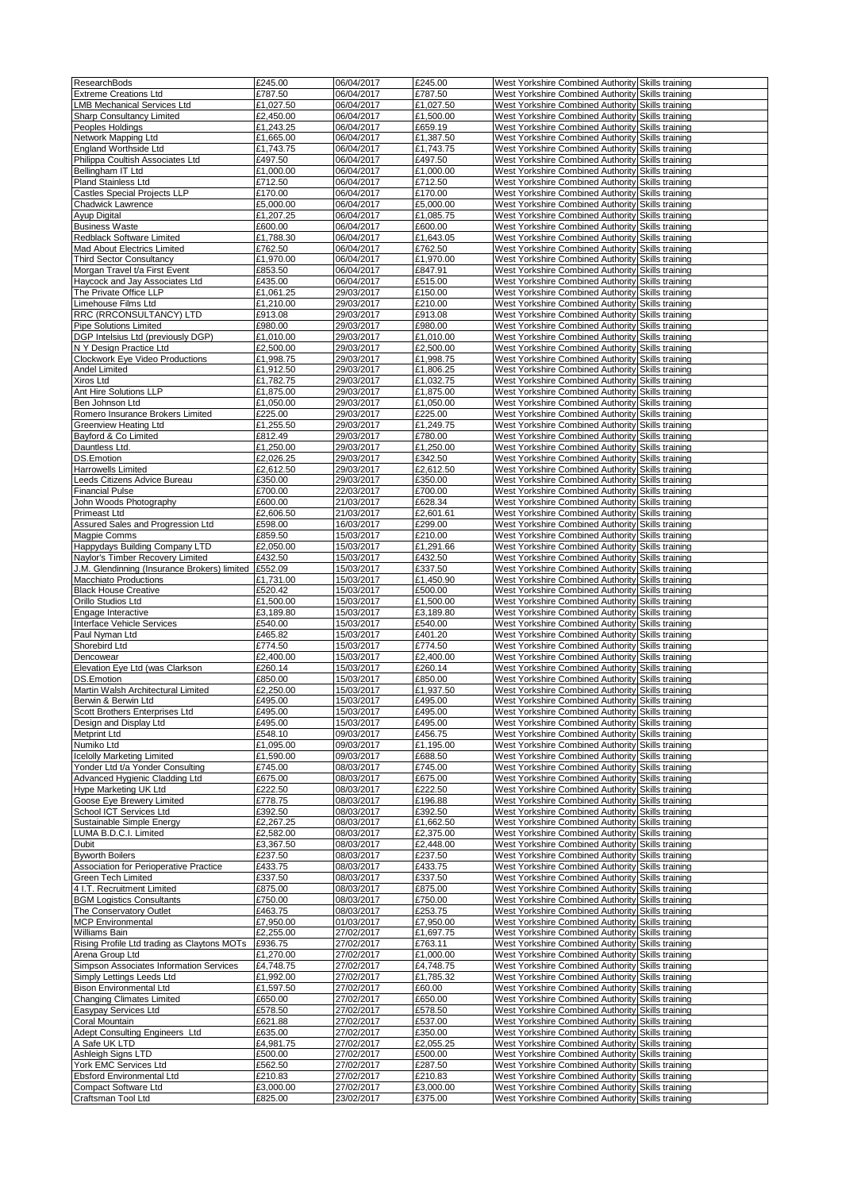| | | | | | |
|---|---|---|---|---|---|
| ResearchBods | £245.00 | 06/04/2017 | £245.00 | West Yorkshire Combined Authority | Skills training |
| Extreme Creations Ltd | £787.50 | 06/04/2017 | £787.50 | West Yorkshire Combined Authority | Skills training |
| LMB Mechanical Services Ltd | £1,027.50 | 06/04/2017 | £1,027.50 | West Yorkshire Combined Authority | Skills training |
| Sharp Consultancy Limited | £2,450.00 | 06/04/2017 | £1,500.00 | West Yorkshire Combined Authority | Skills training |
| Peoples Holdings | £1,243.25 | 06/04/2017 | £659.19 | West Yorkshire Combined Authority | Skills training |
| Network Mapping Ltd | £1,665.00 | 06/04/2017 | £1,387.50 | West Yorkshire Combined Authority | Skills training |
| England Worthside Ltd | £1,743.75 | 06/04/2017 | £1,743.75 | West Yorkshire Combined Authority | Skills training |
| Philippa Coultish Associates Ltd | £497.50 | 06/04/2017 | £497.50 | West Yorkshire Combined Authority | Skills training |
| Bellingham IT Ltd | £1,000.00 | 06/04/2017 | £1,000.00 | West Yorkshire Combined Authority | Skills training |
| Pland Stainless Ltd | £712.50 | 06/04/2017 | £712.50 | West Yorkshire Combined Authority | Skills training |
| Castles Special Projects LLP | £170.00 | 06/04/2017 | £170.00 | West Yorkshire Combined Authority | Skills training |
| Chadwick Lawrence | £5,000.00 | 06/04/2017 | £5,000.00 | West Yorkshire Combined Authority | Skills training |
| Ayup Digital | £1,207.25 | 06/04/2017 | £1,085.75 | West Yorkshire Combined Authority | Skills training |
| Business Waste | £600.00 | 06/04/2017 | £600.00 | West Yorkshire Combined Authority | Skills training |
| Redblack Software Limited | £1,788.30 | 06/04/2017 | £1,643.05 | West Yorkshire Combined Authority | Skills training |
| Mad About Electrics Limited | £762.50 | 06/04/2017 | £762.50 | West Yorkshire Combined Authority | Skills training |
| Third Sector Consultancy | £1,970.00 | 06/04/2017 | £1,970.00 | West Yorkshire Combined Authority | Skills training |
| Morgan Travel t/a First Event | £853.50 | 06/04/2017 | £847.91 | West Yorkshire Combined Authority | Skills training |
| Haycock and Jay Associates Ltd | £435.00 | 06/04/2017 | £515.00 | West Yorkshire Combined Authority | Skills training |
| The Private Office LLP | £1,061.25 | 29/03/2017 | £150.00 | West Yorkshire Combined Authority | Skills training |
| Limehouse Films Ltd | £1,210.00 | 29/03/2017 | £210.00 | West Yorkshire Combined Authority | Skills training |
| RRC (RRCONSULTANCY) LTD | £913.08 | 29/03/2017 | £913.08 | West Yorkshire Combined Authority | Skills training |
| Pipe Solutions Limited | £980.00 | 29/03/2017 | £980.00 | West Yorkshire Combined Authority | Skills training |
| DGP Intelsius Ltd (previously DGP) | £1,010.00 | 29/03/2017 | £1,010.00 | West Yorkshire Combined Authority | Skills training |
| N Y Design Practice Ltd | £2,500.00 | 29/03/2017 | £2,500.00 | West Yorkshire Combined Authority | Skills training |
| Clockwork Eye Video Productions | £1,998.75 | 29/03/2017 | £1,998.75 | West Yorkshire Combined Authority | Skills training |
| Andel Limited | £1,912.50 | 29/03/2017 | £1,806.25 | West Yorkshire Combined Authority | Skills training |
| Xiros Ltd | £1,782.75 | 29/03/2017 | £1,032.75 | West Yorkshire Combined Authority | Skills training |
| Ant Hire Solutions LLP | £1,875.00 | 29/03/2017 | £1,875.00 | West Yorkshire Combined Authority | Skills training |
| Ben Johnson Ltd | £1,050.00 | 29/03/2017 | £1,050.00 | West Yorkshire Combined Authority | Skills training |
| Romero Insurance Brokers Limited | £225.00 | 29/03/2017 | £225.00 | West Yorkshire Combined Authority | Skills training |
| Greenview Heating Ltd | £1,255.50 | 29/03/2017 | £1,249.75 | West Yorkshire Combined Authority | Skills training |
| Bayford & Co Limited | £812.49 | 29/03/2017 | £780.00 | West Yorkshire Combined Authority | Skills training |
| Dauntless Ltd. | £1,250.00 | 29/03/2017 | £1,250.00 | West Yorkshire Combined Authority | Skills training |
| DS.Emotion | £2,026.25 | 29/03/2017 | £342.50 | West Yorkshire Combined Authority | Skills training |
| Harrowells Limited | £2,612.50 | 29/03/2017 | £2,612.50 | West Yorkshire Combined Authority | Skills training |
| Leeds Citizens Advice Bureau | £350.00 | 29/03/2017 | £350.00 | West Yorkshire Combined Authority | Skills training |
| Financial Pulse | £700.00 | 22/03/2017 | £700.00 | West Yorkshire Combined Authority | Skills training |
| John Woods Photography | £600.00 | 21/03/2017 | £628.34 | West Yorkshire Combined Authority | Skills training |
| Primeast Ltd | £2,606.50 | 21/03/2017 | £2,601.61 | West Yorkshire Combined Authority | Skills training |
| Assured Sales and Progression Ltd | £598.00 | 16/03/2017 | £299.00 | West Yorkshire Combined Authority | Skills training |
| Magpie Comms | £859.50 | 15/03/2017 | £210.00 | West Yorkshire Combined Authority | Skills training |
| Happydays Building Company LTD | £2,050.00 | 15/03/2017 | £1,291.66 | West Yorkshire Combined Authority | Skills training |
| Naylor's Timber Recovery Limited | £432.50 | 15/03/2017 | £432.50 | West Yorkshire Combined Authority | Skills training |
| J.M. Glendinning (Insurance Brokers) limited | £552.09 | 15/03/2017 | £337.50 | West Yorkshire Combined Authority | Skills training |
| Macchiato Productions | £1,731.00 | 15/03/2017 | £1,450.90 | West Yorkshire Combined Authority | Skills training |
| Black House Creative | £520.42 | 15/03/2017 | £500.00 | West Yorkshire Combined Authority | Skills training |
| Orillo Studios Ltd | £1,500.00 | 15/03/2017 | £1,500.00 | West Yorkshire Combined Authority | Skills training |
| Engage Interactive | £3,189.80 | 15/03/2017 | £3,189.80 | West Yorkshire Combined Authority | Skills training |
| Interface Vehicle Services | £540.00 | 15/03/2017 | £540.00 | West Yorkshire Combined Authority | Skills training |
| Paul Nyman Ltd | £465.82 | 15/03/2017 | £401.20 | West Yorkshire Combined Authority | Skills training |
| Shorebird Ltd | £774.50 | 15/03/2017 | £774.50 | West Yorkshire Combined Authority | Skills training |
| Dencowear | £2,400.00 | 15/03/2017 | £2,400.00 | West Yorkshire Combined Authority | Skills training |
| Elevation Eye Ltd (was Clarkson | £260.14 | 15/03/2017 | £260.14 | West Yorkshire Combined Authority | Skills training |
| DS.Emotion | £850.00 | 15/03/2017 | £850.00 | West Yorkshire Combined Authority | Skills training |
| Martin Walsh Architectural Limited | £2,250.00 | 15/03/2017 | £1,937.50 | West Yorkshire Combined Authority | Skills training |
| Berwin & Berwin Ltd | £495.00 | 15/03/2017 | £495.00 | West Yorkshire Combined Authority | Skills training |
| Scott Brothers Enterprises Ltd | £495.00 | 15/03/2017 | £495.00 | West Yorkshire Combined Authority | Skills training |
| Design and Display Ltd | £495.00 | 15/03/2017 | £495.00 | West Yorkshire Combined Authority | Skills training |
| Metprint Ltd | £548.10 | 09/03/2017 | £456.75 | West Yorkshire Combined Authority | Skills training |
| Numiko Ltd | £1,095.00 | 09/03/2017 | £1,195.00 | West Yorkshire Combined Authority | Skills training |
| Icelolly Marketing Limited | £1,590.00 | 09/03/2017 | £688.50 | West Yorkshire Combined Authority | Skills training |
| Yonder Ltd t/a Yonder Consulting | £745.00 | 08/03/2017 | £745.00 | West Yorkshire Combined Authority | Skills training |
| Advanced Hygienic Cladding Ltd | £675.00 | 08/03/2017 | £675.00 | West Yorkshire Combined Authority | Skills training |
| Hype Marketing UK Ltd | £222.50 | 08/03/2017 | £222.50 | West Yorkshire Combined Authority | Skills training |
| Goose Eye Brewery Limited | £778.75 | 08/03/2017 | £196.88 | West Yorkshire Combined Authority | Skills training |
| School ICT Services Ltd | £392.50 | 08/03/2017 | £392.50 | West Yorkshire Combined Authority | Skills training |
| Sustainable Simple Energy | £2,267.25 | 08/03/2017 | £1,662.50 | West Yorkshire Combined Authority | Skills training |
| LUMA B.D.C.I. Limited | £2,582.00 | 08/03/2017 | £2,375.00 | West Yorkshire Combined Authority | Skills training |
| Dubit | £3,367.50 | 08/03/2017 | £2,448.00 | West Yorkshire Combined Authority | Skills training |
| Byworth Boilers | £237.50 | 08/03/2017 | £237.50 | West Yorkshire Combined Authority | Skills training |
| Association for Perioperative Practice | £433.75 | 08/03/2017 | £433.75 | West Yorkshire Combined Authority | Skills training |
| Green Tech Limited | £337.50 | 08/03/2017 | £337.50 | West Yorkshire Combined Authority | Skills training |
| 4 I.T. Recruitment Limited | £875.00 | 08/03/2017 | £875.00 | West Yorkshire Combined Authority | Skills training |
| BGM Logistics Consultants | £750.00 | 08/03/2017 | £750.00 | West Yorkshire Combined Authority | Skills training |
| The Conservatory Outlet | £463.75 | 08/03/2017 | £253.75 | West Yorkshire Combined Authority | Skills training |
| MCP Environmental | £7,950.00 | 01/03/2017 | £7,950.00 | West Yorkshire Combined Authority | Skills training |
| Williams Bain | £2,255.00 | 27/02/2017 | £1,697.75 | West Yorkshire Combined Authority | Skills training |
| Rising Profile Ltd trading as Claytons MOTs | £936.75 | 27/02/2017 | £763.11 | West Yorkshire Combined Authority | Skills training |
| Arena Group Ltd | £1,270.00 | 27/02/2017 | £1,000.00 | West Yorkshire Combined Authority | Skills training |
| Simpson Associates Information Services | £4,748.75 | 27/02/2017 | £4,748.75 | West Yorkshire Combined Authority | Skills training |
| Simply Lettings Leeds Ltd | £1,992.00 | 27/02/2017 | £1,785.32 | West Yorkshire Combined Authority | Skills training |
| Bison Environmental Ltd | £1,597.50 | 27/02/2017 | £60.00 | West Yorkshire Combined Authority | Skills training |
| Changing Climates Limited | £650.00 | 27/02/2017 | £650.00 | West Yorkshire Combined Authority | Skills training |
| Easypay Services Ltd | £578.50 | 27/02/2017 | £578.50 | West Yorkshire Combined Authority | Skills training |
| Coral Mountain | £621.88 | 27/02/2017 | £537.00 | West Yorkshire Combined Authority | Skills training |
| Adept Consulting Engineers Ltd | £635.00 | 27/02/2017 | £350.00 | West Yorkshire Combined Authority | Skills training |
| A Safe UK LTD | £4,981.75 | 27/02/2017 | £2,055.25 | West Yorkshire Combined Authority | Skills training |
| Ashleigh Signs LTD | £500.00 | 27/02/2017 | £500.00 | West Yorkshire Combined Authority | Skills training |
| York EMC Services Ltd | £562.50 | 27/02/2017 | £287.50 | West Yorkshire Combined Authority | Skills training |
| Ebsford Environmental Ltd | £210.83 | 27/02/2017 | £210.83 | West Yorkshire Combined Authority | Skills training |
| Compact Software Ltd | £3,000.00 | 27/02/2017 | £3,000.00 | West Yorkshire Combined Authority | Skills training |
| Craftsman Tool Ltd | £825.00 | 23/02/2017 | £375.00 | West Yorkshire Combined Authority | Skills training |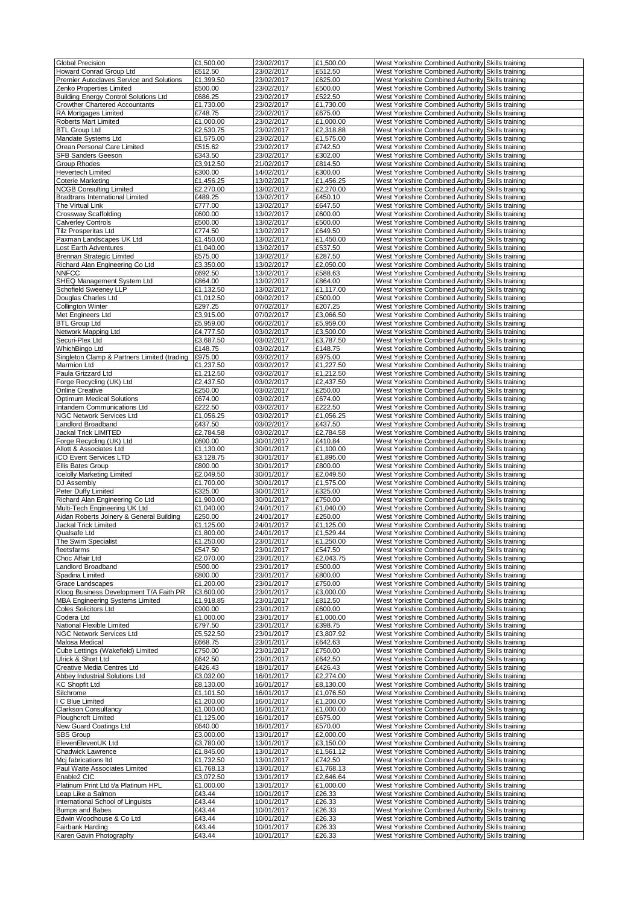| | | | | | |
|---|---|---|---|---|---|
| Global Precision | £1,500.00 | 23/02/2017 | £1,500.00 | West Yorkshire Combined Authority | Skills training |
| Howard Conrad Group Ltd | £512.50 | 23/02/2017 | £512.50 | West Yorkshire Combined Authority | Skills training |
| Premier Autoclaves Service and Solutions | £1,399.50 | 23/02/2017 | £625.00 | West Yorkshire Combined Authority | Skills training |
| Zenko Properties Limited | £500.00 | 23/02/2017 | £500.00 | West Yorkshire Combined Authority | Skills training |
| Building Energy Control Solutions Ltd | £686.25 | 23/02/2017 | £522.50 | West Yorkshire Combined Authority | Skills training |
| Crowther Chartered Accountants | £1,730.00 | 23/02/2017 | £1,730.00 | West Yorkshire Combined Authority | Skills training |
| RA Mortgages Limited | £748.75 | 23/02/2017 | £675.00 | West Yorkshire Combined Authority | Skills training |
| Roberts Mart Limited | £1,000.00 | 23/02/2017 | £1,000.00 | West Yorkshire Combined Authority | Skills training |
| BTL Group Ltd | £2,530.75 | 23/02/2017 | £2,318.88 | West Yorkshire Combined Authority | Skills training |
| Mandate Systems Ltd | £1,575.00 | 23/02/2017 | £1,575.00 | West Yorkshire Combined Authority | Skills training |
| Orean Personal Care Limited | £515.62 | 23/02/2017 | £742.50 | West Yorkshire Combined Authority | Skills training |
| SFB Sanders Geeson | £343.50 | 23/02/2017 | £302.00 | West Yorkshire Combined Authority | Skills training |
| Group Rhodes | £3,912.50 | 21/02/2017 | £814.50 | West Yorkshire Combined Authority | Skills training |
| Hevertech Limited | £300.00 | 14/02/2017 | £300.00 | West Yorkshire Combined Authority | Skills training |
| Coterie Marketing | £1,456.25 | 13/02/2017 | £1,456.25 | West Yorkshire Combined Authority | Skills training |
| NCGB Consulting Limited | £2,270.00 | 13/02/2017 | £2,270.00 | West Yorkshire Combined Authority | Skills training |
| Bradtrans International Limited | £489.25 | 13/02/2017 | £450.10 | West Yorkshire Combined Authority | Skills training |
| The Virtual Link | £777.00 | 13/02/2017 | £647.50 | West Yorkshire Combined Authority | Skills training |
| Crossway Scaffolding | £600.00 | 13/02/2017 | £600.00 | West Yorkshire Combined Authority | Skills training |
| Calverley Controls | £500.00 | 13/02/2017 | £500.00 | West Yorkshire Combined Authority | Skills training |
| Tilz Prosperitas Ltd | £774.50 | 13/02/2017 | £649.50 | West Yorkshire Combined Authority | Skills training |
| Paxman Landscapes UK Ltd | £1,450.00 | 13/02/2017 | £1,450.00 | West Yorkshire Combined Authority | Skills training |
| Lost Earth Adventures | £1,040.00 | 13/02/2017 | £537.50 | West Yorkshire Combined Authority | Skills training |
| Brennan Strategic Limited | £575.00 | 13/02/2017 | £287.50 | West Yorkshire Combined Authority | Skills training |
| Richard Alan Engineering Co Ltd | £3,350.00 | 13/02/2017 | £2,050.00 | West Yorkshire Combined Authority | Skills training |
| NNFCC | £692.50 | 13/02/2017 | £588.63 | West Yorkshire Combined Authority | Skills training |
| SHEQ Management System Ltd | £864.00 | 13/02/2017 | £864.00 | West Yorkshire Combined Authority | Skills training |
| Schofield Sweeney LLP | £1,132.50 | 13/02/2017 | £1,117.00 | West Yorkshire Combined Authority | Skills training |
| Douglas Charles Ltd | £1,012.50 | 09/02/2017 | £500.00 | West Yorkshire Combined Authority | Skills training |
| Collington Winter | £297.25 | 07/02/2017 | £207.25 | West Yorkshire Combined Authority | Skills training |
| Met Engineers Ltd | £3,915.00 | 07/02/2017 | £3,066.50 | West Yorkshire Combined Authority | Skills training |
| BTL Group Ltd | £5,959.00 | 06/02/2017 | £5,959.00 | West Yorkshire Combined Authority | Skills training |
| Network Mapping Ltd | £4,777.50 | 03/02/2017 | £3,500.00 | West Yorkshire Combined Authority | Skills training |
| Securi-Plex Ltd | £3,687.50 | 03/02/2017 | £3,787.50 | West Yorkshire Combined Authority | Skills training |
| WhichBingo Ltd | £148.75 | 03/02/2017 | £148.75 | West Yorkshire Combined Authority | Skills training |
| Singleton Clamp & Partners Limited (trading | £975.00 | 03/02/2017 | £975.00 | West Yorkshire Combined Authority | Skills training |
| Marmion Ltd | £1,237.50 | 03/02/2017 | £1,227.50 | West Yorkshire Combined Authority | Skills training |
| Paula Grizzard Ltd | £1,212.50 | 03/02/2017 | £1,212.50 | West Yorkshire Combined Authority | Skills training |
| Forge Recycling (UK) Ltd | £2,437.50 | 03/02/2017 | £2,437.50 | West Yorkshire Combined Authority | Skills training |
| Online Creative | £250.00 | 03/02/2017 | £250.00 | West Yorkshire Combined Authority | Skills training |
| Optimum Medical Solutions | £674.00 | 03/02/2017 | £674.00 | West Yorkshire Combined Authority | Skills training |
| Intandem Communications Ltd | £222.50 | 03/02/2017 | £222.50 | West Yorkshire Combined Authority | Skills training |
| NGC Network Services Ltd | £1,056.25 | 03/02/2017 | £1,056.25 | West Yorkshire Combined Authority | Skills training |
| Landlord Broadband | £437.50 | 03/02/2017 | £437.50 | West Yorkshire Combined Authority | Skills training |
| Jackal Trick LIMITED | £2,784.58 | 03/02/2017 | £2,784.58 | West Yorkshire Combined Authority | Skills training |
| Forge Recycling (UK) Ltd | £600.00 | 30/01/2017 | £410.84 | West Yorkshire Combined Authority | Skills training |
| Allott & Associates Ltd | £1,130.00 | 30/01/2017 | £1,100.00 | West Yorkshire Combined Authority | Skills training |
| iCO Event Services LTD | £3,128.75 | 30/01/2017 | £1,895.00 | West Yorkshire Combined Authority | Skills training |
| Ellis Bates Group | £800.00 | 30/01/2017 | £800.00 | West Yorkshire Combined Authority | Skills training |
| Icelolly Marketing Limited | £2,049.50 | 30/01/2017 | £2,049.50 | West Yorkshire Combined Authority | Skills training |
| DJ Assembly | £1,700.00 | 30/01/2017 | £1,575.00 | West Yorkshire Combined Authority | Skills training |
| Peter Duffy Limited | £325.00 | 30/01/2017 | £325.00 | West Yorkshire Combined Authority | Skills training |
| Richard Alan Engineering Co Ltd | £1,900.00 | 30/01/2017 | £750.00 | West Yorkshire Combined Authority | Skills training |
| Multi-Tech Engineering UK Ltd | £1,040.00 | 24/01/2017 | £1,040.00 | West Yorkshire Combined Authority | Skills training |
| Aidan Roberts Joinery & General Building | £250.00 | 24/01/2017 | £250.00 | West Yorkshire Combined Authority | Skills training |
| Jackal Trick Limited | £1,125.00 | 24/01/2017 | £1,125.00 | West Yorkshire Combined Authority | Skills training |
| Qualsafe Ltd | £1,800.00 | 24/01/2017 | £1,529.44 | West Yorkshire Combined Authority | Skills training |
| The Swim Specialist | £1,250.00 | 23/01/2017 | £1,250.00 | West Yorkshire Combined Authority | Skills training |
| fleetsfarms | £547.50 | 23/01/2017 | £547.50 | West Yorkshire Combined Authority | Skills training |
| Choc Affair Ltd | £2,070.00 | 23/01/2017 | £2,043.75 | West Yorkshire Combined Authority | Skills training |
| Landlord Broadband | £500.00 | 23/01/2017 | £500.00 | West Yorkshire Combined Authority | Skills training |
| Spadina Limited | £800.00 | 23/01/2017 | £800.00 | West Yorkshire Combined Authority | Skills training |
| Grace Landscapes | £1,200.00 | 23/01/2017 | £750.00 | West Yorkshire Combined Authority | Skills training |
| Kloog Business Development T/A Faith PR | £3,600.00 | 23/01/2017 | £3,000.00 | West Yorkshire Combined Authority | Skills training |
| MBA Engineering Systems Limited | £1,918.85 | 23/01/2017 | £812.50 | West Yorkshire Combined Authority | Skills training |
| Coles Solicitors Ltd | £900.00 | 23/01/2017 | £600.00 | West Yorkshire Combined Authority | Skills training |
| Codera Ltd | £1,000.00 | 23/01/2017 | £1,000.00 | West Yorkshire Combined Authority | Skills training |
| National Flexible Limited | £797.50 | 23/01/2017 | £398.75 | West Yorkshire Combined Authority | Skills training |
| NGC Network Services Ltd | £5,522.50 | 23/01/2017 | £3,807.92 | West Yorkshire Combined Authority | Skills training |
| Malosa Medical | £668.75 | 23/01/2017 | £642.63 | West Yorkshire Combined Authority | Skills training |
| Cube Lettings (Wakefield) Limited | £750.00 | 23/01/2017 | £750.00 | West Yorkshire Combined Authority | Skills training |
| Ulrick & Short Ltd | £642.50 | 23/01/2017 | £642.50 | West Yorkshire Combined Authority | Skills training |
| Creative Media Centres Ltd | £426.43 | 18/01/2017 | £426.43 | West Yorkshire Combined Authority | Skills training |
| Abbey Industrial Solutions Ltd | £3,032.00 | 16/01/2017 | £2,274.00 | West Yorkshire Combined Authority | Skills training |
| KC Shopfit Ltd | £8,130.00 | 16/01/2017 | £8,130.00 | West Yorkshire Combined Authority | Skills training |
| Silchrome | £1,101.50 | 16/01/2017 | £1,076.50 | West Yorkshire Combined Authority | Skills training |
| I C Blue Limited | £1,200.00 | 16/01/2017 | £1,200.00 | West Yorkshire Combined Authority | Skills training |
| Clarkson Consultancy | £1,000.00 | 16/01/2017 | £1,000.00 | West Yorkshire Combined Authority | Skills training |
| Ploughcroft Limited | £1,125.00 | 16/01/2017 | £675.00 | West Yorkshire Combined Authority | Skills training |
| New Guard Coatings Ltd | £640.00 | 16/01/2017 | £570.00 | West Yorkshire Combined Authority | Skills training |
| SBS Group | £3,000.00 | 13/01/2017 | £2,000.00 | West Yorkshire Combined Authority | Skills training |
| ElevenElevenUK Ltd | £3,780.00 | 13/01/2017 | £3,150.00 | West Yorkshire Combined Authority | Skills training |
| Chadwick Lawrence | £1,845.00 | 13/01/2017 | £1,561.12 | West Yorkshire Combined Authority | Skills training |
| Mcj fabrications ltd | £1,732.50 | 13/01/2017 | £742.50 | West Yorkshire Combined Authority | Skills training |
| Paul Waite Associates Limited | £1,768.13 | 13/01/2017 | £1,768.13 | West Yorkshire Combined Authority | Skills training |
| Enable2 CIC | £3,072.50 | 13/01/2017 | £2,646.64 | West Yorkshire Combined Authority | Skills training |
| Platinum Print Ltd t/a Platinum HPL | £1,000.00 | 13/01/2017 | £1,000.00 | West Yorkshire Combined Authority | Skills training |
| Leap Like a Salmon | £43.44 | 10/01/2017 | £26.33 | West Yorkshire Combined Authority | Skills training |
| International School of Linguists | £43.44 | 10/01/2017 | £26.33 | West Yorkshire Combined Authority | Skills training |
| Bumps and Babes | £43.44 | 10/01/2017 | £26.33 | West Yorkshire Combined Authority | Skills training |
| Edwin Woodhouse & Co Ltd | £43.44 | 10/01/2017 | £26.33 | West Yorkshire Combined Authority | Skills training |
| Fairbank Harding | £43.44 | 10/01/2017 | £26.33 | West Yorkshire Combined Authority | Skills training |
| Karen Gavin Photography | £43.44 | 10/01/2017 | £26.33 | West Yorkshire Combined Authority | Skills training |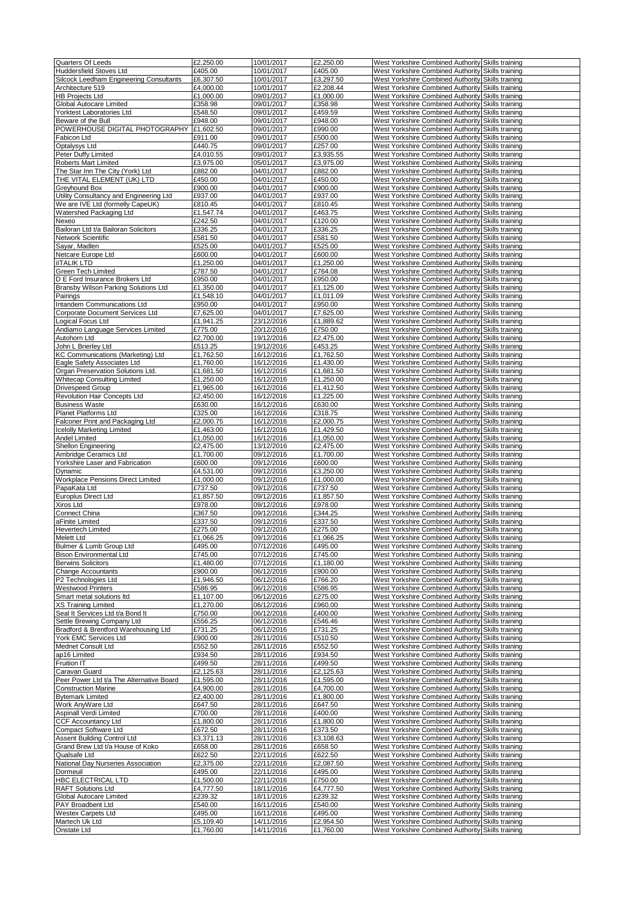| | | | | | |
|---|---|---|---|---|---|
| Quarters Of Leeds | £2,250.00 | 10/01/2017 | £2,250.00 | West Yorkshire Combined Authority | Skills training |
| Huddersfield Stoves Ltd | £405.00 | 10/01/2017 | £405.00 | West Yorkshire Combined Authority | Skills training |
| Silcock Leedham Engineering Consultants | £6,307.50 | 10/01/2017 | £3,297.50 | West Yorkshire Combined Authority | Skills training |
| Architecture 519 | £4,000.00 | 10/01/2017 | £2,208.44 | West Yorkshire Combined Authority | Skills training |
| HB Projects Ltd | £1,000.00 | 09/01/2017 | £1,000.00 | West Yorkshire Combined Authority | Skills training |
| Global Autocare Limited | £358.98 | 09/01/2017 | £358.98 | West Yorkshire Combined Authority | Skills training |
| Yorktest Laboratories Ltd | £548.50 | 09/01/2017 | £459.59 | West Yorkshire Combined Authority | Skills training |
| Beware of the Bull | £948.00 | 09/01/2017 | £948.00 | West Yorkshire Combined Authority | Skills training |
| POWERHOUSE DIGITAL PHOTOGRAPHY | £1,602.50 | 09/01/2017 | £990.00 | West Yorkshire Combined Authority | Skills training |
| Fabicon Ltd | £911.00 | 09/01/2017 | £500.00 | West Yorkshire Combined Authority | Skills training |
| Optalysys Ltd | £440.75 | 09/01/2017 | £257.00 | West Yorkshire Combined Authority | Skills training |
| Peter Duffy Limited | £4,010.55 | 09/01/2017 | £3,935.55 | West Yorkshire Combined Authority | Skills training |
| Roberts Mart Limited | £3,975.00 | 05/01/2017 | £3,975.00 | West Yorkshire Combined Authority | Skills training |
| The Star Inn The City (York) Ltd | £882.00 | 04/01/2017 | £882.00 | West Yorkshire Combined Authority | Skills training |
| THE VITAL ELEMENT (UK) LTD | £450.00 | 04/01/2017 | £450.00 | West Yorkshire Combined Authority | Skills training |
| Greyhound Box | £900.00 | 04/01/2017 | £900.00 | West Yorkshire Combined Authority | Skills training |
| Utility Consultancy and Engineering Ltd | £937.00 | 04/01/2017 | £937.00 | West Yorkshire Combined Authority | Skills training |
| We are IVE Ltd (formelly CapeUK) | £810.45 | 04/01/2017 | £810.45 | West Yorkshire Combined Authority | Skills training |
| Watershed Packaging Ltd | £1,547.74 | 04/01/2017 | £463.75 | West Yorkshire Combined Authority | Skills training |
| Nexeo | £242.50 | 04/01/2017 | £120.00 | West Yorkshire Combined Authority | Skills training |
| Bailoran Ltd t/a Bailoran Solicitors | £336.25 | 04/01/2017 | £336.25 | West Yorkshire Combined Authority | Skills training |
| Network Scientific | £581.50 | 04/01/2017 | £581.50 | West Yorkshire Combined Authority | Skills training |
| Sayar, Madlen | £525.00 | 04/01/2017 | £525.00 | West Yorkshire Combined Authority | Skills training |
| Netcare Europe Ltd | £600.00 | 04/01/2017 | £600.00 | West Yorkshire Combined Authority | Skills training |
| iITALIK LTD | £1,250.00 | 04/01/2017 | £1,250.00 | West Yorkshire Combined Authority | Skills training |
| Green Tech Limited | £787.50 | 04/01/2017 | £764.08 | West Yorkshire Combined Authority | Skills training |
| D E Ford Insurance Brokers Ltd | £950.00 | 04/01/2017 | £950.00 | West Yorkshire Combined Authority | Skills training |
| Bransby Wilson Parking Solutions Ltd | £1,350.00 | 04/01/2017 | £1,125.00 | West Yorkshire Combined Authority | Skills training |
| Pairings | £1,548.10 | 04/01/2017 | £1,011.09 | West Yorkshire Combined Authority | Skills training |
| Intandem Communications Ltd | £950.00 | 04/01/2017 | £950.00 | West Yorkshire Combined Authority | Skills training |
| Corporate Document Services Ltd | £7,625.00 | 04/01/2017 | £7,625.00 | West Yorkshire Combined Authority | Skills training |
| Logical Focus Ltd | £1,941.25 | 23/12/2016 | £1,889.62 | West Yorkshire Combined Authority | Skills training |
| Andiamo Language Services Limited | £775.00 | 20/12/2016 | £750.00 | West Yorkshire Combined Authority | Skills training |
| Autohorn Ltd | £2,700.00 | 19/12/2016 | £2,475.00 | West Yorkshire Combined Authority | Skills training |
| John L Brierley Ltd | £513.25 | 19/12/2016 | £453.25 | West Yorkshire Combined Authority | Skills training |
| KC Communications (Marketing) Ltd | £1,762.50 | 16/12/2016 | £1,762.50 | West Yorkshire Combined Authority | Skills training |
| Eagle Safety Associates Ltd | £1,760.00 | 16/12/2016 | £1,430.00 | West Yorkshire Combined Authority | Skills training |
| Organ Preservation Solutions Ltd. | £1,681.50 | 16/12/2016 | £1,681.50 | West Yorkshire Combined Authority | Skills training |
| Whitecap Consulting Limited | £1,250.00 | 16/12/2016 | £1,250.00 | West Yorkshire Combined Authority | Skills training |
| Drivespeed Group | £1,965.00 | 16/12/2016 | £1,412.50 | West Yorkshire Combined Authority | Skills training |
| Revolution Hair Concepts Ltd | £2,450.00 | 16/12/2016 | £1,225.00 | West Yorkshire Combined Authority | Skills training |
| Business Waste | £630.00 | 16/12/2016 | £630.00 | West Yorkshire Combined Authority | Skills training |
| Planet Platforms Ltd | £325.00 | 16/12/2016 | £318.75 | West Yorkshire Combined Authority | Skills training |
| Falconer Print and Packaging Ltd | £2,000.75 | 16/12/2016 | £2,000.75 | West Yorkshire Combined Authority | Skills training |
| Icelolly Marketing Limited | £1,463.00 | 16/12/2016 | £1,429.50 | West Yorkshire Combined Authority | Skills training |
| Andel Limited | £1,050.00 | 16/12/2016 | £1,050.00 | West Yorkshire Combined Authority | Skills training |
| Shellon Engineering | £2,475.00 | 13/12/2016 | £2,475.00 | West Yorkshire Combined Authority | Skills training |
| Ambridge Ceramics Ltd | £1,700.00 | 09/12/2016 | £1,700.00 | West Yorkshire Combined Authority | Skills training |
| Yorkshire Laser and Fabrication | £600.00 | 09/12/2016 | £600.00 | West Yorkshire Combined Authority | Skills training |
| Dynamic | £4,531.00 | 09/12/2016 | £3,250.00 | West Yorkshire Combined Authority | Skills training |
| Workplace Pensions Direct Limited | £1,000.00 | 09/12/2016 | £1,000.00 | West Yorkshire Combined Authority | Skills training |
| PapaKata Ltd | £737.50 | 09/12/2016 | £737.50 | West Yorkshire Combined Authority | Skills training |
| Europlus Direct Ltd | £1,857.50 | 09/12/2016 | £1,857.50 | West Yorkshire Combined Authority | Skills training |
| Xiros Ltd | £978.00 | 09/12/2016 | £978.00 | West Yorkshire Combined Authority | Skills training |
| Connect China | £367.50 | 09/12/2016 | £344.25 | West Yorkshire Combined Authority | Skills training |
| aFinite Limited | £337.50 | 09/12/2016 | £337.50 | West Yorkshire Combined Authority | Skills training |
| Hevertech Limited | £275.00 | 09/12/2016 | £275.00 | West Yorkshire Combined Authority | Skills training |
| Melett Ltd | £1,066.25 | 09/12/2016 | £1,066.25 | West Yorkshire Combined Authority | Skills training |
| Bulmer & Lumb Group Ltd | £495.00 | 07/12/2016 | £495.00 | West Yorkshire Combined Authority | Skills training |
| Bison Environmental Ltd | £745.00 | 07/12/2016 | £745.00 | West Yorkshire Combined Authority | Skills training |
| Berwins Solicitors | £1,480.00 | 07/12/2016 | £1,180.00 | West Yorkshire Combined Authority | Skills training |
| Change Accountants | £900.00 | 06/12/2016 | £900.00 | West Yorkshire Combined Authority | Skills training |
| P2 Technologies Ltd | £1,946.50 | 06/12/2016 | £766.20 | West Yorkshire Combined Authority | Skills training |
| Westwood Printers | £586.95 | 06/12/2016 | £586.95 | West Yorkshire Combined Authority | Skills training |
| Smart metal solutions ltd | £1,107.00 | 06/12/2016 | £275.00 | West Yorkshire Combined Authority | Skills training |
| XS Training Limited | £1,270.00 | 06/12/2016 | £960.00 | West Yorkshire Combined Authority | Skills training |
| Seal It Services Ltd t/a Bond It | £750.00 | 06/12/2016 | £400.00 | West Yorkshire Combined Authority | Skills training |
| Settle Brewing Company Ltd | £556.25 | 06/12/2016 | £546.46 | West Yorkshire Combined Authority | Skills training |
| Bradford & Brentford Warehousing Ltd | £731.25 | 06/12/2016 | £731.25 | West Yorkshire Combined Authority | Skills training |
| York EMC Services Ltd | £900.00 | 28/11/2016 | £510.50 | West Yorkshire Combined Authority | Skills training |
| Mednet Consult Ltd | £552.50 | 28/11/2016 | £552.50 | West Yorkshire Combined Authority | Skills training |
| ap16 Limited | £934.50 | 28/11/2016 | £934.50 | West Yorkshire Combined Authority | Skills training |
| Fruition IT | £499.50 | 28/11/2016 | £499.50 | West Yorkshire Combined Authority | Skills training |
| Caravan Guard | £2,125.63 | 28/11/2016 | £2,125.63 | West Yorkshire Combined Authority | Skills training |
| Peer Power Ltd t/a The Alternative Board | £1,595.00 | 28/11/2016 | £1,595.00 | West Yorkshire Combined Authority | Skills training |
| Construction Marine | £4,900.00 | 28/11/2016 | £4,700.00 | West Yorkshire Combined Authority | Skills training |
| Bytemark Limited | £2,400.00 | 28/11/2016 | £1,800.00 | West Yorkshire Combined Authority | Skills training |
| Work AnyWare Ltd | £647.50 | 28/11/2016 | £647.50 | West Yorkshire Combined Authority | Skills training |
| Aspinall Verdi Limited | £700.00 | 28/11/2016 | £400.00 | West Yorkshire Combined Authority | Skills training |
| CCF Accountancy Ltd | £1,800.00 | 28/11/2016 | £1,800.00 | West Yorkshire Combined Authority | Skills training |
| Compact Software Ltd | £672.50 | 28/11/2016 | £373.50 | West Yorkshire Combined Authority | Skills training |
| Assent Building Control Ltd | £3,371.13 | 28/11/2016 | £3,108.63 | West Yorkshire Combined Authority | Skills training |
| Grand Brew Ltd t/a House of Koko | £658.00 | 28/11/2016 | £658.50 | West Yorkshire Combined Authority | Skills training |
| Qualsafe Ltd | £622.50 | 22/11/2016 | £622.50 | West Yorkshire Combined Authority | Skills training |
| National Day Nurseries Association | £2,375.00 | 22/11/2016 | £2,087.50 | West Yorkshire Combined Authority | Skills training |
| Dormeuil | £495.00 | 22/11/2016 | £495.00 | West Yorkshire Combined Authority | Skills training |
| HBC ELECTRICAL LTD | £1,500.00 | 22/11/2016 | £750.00 | West Yorkshire Combined Authority | Skills training |
| RAFT Solutions Ltd | £4,777.50 | 18/11/2016 | £4,777.50 | West Yorkshire Combined Authority | Skills training |
| Global Autocare Limited | £239.32 | 18/11/2016 | £239.32 | West Yorkshire Combined Authority | Skills training |
| PAY Broadbent Ltd | £540.00 | 16/11/2016 | £540.00 | West Yorkshire Combined Authority | Skills training |
| Westex Carpets Ltd | £495.00 | 16/11/2016 | £495.00 | West Yorkshire Combined Authority | Skills training |
| Martech Uk Ltd | £5,109.40 | 14/11/2016 | £2,954.50 | West Yorkshire Combined Authority | Skills training |
| Onstate Ltd | £1,760.00 | 14/11/2016 | £1,760.00 | West Yorkshire Combined Authority | Skills training |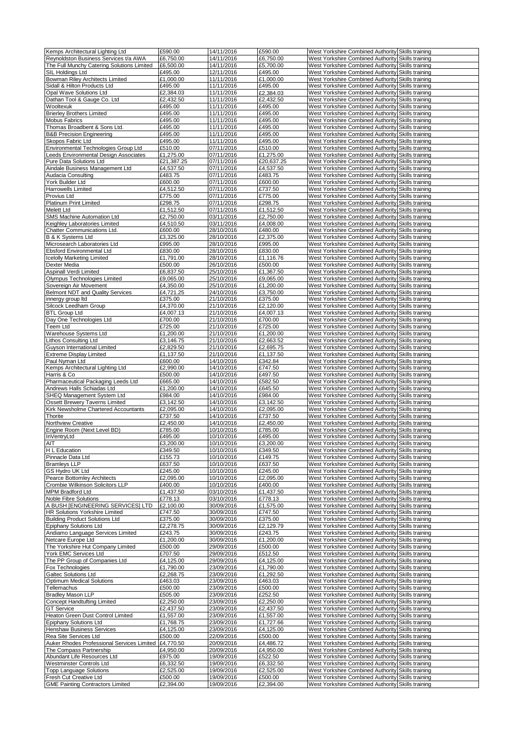| | | | | | |
|---|---|---|---|---|---|
| Kemps Architectural Lighting Ltd | £590.00 | 14/11/2016 | £590.00 | West Yorkshire Combined Authority | Skills training |
| Reynoldston Business Services t/a AWA | £6,750.00 | 14/11/2016 | £6,750.00 | West Yorkshire Combined Authority | Skills training |
| The Full Munchy Catering Solutions Limited | £6,500.00 | 14/11/2016 | £5,700.00 | West Yorkshire Combined Authority | Skills training |
| SIL Holdings Ltd | £495.00 | 12/11/2016 | £495.00 | West Yorkshire Combined Authority | Skills training |
| Bowman Riley Architects Limited | £1,000.00 | 11/11/2016 | £1,000.00 | West Yorkshire Combined Authority | Skills training |
| Sidall & Hilton Products Ltd | £495.00 | 11/11/2016 | £495.00 | West Yorkshire Combined Authority | Skills training |
| Opal Wave Solutions Ltd | £2,384.03 | 11/11/2016 | £2,384.03 | West Yorkshire Combined Authority | Skills training |
| Dathan Tool & Gauge Co. Ltd | £2,432.50 | 11/11/2016 | £2,432.50 | West Yorkshire Combined Authority | Skills training |
| Wooltexuk | £495.00 | 11/11/2016 | £495.00 | West Yorkshire Combined Authority | Skills training |
| Brierley Brothers Limited | £495.00 | 11/11/2016 | £495.00 | West Yorkshire Combined Authority | Skills training |
| Mobus Fabrics | £495.00 | 11/11/2016 | £495.00 | West Yorkshire Combined Authority | Skills training |
| Thomas Broadbent & Sons Ltd. | £495.00 | 11/11/2016 | £495.00 | West Yorkshire Combined Authority | Skills training |
| B&B Precision Engineering | £495.00 | 11/11/2016 | £495.00 | West Yorkshire Combined Authority | Skills training |
| Skopos Fabric Ltd | £495.00 | 11/11/2016 | £495.00 | West Yorkshire Combined Authority | Skills training |
| Environmental Technologies Group Ltd | £510.00 | 07/11/2016 | £510.00 | West Yorkshire Combined Authority | Skills training |
| Leeds Environmental Design Associates | £1,275.00 | 07/11/2016 | £1,275.00 | West Yorkshire Combined Authority | Skills training |
| Pure Data Solutions Ltd | £21,387.25 | 07/11/2016 | £20,637.25 | West Yorkshire Combined Authority | Skills training |
| Aindale Business Management Ltd | £4,537.50 | 07/11/2016 | £4,537.50 | West Yorkshire Combined Authority | Skills training |
| Audacia Consulting | £483.75 | 07/11/2016 | £483.75 | West Yorkshire Combined Authority | Skills training |
| York Builder Ltd | £600.00 | 07/11/2016 | £600.00 | West Yorkshire Combined Authority | Skills training |
| Harrowells Limited | £4,512.50 | 07/11/2016 | £737.50 | West Yorkshire Combined Authority | Skills training |
| Provius Ltd | £775.00 | 07/11/2016 | £775.00 | West Yorkshire Combined Authority | Skills training |
| Platinum Print Limited | £298.75 | 07/11/2016 | £298.75 | West Yorkshire Combined Authority | Skills training |
| Melett Ltd | £1,512.50 | 07/11/2016 | £1,512.50 | West Yorkshire Combined Authority | Skills training |
| SMS Machine Automation Ltd | £2,750.00 | 03/11/2016 | £2,750.00 | West Yorkshire Combined Authority | Skills training |
| Keighley Laboratories Limited | £4,510.50 | 03/11/2016 | £4,008.00 | West Yorkshire Combined Authority | Skills training |
| Chatter Communications Ltd. | £600.00 | 28/10/2016 | £480.00 | West Yorkshire Combined Authority | Skills training |
| B & K Systems Ltd | £3,325.00 | 28/10/2016 | £2,375.00 | West Yorkshire Combined Authority | Skills training |
| Microsearch Laboratories Ltd | £995.00 | 28/10/2016 | £995.00 | West Yorkshire Combined Authority | Skills training |
| Ebsford Environmental Ltd | £830.00 | 28/10/2016 | £830.00 | West Yorkshire Combined Authority | Skills training |
| Icelolly Marketing Limited | £1,791.00 | 28/10/2016 | £1,116.76 | West Yorkshire Combined Authority | Skills training |
| Dexter Media | £500.00 | 26/10/2016 | £500.00 | West Yorkshire Combined Authority | Skills training |
| Aspinall Verdi Limited | £6,837.50 | 25/10/2016 | £1,367.50 | West Yorkshire Combined Authority | Skills training |
| Olympus Technologies Limited | £9,065.00 | 25/10/2016 | £9,065.00 | West Yorkshire Combined Authority | Skills training |
| Sovereign Air Movement | £4,350.00 | 25/10/2016 | £1,200.00 | West Yorkshire Combined Authority | Skills training |
| Belmont NDT and Quality Services | £4,721.25 | 24/10/2016 | £3,750.00 | West Yorkshire Combined Authority | Skills training |
| innergy group ltd | £375.00 | 21/10/2016 | £375.00 | West Yorkshire Combined Authority | Skills training |
| Silcock Leedham Group | £4,370.00 | 21/10/2016 | £2,120.00 | West Yorkshire Combined Authority | Skills training |
| BTL Group Ltd | £4,007.13 | 21/10/2016 | £4,007.13 | West Yorkshire Combined Authority | Skills training |
| Day One Technologies Ltd | £700.00 | 21/10/2016 | £700.00 | West Yorkshire Combined Authority | Skills training |
| Teem Ltd | £725.00 | 21/10/2016 | £725.00 | West Yorkshire Combined Authority | Skills training |
| Warehouse Systems Ltd | £1,200.00 | 21/10/2016 | £1,200.00 | West Yorkshire Combined Authority | Skills training |
| Lithos Consulting Ltd | £3,146.75 | 21/10/2016 | £2,663.52 | West Yorkshire Combined Authority | Skills training |
| Guyson International Limited | £2,829.50 | 21/10/2016 | £2,695.75 | West Yorkshire Combined Authority | Skills training |
| Extreme Display Limited | £1,137.50 | 21/10/2016 | £1,137.50 | West Yorkshire Combined Authority | Skills training |
| Paul Nyman Ltd | £600.00 | 14/10/2016 | £342.84 | West Yorkshire Combined Authority | Skills training |
| Kemps Architectural Lighting Ltd | £2,990.00 | 14/10/2016 | £747.50 | West Yorkshire Combined Authority | Skills training |
| Harris & Co | £500.00 | 14/10/2016 | £497.50 | West Yorkshire Combined Authority | Skills training |
| Pharmaceutical Packaging Leeds Ltd | £665.00 | 14/10/2016 | £582.50 | West Yorkshire Combined Authority | Skills training |
| Andrews Halls Schiadas Ltd | £1,200.00 | 14/10/2016 | £645.50 | West Yorkshire Combined Authority | Skills training |
| SHEQ Management System Ltd | £984.00 | 14/10/2016 | £984.00 | West Yorkshire Combined Authority | Skills training |
| Ossett Brewery Taverns Limited | £3,142.50 | 14/10/2016 | £3,142.50 | West Yorkshire Combined Authority | Skills training |
| Kirk Newsholme Chartered Accountants | £2,095.00 | 14/10/2016 | £2,095.00 | West Yorkshire Combined Authority | Skills training |
| Thorite | £737.50 | 14/10/2016 | £737.50 | West Yorkshire Combined Authority | Skills training |
| Northview Creative | £2,450.00 | 14/10/2016 | £2,450.00 | West Yorkshire Combined Authority | Skills training |
| Engine Room (Next Level BD) | £785.00 | 10/10/2016 | £785.00 | West Yorkshire Combined Authority | Skills training |
| InVentryLtd | £495.00 | 10/10/2016 | £495.00 | West Yorkshire Combined Authority | Skills training |
| AIT | £3,200.00 | 10/10/2016 | £3,200.00 | West Yorkshire Combined Authority | Skills training |
| H L Education | £349.50 | 10/10/2016 | £349.50 | West Yorkshire Combined Authority | Skills training |
| Pinnacle Data Ltd | £155.73 | 10/10/2016 | £149.75 | West Yorkshire Combined Authority | Skills training |
| Bramleys LLP | £637.50 | 10/10/2016 | £637.50 | West Yorkshire Combined Authority | Skills training |
| GS Hydro UK Ltd | £245.00 | 10/10/2016 | £245.00 | West Yorkshire Combined Authority | Skills training |
| Pearce Bottomley Architects | £2,095.00 | 10/10/2016 | £2,095.00 | West Yorkshire Combined Authority | Skills training |
| Crombie Wilkinson Solicitors LLP | £400.00 | 10/10/2016 | £400.00 | West Yorkshire Combined Authority | Skills training |
| MPM Bradford Ltd | £1,437.50 | 03/10/2016 | £1,437.50 | West Yorkshire Combined Authority | Skills training |
| Noble Fibre Solutions | £778.13 | 03/10/2016 | £778.13 | West Yorkshire Combined Authority | Skills training |
| A BUSH [ENGINEERING SERVICES] LTD | £2,100.00 | 30/09/2016 | £1,575.00 | West Yorkshire Combined Authority | Skills training |
| HR Solutions Yorkshire Limited | £747.50 | 30/09/2016 | £747.50 | West Yorkshire Combined Authority | Skills training |
| Building Product Solutions Ltd | £375.00 | 30/09/2016 | £375.00 | West Yorkshire Combined Authority | Skills training |
| Epiphany Solutions Ltd | £2,278.75 | 30/09/2016 | £2,129.79 | West Yorkshire Combined Authority | Skills training |
| Andiamo Language Services Limited | £243.75 | 30/09/2016 | £243.75 | West Yorkshire Combined Authority | Skills training |
| Netcare Europe Ltd | £1,200.00 | 30/09/2016 | £1,200.00 | West Yorkshire Combined Authority | Skills training |
| The Yorkshire Hut Company Limited | £500.00 | 29/09/2016 | £500.00 | West Yorkshire Combined Authority | Skills training |
| York EMC Services Ltd | £707.50 | 29/09/2016 | £512.50 | West Yorkshire Combined Authority | Skills training |
| The PP Group of Companies Ltd | £4,125.00 | 29/09/2016 | £4,125.00 | West Yorkshire Combined Authority | Skills training |
| Fox Technologies | £1,790.00 | 23/09/2016 | £1,790.00 | West Yorkshire Combined Authority | Skills training |
| Galtec Solutions Ltd | £2,268.75 | 23/09/2016 | £1,292.50 | West Yorkshire Combined Authority | Skills training |
| Optimum Medical Solutions | £463.03 | 23/09/2016 | £463.03 | West Yorkshire Combined Authority | Skills training |
| Tellemachus | £500.00 | 23/09/2016 | £500.00 | West Yorkshire Combined Authority | Skills training |
| Bradley Mason LLP | £505.00 | 23/09/2016 | £252.50 | West Yorkshire Combined Authority | Skills training |
| Concept Handtufting Limited | £2,250.00 | 23/09/2016 | £2,250.00 | West Yorkshire Combined Authority | Skills training |
| GT Service | £2,437.50 | 23/09/2016 | £2,437.50 | West Yorkshire Combined Authority | Skills training |
| Heaton Green Dust Control Limited | £1,557.00 | 23/09/2016 | £1,557.00 | West Yorkshire Combined Authority | Skills training |
| Epiphany Solutions Ltd | £1,768.75 | 23/09/2016 | £1,727.66 | West Yorkshire Combined Authority | Skills training |
| Henshaw Business Services | £4,125.00 | 23/09/2016 | £4,125.00 | West Yorkshire Combined Authority | Skills training |
| Rea Site Services Ltd | £500.00 | 22/09/2016 | £500.00 | West Yorkshire Combined Authority | Skills training |
| Auker Rhodes Professional Services Limited | £4,770.50 | 20/09/2016 | £4,486.72 | West Yorkshire Combined Authority | Skills training |
| The Compass Partnership | £4,950.00 | 20/09/2016 | £4,950.00 | West Yorkshire Combined Authority | Skills training |
| Abundant Life Resources Ltd | £975.00 | 19/09/2016 | £522.50 | West Yorkshire Combined Authority | Skills training |
| Westminster Controls Ltd | £6,332.50 | 19/09/2016 | £6,332.50 | West Yorkshire Combined Authority | Skills training |
| Topp Language Solutions | £2,525.00 | 19/09/2016 | £2,525.00 | West Yorkshire Combined Authority | Skills training |
| Fresh Cut Creative Ltd | £500.00 | 19/09/2016 | £500.00 | West Yorkshire Combined Authority | Skills training |
| GME Painting Contractors Limited | £2,394.00 | 19/09/2016 | £2,394.00 | West Yorkshire Combined Authority | Skills training |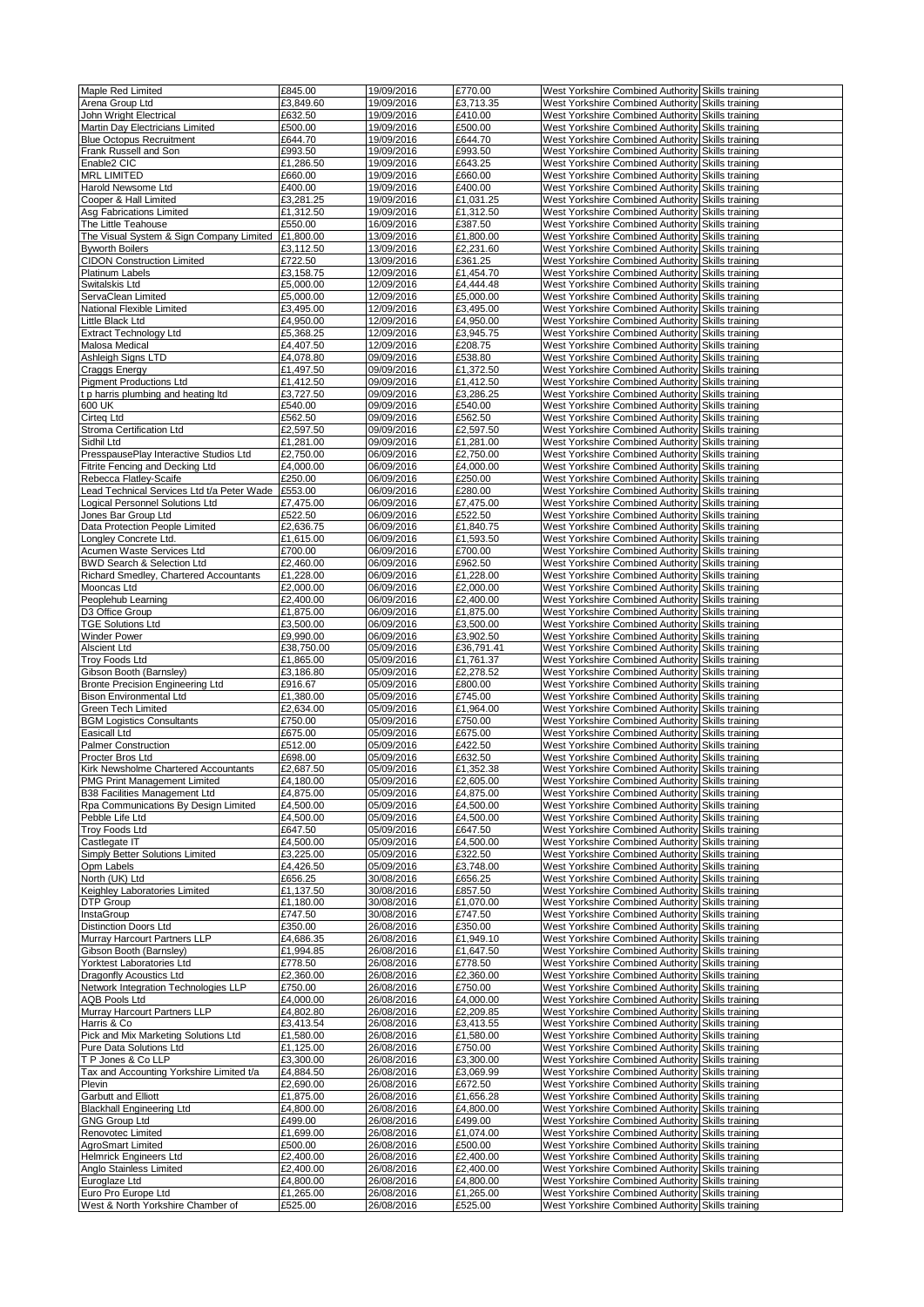| | | | | | |
|---|---|---|---|---|---|
| Maple Red Limited | £845.00 | 19/09/2016 | £770.00 | West Yorkshire Combined Authority | Skills training |
| Arena Group Ltd | £3,849.60 | 19/09/2016 | £3,713.35 | West Yorkshire Combined Authority | Skills training |
| John Wright Electrical | £632.50 | 19/09/2016 | £410.00 | West Yorkshire Combined Authority | Skills training |
| Martin Day Electricians Limited | £500.00 | 19/09/2016 | £500.00 | West Yorkshire Combined Authority | Skills training |
| Blue Octopus Recruitment | £644.70 | 19/09/2016 | £644.70 | West Yorkshire Combined Authority | Skills training |
| Frank Russell and Son | £993.50 | 19/09/2016 | £993.50 | West Yorkshire Combined Authority | Skills training |
| Enable2 CIC | £1,286.50 | 19/09/2016 | £643.25 | West Yorkshire Combined Authority | Skills training |
| MRL LIMITED | £660.00 | 19/09/2016 | £660.00 | West Yorkshire Combined Authority | Skills training |
| Harold Newsome Ltd | £400.00 | 19/09/2016 | £400.00 | West Yorkshire Combined Authority | Skills training |
| Cooper & Hall Limited | £3,281.25 | 19/09/2016 | £1,031.25 | West Yorkshire Combined Authority | Skills training |
| Asg Fabrications Limited | £1,312.50 | 19/09/2016 | £1,312.50 | West Yorkshire Combined Authority | Skills training |
| The Little Teahouse | £550.00 | 16/09/2016 | £387.50 | West Yorkshire Combined Authority | Skills training |
| The Visual System & Sign Company Limited | £1,800.00 | 13/09/2016 | £1,800.00 | West Yorkshire Combined Authority | Skills training |
| Byworth Boilers | £3,112.50 | 13/09/2016 | £2,231.60 | West Yorkshire Combined Authority | Skills training |
| CIDON Construction Limited | £722.50 | 13/09/2016 | £361.25 | West Yorkshire Combined Authority | Skills training |
| Platinum Labels | £3,158.75 | 12/09/2016 | £1,454.70 | West Yorkshire Combined Authority | Skills training |
| Switalskis Ltd | £5,000.00 | 12/09/2016 | £4,444.48 | West Yorkshire Combined Authority | Skills training |
| ServaClean Limited | £5,000.00 | 12/09/2016 | £5,000.00 | West Yorkshire Combined Authority | Skills training |
| National Flexible Limited | £3,495.00 | 12/09/2016 | £3,495.00 | West Yorkshire Combined Authority | Skills training |
| Little Black Ltd | £4,950.00 | 12/09/2016 | £4,950.00 | West Yorkshire Combined Authority | Skills training |
| Extract Technology Ltd | £5,368.25 | 12/09/2016 | £3,945.75 | West Yorkshire Combined Authority | Skills training |
| Malosa Medical | £4,407.50 | 12/09/2016 | £208.75 | West Yorkshire Combined Authority | Skills training |
| Ashleigh Signs LTD | £4,078.80 | 09/09/2016 | £538.80 | West Yorkshire Combined Authority | Skills training |
| Craggs Energy | £1,497.50 | 09/09/2016 | £1,372.50 | West Yorkshire Combined Authority | Skills training |
| Pigment Productions Ltd | £1,412.50 | 09/09/2016 | £1,412.50 | West Yorkshire Combined Authority | Skills training |
| t p harris plumbing and heating ltd | £3,727.50 | 09/09/2016 | £3,286.25 | West Yorkshire Combined Authority | Skills training |
| 600 UK | £540.00 | 09/09/2016 | £540.00 | West Yorkshire Combined Authority | Skills training |
| Cirteq Ltd | £562.50 | 09/09/2016 | £562.50 | West Yorkshire Combined Authority | Skills training |
| Stroma Certification Ltd | £2,597.50 | 09/09/2016 | £2,597.50 | West Yorkshire Combined Authority | Skills training |
| Sidhil Ltd | £1,281.00 | 09/09/2016 | £1,281.00 | West Yorkshire Combined Authority | Skills training |
| PresspausePlay Interactive Studios Ltd | £2,750.00 | 06/09/2016 | £2,750.00 | West Yorkshire Combined Authority | Skills training |
| Fitrite Fencing and Decking Ltd | £4,000.00 | 06/09/2016 | £4,000.00 | West Yorkshire Combined Authority | Skills training |
| Rebecca Flatley-Scaife | £250.00 | 06/09/2016 | £250.00 | West Yorkshire Combined Authority | Skills training |
| Lead Technical Services Ltd t/a Peter Wade | £553.00 | 06/09/2016 | £280.00 | West Yorkshire Combined Authority | Skills training |
| Logical Personnel Solutions Ltd | £7,475.00 | 06/09/2016 | £7,475.00 | West Yorkshire Combined Authority | Skills training |
| Jones Bar Group Ltd | £522.50 | 06/09/2016 | £522.50 | West Yorkshire Combined Authority | Skills training |
| Data Protection People Limited | £2,636.75 | 06/09/2016 | £1,840.75 | West Yorkshire Combined Authority | Skills training |
| Longley Concrete Ltd. | £1,615.00 | 06/09/2016 | £1,593.50 | West Yorkshire Combined Authority | Skills training |
| Acumen Waste Services Ltd | £700.00 | 06/09/2016 | £700.00 | West Yorkshire Combined Authority | Skills training |
| BWD Search & Selection Ltd | £2,460.00 | 06/09/2016 | £962.50 | West Yorkshire Combined Authority | Skills training |
| Richard Smedley, Chartered Accountants | £1,228.00 | 06/09/2016 | £1,228.00 | West Yorkshire Combined Authority | Skills training |
| Mooncas Ltd | £2,000.00 | 06/09/2016 | £2,000.00 | West Yorkshire Combined Authority | Skills training |
| Peoplehub Learning | £2,400.00 | 06/09/2016 | £2,400.00 | West Yorkshire Combined Authority | Skills training |
| D3 Office Group | £1,875.00 | 06/09/2016 | £1,875.00 | West Yorkshire Combined Authority | Skills training |
| TGE Solutions Ltd | £3,500.00 | 06/09/2016 | £3,500.00 | West Yorkshire Combined Authority | Skills training |
| Winder Power | £9,990.00 | 06/09/2016 | £3,902.50 | West Yorkshire Combined Authority | Skills training |
| Alscient Ltd | £38,750.00 | 05/09/2016 | £36,791.41 | West Yorkshire Combined Authority | Skills training |
| Troy Foods Ltd | £1,865.00 | 05/09/2016 | £1,761.37 | West Yorkshire Combined Authority | Skills training |
| Gibson Booth (Barnsley) | £3,186.80 | 05/09/2016 | £2,278.52 | West Yorkshire Combined Authority | Skills training |
| Bronte Precision Engineering Ltd | £916.67 | 05/09/2016 | £800.00 | West Yorkshire Combined Authority | Skills training |
| Bison Environmental Ltd | £1,380.00 | 05/09/2016 | £745.00 | West Yorkshire Combined Authority | Skills training |
| Green Tech Limited | £2,634.00 | 05/09/2016 | £1,964.00 | West Yorkshire Combined Authority | Skills training |
| BGM Logistics Consultants | £750.00 | 05/09/2016 | £750.00 | West Yorkshire Combined Authority | Skills training |
| Easicall Ltd | £675.00 | 05/09/2016 | £675.00 | West Yorkshire Combined Authority | Skills training |
| Palmer Construction | £512.00 | 05/09/2016 | £422.50 | West Yorkshire Combined Authority | Skills training |
| Procter Bros Ltd | £698.00 | 05/09/2016 | £632.50 | West Yorkshire Combined Authority | Skills training |
| Kirk Newsholme Chartered Accountants | £2,687.50 | 05/09/2016 | £1,352.38 | West Yorkshire Combined Authority | Skills training |
| PMG Print Management Limited | £4,180.00 | 05/09/2016 | £2,605.00 | West Yorkshire Combined Authority | Skills training |
| B38 Facilities Management Ltd | £4,875.00 | 05/09/2016 | £4,875.00 | West Yorkshire Combined Authority | Skills training |
| Rpa Communications By Design Limited | £4,500.00 | 05/09/2016 | £4,500.00 | West Yorkshire Combined Authority | Skills training |
| Pebble Life Ltd | £4,500.00 | 05/09/2016 | £4,500.00 | West Yorkshire Combined Authority | Skills training |
| Troy Foods Ltd | £647.50 | 05/09/2016 | £647.50 | West Yorkshire Combined Authority | Skills training |
| Castlegate IT | £4,500.00 | 05/09/2016 | £4,500.00 | West Yorkshire Combined Authority | Skills training |
| Simply Better Solutions Limited | £3,225.00 | 05/09/2016 | £322.50 | West Yorkshire Combined Authority | Skills training |
| Opm Labels | £4,426.50 | 05/09/2016 | £3,748.00 | West Yorkshire Combined Authority | Skills training |
| North (UK) Ltd | £656.25 | 30/08/2016 | £656.25 | West Yorkshire Combined Authority | Skills training |
| Keighley Laboratories Limited | £1,137.50 | 30/08/2016 | £857.50 | West Yorkshire Combined Authority | Skills training |
| DTP Group | £1,180.00 | 30/08/2016 | £1,070.00 | West Yorkshire Combined Authority | Skills training |
| InstaGroup | £747.50 | 30/08/2016 | £747.50 | West Yorkshire Combined Authority | Skills training |
| Distinction Doors Ltd | £350.00 | 26/08/2016 | £350.00 | West Yorkshire Combined Authority | Skills training |
| Murray Harcourt Partners LLP | £4,686.35 | 26/08/2016 | £1,949.10 | West Yorkshire Combined Authority | Skills training |
| Gibson Booth (Barnsley) | £1,994.85 | 26/08/2016 | £1,647.50 | West Yorkshire Combined Authority | Skills training |
| Yorktest Laboratories Ltd | £778.50 | 26/08/2016 | £778.50 | West Yorkshire Combined Authority | Skills training |
| Dragonfly Acoustics Ltd | £2,360.00 | 26/08/2016 | £2,360.00 | West Yorkshire Combined Authority | Skills training |
| Network Integration Technologies LLP | £750.00 | 26/08/2016 | £750.00 | West Yorkshire Combined Authority | Skills training |
| AQB Pools Ltd | £4,000.00 | 26/08/2016 | £4,000.00 | West Yorkshire Combined Authority | Skills training |
| Murray Harcourt Partners LLP | £4,802.80 | 26/08/2016 | £2,209.85 | West Yorkshire Combined Authority | Skills training |
| Harris & Co | £3,413.54 | 26/08/2016 | £3,413.55 | West Yorkshire Combined Authority | Skills training |
| Pick and Mix Marketing Solutions Ltd | £1,580.00 | 26/08/2016 | £1,580.00 | West Yorkshire Combined Authority | Skills training |
| Pure Data Solutions Ltd | £1,125.00 | 26/08/2016 | £750.00 | West Yorkshire Combined Authority | Skills training |
| T P Jones & Co LLP | £3,300.00 | 26/08/2016 | £3,300.00 | West Yorkshire Combined Authority | Skills training |
| Tax and Accounting Yorkshire Limited t/a | £4,884.50 | 26/08/2016 | £3,069.99 | West Yorkshire Combined Authority | Skills training |
| Plevin | £2,690.00 | 26/08/2016 | £672.50 | West Yorkshire Combined Authority | Skills training |
| Garbutt and Elliott | £1,875.00 | 26/08/2016 | £1,656.28 | West Yorkshire Combined Authority | Skills training |
| Blackhall Engineering Ltd | £4,800.00 | 26/08/2016 | £4,800.00 | West Yorkshire Combined Authority | Skills training |
| GNG Group Ltd | £499.00 | 26/08/2016 | £499.00 | West Yorkshire Combined Authority | Skills training |
| Renovotec Limited | £1,699.00 | 26/08/2016 | £1,074.00 | West Yorkshire Combined Authority | Skills training |
| AgroSmart Limited | £500.00 | 26/08/2016 | £500.00 | West Yorkshire Combined Authority | Skills training |
| Helmrick Engineers Ltd | £2,400.00 | 26/08/2016 | £2,400.00 | West Yorkshire Combined Authority | Skills training |
| Anglo Stainless Limited | £2,400.00 | 26/08/2016 | £2,400.00 | West Yorkshire Combined Authority | Skills training |
| Euroglaze Ltd | £4,800.00 | 26/08/2016 | £4,800.00 | West Yorkshire Combined Authority | Skills training |
| Euro Pro Europe Ltd | £1,265.00 | 26/08/2016 | £1,265.00 | West Yorkshire Combined Authority | Skills training |
| West & North Yorkshire Chamber of | £525.00 | 26/08/2016 | £525.00 | West Yorkshire Combined Authority | Skills training |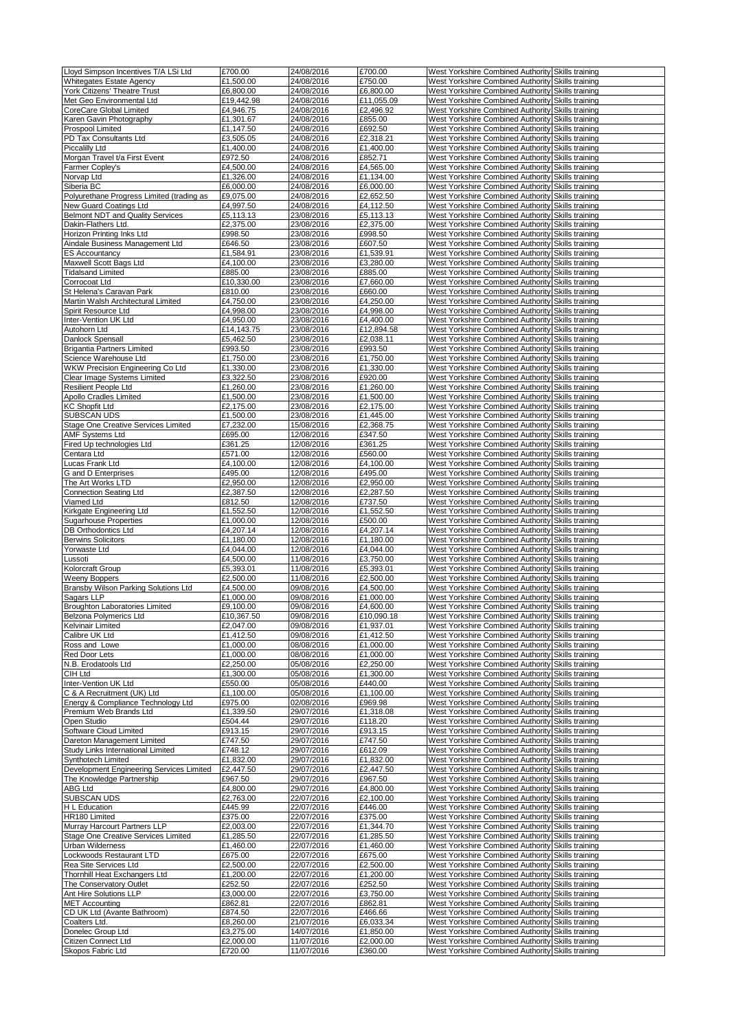| | | | | | |
|---|---|---|---|---|---|
| Lloyd Simpson Incentives T/A LSi Ltd | £700.00 | 24/08/2016 | £700.00 | West Yorkshire Combined Authority | Skills training |
| Whitegates Estate Agency | £1,500.00 | 24/08/2016 | £750.00 | West Yorkshire Combined Authority | Skills training |
| York Citizens' Theatre Trust | £6,800.00 | 24/08/2016 | £6,800.00 | West Yorkshire Combined Authority | Skills training |
| Met Geo Environmental Ltd | £19,442.98 | 24/08/2016 | £11,055.09 | West Yorkshire Combined Authority | Skills training |
| CoreCare Global Limited | £4,946.75 | 24/08/2016 | £2,496.92 | West Yorkshire Combined Authority | Skills training |
| Karen Gavin Photography | £1,301.67 | 24/08/2016 | £855.00 | West Yorkshire Combined Authority | Skills training |
| Prospool Limited | £1,147.50 | 24/08/2016 | £692.50 | West Yorkshire Combined Authority | Skills training |
| PD Tax Consultants Ltd | £3,505.05 | 24/08/2016 | £2,318.21 | West Yorkshire Combined Authority | Skills training |
| Piccalilly Ltd | £1,400.00 | 24/08/2016 | £1,400.00 | West Yorkshire Combined Authority | Skills training |
| Morgan Travel t/a First Event | £972.50 | 24/08/2016 | £852.71 | West Yorkshire Combined Authority | Skills training |
| Farmer Copley's | £4,500.00 | 24/08/2016 | £4,565.00 | West Yorkshire Combined Authority | Skills training |
| Norvap Ltd | £1,326.00 | 24/08/2016 | £1,134.00 | West Yorkshire Combined Authority | Skills training |
| Siberia BC | £6,000.00 | 24/08/2016 | £6,000.00 | West Yorkshire Combined Authority | Skills training |
| Polyurethane Progress Limited (trading as | £9,075.00 | 24/08/2016 | £2,652.50 | West Yorkshire Combined Authority | Skills training |
| New Guard Coatings Ltd | £4,997.50 | 24/08/2016 | £4,112.50 | West Yorkshire Combined Authority | Skills training |
| Belmont NDT and Quality Services | £5,113.13 | 23/08/2016 | £5,113.13 | West Yorkshire Combined Authority | Skills training |
| Dakin-Flathers Ltd. | £2,375.00 | 23/08/2016 | £2,375.00 | West Yorkshire Combined Authority | Skills training |
| Horizon Printing Inks Ltd | £998.50 | 23/08/2016 | £998.50 | West Yorkshire Combined Authority | Skills training |
| Aindale Business Management Ltd | £646.50 | 23/08/2016 | £607.50 | West Yorkshire Combined Authority | Skills training |
| ES Accountancy | £1,584.91 | 23/08/2016 | £1,539.91 | West Yorkshire Combined Authority | Skills training |
| Maxwell Scott Bags Ltd | £4,100.00 | 23/08/2016 | £3,280.00 | West Yorkshire Combined Authority | Skills training |
| Tidalsand Limited | £885.00 | 23/08/2016 | £885.00 | West Yorkshire Combined Authority | Skills training |
| Corrocoat Ltd | £10,330.00 | 23/08/2016 | £7,660.00 | West Yorkshire Combined Authority | Skills training |
| St Helena's Caravan Park | £810.00 | 23/08/2016 | £660.00 | West Yorkshire Combined Authority | Skills training |
| Martin Walsh Architectural Limited | £4,750.00 | 23/08/2016 | £4,250.00 | West Yorkshire Combined Authority | Skills training |
| Spirit Resource Ltd | £4,998.00 | 23/08/2016 | £4,998.00 | West Yorkshire Combined Authority | Skills training |
| Inter-Vention UK Ltd | £4,950.00 | 23/08/2016 | £4,400.00 | West Yorkshire Combined Authority | Skills training |
| Autohorn Ltd | £14,143.75 | 23/08/2016 | £12,894.58 | West Yorkshire Combined Authority | Skills training |
| Danlock Spensall | £5,462.50 | 23/08/2016 | £2,038.11 | West Yorkshire Combined Authority | Skills training |
| Brigantia Partners Limited | £993.50 | 23/08/2016 | £993.50 | West Yorkshire Combined Authority | Skills training |
| Science Warehouse Ltd | £1,750.00 | 23/08/2016 | £1,750.00 | West Yorkshire Combined Authority | Skills training |
| WKW Precision Engineering Co Ltd | £1,330.00 | 23/08/2016 | £1,330.00 | West Yorkshire Combined Authority | Skills training |
| Clear Image Systems Limited | £3,322.50 | 23/08/2016 | £920.00 | West Yorkshire Combined Authority | Skills training |
| Resilient People Ltd | £1,260.00 | 23/08/2016 | £1,260.00 | West Yorkshire Combined Authority | Skills training |
| Apollo Cradles Limited | £1,500.00 | 23/08/2016 | £1,500.00 | West Yorkshire Combined Authority | Skills training |
| KC Shopfit Ltd | £2,175.00 | 23/08/2016 | £2,175.00 | West Yorkshire Combined Authority | Skills training |
| SUBSCAN UDS | £1,500.00 | 23/08/2016 | £1,445.00 | West Yorkshire Combined Authority | Skills training |
| Stage One Creative Services Limited | £7,232.00 | 15/08/2016 | £2,368.75 | West Yorkshire Combined Authority | Skills training |
| AMF Systems Ltd | £695.00 | 12/08/2016 | £347.50 | West Yorkshire Combined Authority | Skills training |
| Fired Up technologies Ltd | £361.25 | 12/08/2016 | £361.25 | West Yorkshire Combined Authority | Skills training |
| Centara Ltd | £571.00 | 12/08/2016 | £560.00 | West Yorkshire Combined Authority | Skills training |
| Lucas Frank Ltd | £4,100.00 | 12/08/2016 | £4,100.00 | West Yorkshire Combined Authority | Skills training |
| G and D Enterprises | £495.00 | 12/08/2016 | £495.00 | West Yorkshire Combined Authority | Skills training |
| The Art Works LTD | £2,950.00 | 12/08/2016 | £2,950.00 | West Yorkshire Combined Authority | Skills training |
| Connection Seating Ltd | £2,387.50 | 12/08/2016 | £2,287.50 | West Yorkshire Combined Authority | Skills training |
| Viamed Ltd | £812.50 | 12/08/2016 | £737.50 | West Yorkshire Combined Authority | Skills training |
| Kirkgate Engineering Ltd | £1,552.50 | 12/08/2016 | £1,552.50 | West Yorkshire Combined Authority | Skills training |
| Sugarhouse Properties | £1,000.00 | 12/08/2016 | £500.00 | West Yorkshire Combined Authority | Skills training |
| DB Orthodontics Ltd | £4,207.14 | 12/08/2016 | £4,207.14 | West Yorkshire Combined Authority | Skills training |
| Berwins Solicitors | £1,180.00 | 12/08/2016 | £1,180.00 | West Yorkshire Combined Authority | Skills training |
| Yorwaste Ltd | £4,044.00 | 12/08/2016 | £4,044.00 | West Yorkshire Combined Authority | Skills training |
| Lussoti | £4,500.00 | 11/08/2016 | £3,750.00 | West Yorkshire Combined Authority | Skills training |
| Kolorcraft Group | £5,393.01 | 11/08/2016 | £5,393.01 | West Yorkshire Combined Authority | Skills training |
| Weeny Boppers | £2,500.00 | 11/08/2016 | £2,500.00 | West Yorkshire Combined Authority | Skills training |
| Bransby Wilson Parking Solutions Ltd | £4,500.00 | 09/08/2016 | £4,500.00 | West Yorkshire Combined Authority | Skills training |
| Sagars LLP | £1,000.00 | 09/08/2016 | £1,000.00 | West Yorkshire Combined Authority | Skills training |
| Broughton Laboratories Limited | £9,100.00 | 09/08/2016 | £4,600.00 | West Yorkshire Combined Authority | Skills training |
| Belzona Polymerics Ltd | £10,367.50 | 09/08/2016 | £10,090.18 | West Yorkshire Combined Authority | Skills training |
| Kelvinair Limited | £2,047.00 | 09/08/2016 | £1,937.01 | West Yorkshire Combined Authority | Skills training |
| Calibre UK Ltd | £1,412.50 | 09/08/2016 | £1,412.50 | West Yorkshire Combined Authority | Skills training |
| Ross and Lowe | £1,000.00 | 08/08/2016 | £1,000.00 | West Yorkshire Combined Authority | Skills training |
| Red Door Lets | £1,000.00 | 08/08/2016 | £1,000.00 | West Yorkshire Combined Authority | Skills training |
| N.B. Erodatools Ltd | £2,250.00 | 05/08/2016 | £2,250.00 | West Yorkshire Combined Authority | Skills training |
| CIH Ltd | £1,300.00 | 05/08/2016 | £1,300.00 | West Yorkshire Combined Authority | Skills training |
| Inter-Vention UK Ltd | £550.00 | 05/08/2016 | £440.00 | West Yorkshire Combined Authority | Skills training |
| C & A Recruitment (UK) Ltd | £1,100.00 | 05/08/2016 | £1,100.00 | West Yorkshire Combined Authority | Skills training |
| Energy & Compliance Technology Ltd | £975.00 | 02/08/2016 | £969.98 | West Yorkshire Combined Authority | Skills training |
| Premium Web Brands Ltd | £1,339.50 | 29/07/2016 | £1,318.08 | West Yorkshire Combined Authority | Skills training |
| Open Studio | £504.44 | 29/07/2016 | £118.20 | West Yorkshire Combined Authority | Skills training |
| Software Cloud Limited | £913.15 | 29/07/2016 | £913.15 | West Yorkshire Combined Authority | Skills training |
| Dareton Management Limited | £747.50 | 29/07/2016 | £747.50 | West Yorkshire Combined Authority | Skills training |
| Study Links International Limited | £748.12 | 29/07/2016 | £612.09 | West Yorkshire Combined Authority | Skills training |
| Synthotech Limited | £1,832.00 | 29/07/2016 | £1,832.00 | West Yorkshire Combined Authority | Skills training |
| Development Engineering Services Limited | £2,447.50 | 29/07/2016 | £2,447.50 | West Yorkshire Combined Authority | Skills training |
| The Knowledge Partnership | £967.50 | 29/07/2016 | £967.50 | West Yorkshire Combined Authority | Skills training |
| ABG Ltd | £4,800.00 | 29/07/2016 | £4,800.00 | West Yorkshire Combined Authority | Skills training |
| SUBSCAN UDS | £2,763.00 | 22/07/2016 | £2,100.00 | West Yorkshire Combined Authority | Skills training |
| H L Education | £445.99 | 22/07/2016 | £446.00 | West Yorkshire Combined Authority | Skills training |
| HR180 Limited | £375.00 | 22/07/2016 | £375.00 | West Yorkshire Combined Authority | Skills training |
| Murray Harcourt Partners LLP | £2,003.00 | 22/07/2016 | £1,344.70 | West Yorkshire Combined Authority | Skills training |
| Stage One Creative Services Limited | £1,285.50 | 22/07/2016 | £1,285.50 | West Yorkshire Combined Authority | Skills training |
| Urban Wilderness | £1,460.00 | 22/07/2016 | £1,460.00 | West Yorkshire Combined Authority | Skills training |
| Lockwoods Restaurant LTD | £675.00 | 22/07/2016 | £675.00 | West Yorkshire Combined Authority | Skills training |
| Rea Site Services Ltd | £2,500.00 | 22/07/2016 | £2,500.00 | West Yorkshire Combined Authority | Skills training |
| Thornhill Heat Exchangers Ltd | £1,200.00 | 22/07/2016 | £1,200.00 | West Yorkshire Combined Authority | Skills training |
| The Conservatory Outlet | £252.50 | 22/07/2016 | £252.50 | West Yorkshire Combined Authority | Skills training |
| Ant Hire Solutions LLP | £3,000.00 | 22/07/2016 | £3,750.00 | West Yorkshire Combined Authority | Skills training |
| MET Accounting | £862.81 | 22/07/2016 | £862.81 | West Yorkshire Combined Authority | Skills training |
| CD UK Ltd (Avante Bathroom) | £874.50 | 22/07/2016 | £466.66 | West Yorkshire Combined Authority | Skills training |
| Coalters Ltd. | £8,260.00 | 21/07/2016 | £6,033.34 | West Yorkshire Combined Authority | Skills training |
| Donelec Group Ltd | £3,275.00 | 14/07/2016 | £1,850.00 | West Yorkshire Combined Authority | Skills training |
| Citizen Connect Ltd | £2,000.00 | 11/07/2016 | £2,000.00 | West Yorkshire Combined Authority | Skills training |
| Skopos Fabric Ltd | £720.00 | 11/07/2016 | £360.00 | West Yorkshire Combined Authority | Skills training |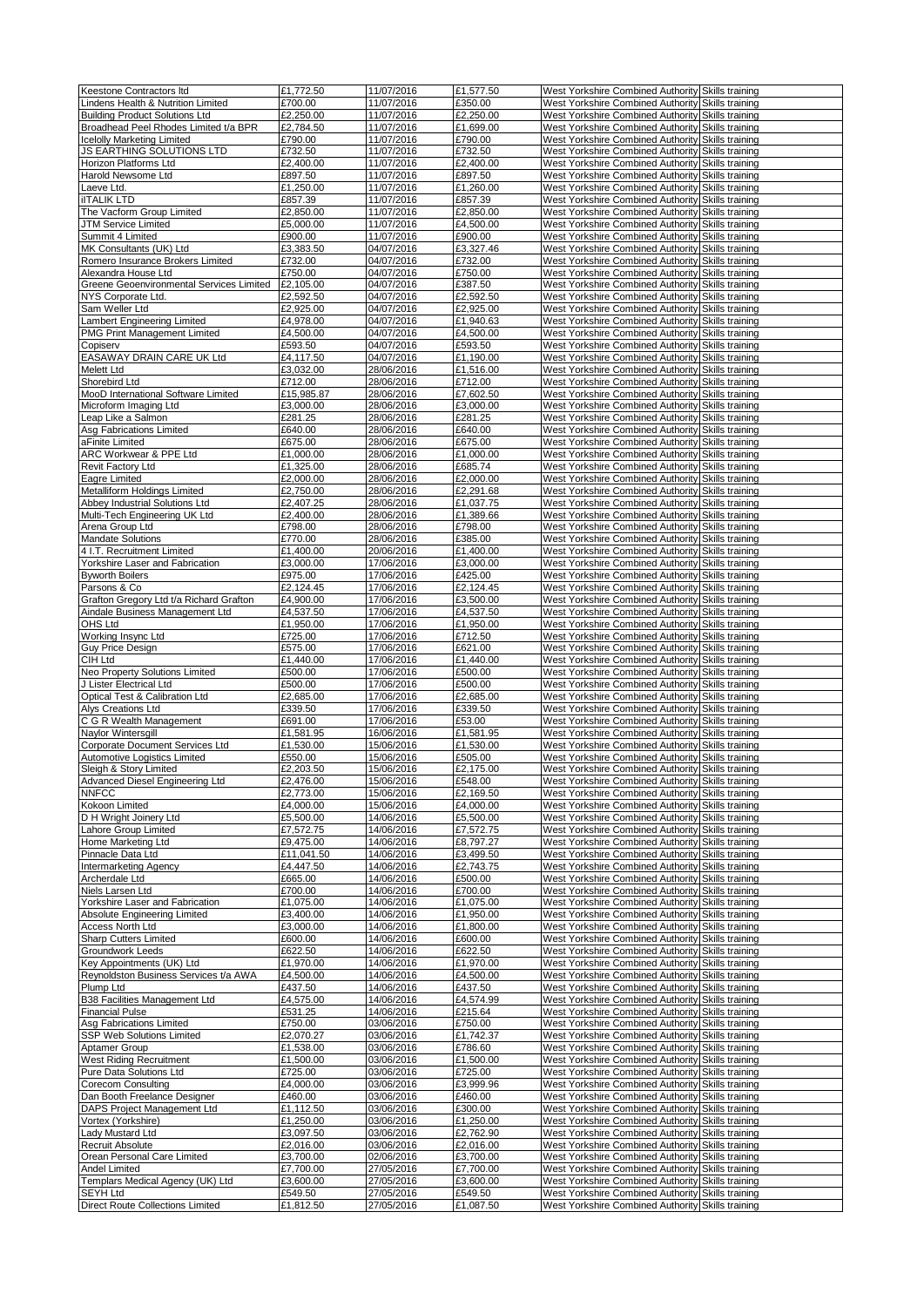| | | | | | |
|---|---|---|---|---|---|
| Keestone Contractors ltd | £1,772.50 | 11/07/2016 | £1,577.50 | West Yorkshire Combined Authority | Skills training |
| Lindens Health & Nutrition Limited | £700.00 | 11/07/2016 | £350.00 | West Yorkshire Combined Authority | Skills training |
| Building Product Solutions Ltd | £2,250.00 | 11/07/2016 | £2,250.00 | West Yorkshire Combined Authority | Skills training |
| Broadhead Peel Rhodes Limited t/a BPR | £2,784.50 | 11/07/2016 | £1,699.00 | West Yorkshire Combined Authority | Skills training |
| Icelolly Marketing Limited | £790.00 | 11/07/2016 | £790.00 | West Yorkshire Combined Authority | Skills training |
| JS EARTHING SOLUTIONS LTD | £732.50 | 11/07/2016 | £732.50 | West Yorkshire Combined Authority | Skills training |
| Horizon Platforms Ltd | £2,400.00 | 11/07/2016 | £2,400.00 | West Yorkshire Combined Authority | Skills training |
| Harold Newsome Ltd | £897.50 | 11/07/2016 | £897.50 | West Yorkshire Combined Authority | Skills training |
| Laeve Ltd. | £1,250.00 | 11/07/2016 | £1,260.00 | West Yorkshire Combined Authority | Skills training |
| iITALIK LTD | £857.39 | 11/07/2016 | £857.39 | West Yorkshire Combined Authority | Skills training |
| The Vacform Group Limited | £2,850.00 | 11/07/2016 | £2,850.00 | West Yorkshire Combined Authority | Skills training |
| JTM Service Limited | £5,000.00 | 11/07/2016 | £4,500.00 | West Yorkshire Combined Authority | Skills training |
| Summit 4 Limited | £900.00 | 11/07/2016 | £900.00 | West Yorkshire Combined Authority | Skills training |
| MK Consultants (UK) Ltd | £3,383.50 | 04/07/2016 | £3,327.46 | West Yorkshire Combined Authority | Skills training |
| Romero Insurance Brokers Limited | £732.00 | 04/07/2016 | £732.00 | West Yorkshire Combined Authority | Skills training |
| Alexandra House Ltd | £750.00 | 04/07/2016 | £750.00 | West Yorkshire Combined Authority | Skills training |
| Greene Geoenvironmental Services Limited | £2,105.00 | 04/07/2016 | £387.50 | West Yorkshire Combined Authority | Skills training |
| NYS Corporate Ltd. | £2,592.50 | 04/07/2016 | £2,592.50 | West Yorkshire Combined Authority | Skills training |
| Sam Weller Ltd | £2,925.00 | 04/07/2016 | £2,925.00 | West Yorkshire Combined Authority | Skills training |
| Lambert Engineering Limited | £4,978.00 | 04/07/2016 | £1,940.63 | West Yorkshire Combined Authority | Skills training |
| PMG Print Management Limited | £4,500.00 | 04/07/2016 | £4,500.00 | West Yorkshire Combined Authority | Skills training |
| Copiserv | £593.50 | 04/07/2016 | £593.50 | West Yorkshire Combined Authority | Skills training |
| EASAWAY DRAIN CARE UK Ltd | £4,117.50 | 04/07/2016 | £1,190.00 | West Yorkshire Combined Authority | Skills training |
| Melett Ltd | £3,032.00 | 28/06/2016 | £1,516.00 | West Yorkshire Combined Authority | Skills training |
| Shorebird Ltd | £712.00 | 28/06/2016 | £712.00 | West Yorkshire Combined Authority | Skills training |
| MooD International Software Limited | £15,985.87 | 28/06/2016 | £7,602.50 | West Yorkshire Combined Authority | Skills training |
| Microform Imaging Ltd | £3,000.00 | 28/06/2016 | £3,000.00 | West Yorkshire Combined Authority | Skills training |
| Leap Like a Salmon | £281.25 | 28/06/2016 | £281.25 | West Yorkshire Combined Authority | Skills training |
| Asg Fabrications Limited | £640.00 | 28/06/2016 | £640.00 | West Yorkshire Combined Authority | Skills training |
| aFinite Limited | £675.00 | 28/06/2016 | £675.00 | West Yorkshire Combined Authority | Skills training |
| ARC Workwear & PPE Ltd | £1,000.00 | 28/06/2016 | £1,000.00 | West Yorkshire Combined Authority | Skills training |
| Revit Factory Ltd | £1,325.00 | 28/06/2016 | £685.74 | West Yorkshire Combined Authority | Skills training |
| Eagre Limited | £2,000.00 | 28/06/2016 | £2,000.00 | West Yorkshire Combined Authority | Skills training |
| Metalliform Holdings Limited | £2,750.00 | 28/06/2016 | £2,291.68 | West Yorkshire Combined Authority | Skills training |
| Abbey Industrial Solutions Ltd | £2,407.25 | 28/06/2016 | £1,037.75 | West Yorkshire Combined Authority | Skills training |
| Multi-Tech Engineering UK Ltd | £2,400.00 | 28/06/2016 | £1,389.66 | West Yorkshire Combined Authority | Skills training |
| Arena Group Ltd | £798.00 | 28/06/2016 | £798.00 | West Yorkshire Combined Authority | Skills training |
| Mandate Solutions | £770.00 | 28/06/2016 | £385.00 | West Yorkshire Combined Authority | Skills training |
| 4 I.T. Recruitment Limited | £1,400.00 | 20/06/2016 | £1,400.00 | West Yorkshire Combined Authority | Skills training |
| Yorkshire Laser and Fabrication | £3,000.00 | 17/06/2016 | £3,000.00 | West Yorkshire Combined Authority | Skills training |
| Byworth Boilers | £975.00 | 17/06/2016 | £425.00 | West Yorkshire Combined Authority | Skills training |
| Parsons & Co | £2,124.45 | 17/06/2016 | £2,124.45 | West Yorkshire Combined Authority | Skills training |
| Grafton Gregory Ltd t/a Richard Grafton | £4,900.00 | 17/06/2016 | £3,500.00 | West Yorkshire Combined Authority | Skills training |
| Aindale Business Management Ltd | £4,537.50 | 17/06/2016 | £4,537.50 | West Yorkshire Combined Authority | Skills training |
| OHS Ltd | £1,950.00 | 17/06/2016 | £1,950.00 | West Yorkshire Combined Authority | Skills training |
| Working Insync Ltd | £725.00 | 17/06/2016 | £712.50 | West Yorkshire Combined Authority | Skills training |
| Guy Price Design | £575.00 | 17/06/2016 | £621.00 | West Yorkshire Combined Authority | Skills training |
| CIH Ltd | £1,440.00 | 17/06/2016 | £1,440.00 | West Yorkshire Combined Authority | Skills training |
| Neo Property Solutions Limited | £500.00 | 17/06/2016 | £500.00 | West Yorkshire Combined Authority | Skills training |
| J Lister Electrical Ltd | £500.00 | 17/06/2016 | £500.00 | West Yorkshire Combined Authority | Skills training |
| Optical Test & Calibration Ltd | £2,685.00 | 17/06/2016 | £2,685.00 | West Yorkshire Combined Authority | Skills training |
| Alys Creations Ltd | £339.50 | 17/06/2016 | £339.50 | West Yorkshire Combined Authority | Skills training |
| C G R Wealth Management | £691.00 | 17/06/2016 | £53.00 | West Yorkshire Combined Authority | Skills training |
| Naylor Wintersgill | £1,581.95 | 16/06/2016 | £1,581.95 | West Yorkshire Combined Authority | Skills training |
| Corporate Document Services Ltd | £1,530.00 | 15/06/2016 | £1,530.00 | West Yorkshire Combined Authority | Skills training |
| Automotive Logistics Limited | £550.00 | 15/06/2016 | £505.00 | West Yorkshire Combined Authority | Skills training |
| Sleigh & Story Limited | £2,203.50 | 15/06/2016 | £2,175.00 | West Yorkshire Combined Authority | Skills training |
| Advanced Diesel Engineering Ltd | £2,476.00 | 15/06/2016 | £548.00 | West Yorkshire Combined Authority | Skills training |
| NNFCC | £2,773.00 | 15/06/2016 | £2,169.50 | West Yorkshire Combined Authority | Skills training |
| Kokoon Limited | £4,000.00 | 15/06/2016 | £4,000.00 | West Yorkshire Combined Authority | Skills training |
| D H Wright Joinery Ltd | £5,500.00 | 14/06/2016 | £5,500.00 | West Yorkshire Combined Authority | Skills training |
| Lahore Group Limited | £7,572.75 | 14/06/2016 | £7,572.75 | West Yorkshire Combined Authority | Skills training |
| Home Marketing Ltd | £9,475.00 | 14/06/2016 | £8,797.27 | West Yorkshire Combined Authority | Skills training |
| Pinnacle Data Ltd | £11,041.50 | 14/06/2016 | £3,499.50 | West Yorkshire Combined Authority | Skills training |
| Intermarketing Agency | £4,447.50 | 14/06/2016 | £2,743.75 | West Yorkshire Combined Authority | Skills training |
| Archerdale Ltd | £665.00 | 14/06/2016 | £500.00 | West Yorkshire Combined Authority | Skills training |
| Niels Larsen Ltd | £700.00 | 14/06/2016 | £700.00 | West Yorkshire Combined Authority | Skills training |
| Yorkshire Laser and Fabrication | £1,075.00 | 14/06/2016 | £1,075.00 | West Yorkshire Combined Authority | Skills training |
| Absolute Engineering Limited | £3,400.00 | 14/06/2016 | £1,950.00 | West Yorkshire Combined Authority | Skills training |
| Access North Ltd | £3,000.00 | 14/06/2016 | £1,800.00 | West Yorkshire Combined Authority | Skills training |
| Sharp Cutters Limited | £600.00 | 14/06/2016 | £600.00 | West Yorkshire Combined Authority | Skills training |
| Groundwork Leeds | £622.50 | 14/06/2016 | £622.50 | West Yorkshire Combined Authority | Skills training |
| Key Appointments (UK) Ltd | £1,970.00 | 14/06/2016 | £1,970.00 | West Yorkshire Combined Authority | Skills training |
| Reynoldston Business Services t/a AWA | £4,500.00 | 14/06/2016 | £4,500.00 | West Yorkshire Combined Authority | Skills training |
| Plump Ltd | £437.50 | 14/06/2016 | £437.50 | West Yorkshire Combined Authority | Skills training |
| B38 Facilties Management Ltd | £4,575.00 | 14/06/2016 | £4,574.99 | West Yorkshire Combined Authority | Skills training |
| Financial Pulse | £531.25 | 14/06/2016 | £215.64 | West Yorkshire Combined Authority | Skills training |
| Asg Fabrications Limited | £750.00 | 03/06/2016 | £750.00 | West Yorkshire Combined Authority | Skills training |
| SSP Web Solutions Limited | £2,070.27 | 03/06/2016 | £1,742.37 | West Yorkshire Combined Authority | Skills training |
| Aptamer Group | £1,538.00 | 03/06/2016 | £786.60 | West Yorkshire Combined Authority | Skills training |
| West Riding Recruitment | £1,500.00 | 03/06/2016 | £1,500.00 | West Yorkshire Combined Authority | Skills training |
| Pure Data Solutions Ltd | £725.00 | 03/06/2016 | £725.00 | West Yorkshire Combined Authority | Skills training |
| Corecom Consulting | £4,000.00 | 03/06/2016 | £3,999.96 | West Yorkshire Combined Authority | Skills training |
| Dan Booth Freelance Designer | £460.00 | 03/06/2016 | £460.00 | West Yorkshire Combined Authority | Skills training |
| DAPS Project Management Ltd | £1,112.50 | 03/06/2016 | £300.00 | West Yorkshire Combined Authority | Skills training |
| Vortex (Yorkshire) | £1,250.00 | 03/06/2016 | £1,250.00 | West Yorkshire Combined Authority | Skills training |
| Lady Mustard Ltd | £3,097.50 | 03/06/2016 | £2,762.90 | West Yorkshire Combined Authority | Skills training |
| Recruit Absolute | £2,016.00 | 03/06/2016 | £2,016.00 | West Yorkshire Combined Authority | Skills training |
| Orean Personal Care Limited | £3,700.00 | 02/06/2016 | £3,700.00 | West Yorkshire Combined Authority | Skills training |
| Andel Limited | £7,700.00 | 27/05/2016 | £7,700.00 | West Yorkshire Combined Authority | Skills training |
| Templars Medical Agency (UK) Ltd | £3,600.00 | 27/05/2016 | £3,600.00 | West Yorkshire Combined Authority | Skills training |
| SEYH Ltd | £549.50 | 27/05/2016 | £549.50 | West Yorkshire Combined Authority | Skills training |
| Direct Route Collections Limited | £1,812.50 | 27/05/2016 | £1,087.50 | West Yorkshire Combined Authority | Skills training |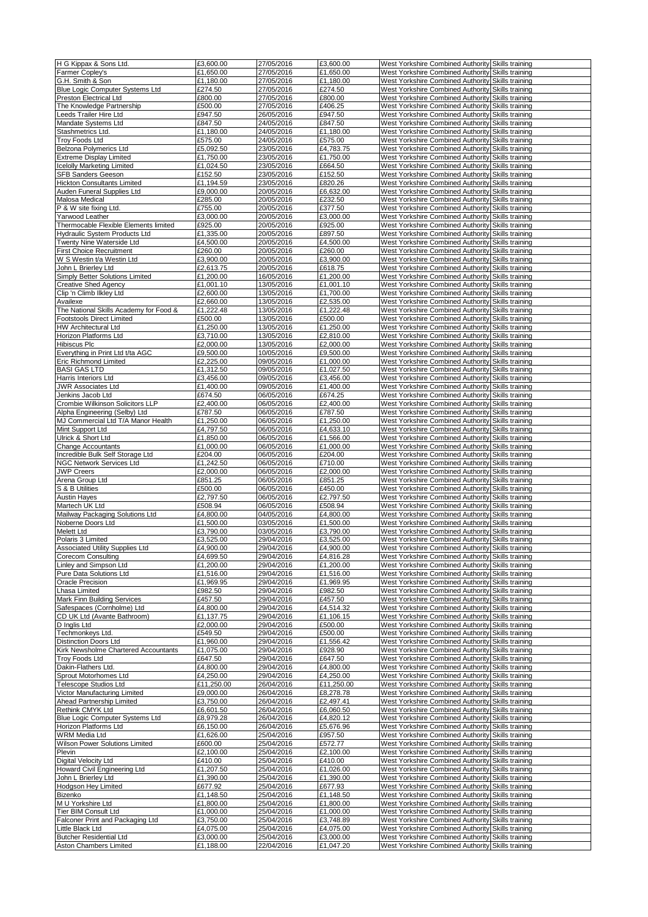| | | | | | |
|---|---|---|---|---|---|
| H G Kippax & Sons Ltd. | £3,600.00 | 27/05/2016 | £3,600.00 | West Yorkshire Combined Authority | Skills training |
| Farmer Copley's | £1,650.00 | 27/05/2016 | £1,650.00 | West Yorkshire Combined Authority | Skills training |
| G.H. Smith & Son | £1,180.00 | 27/05/2016 | £1,180.00 | West Yorkshire Combined Authority | Skills training |
| Blue Logic Computer Systems Ltd | £274.50 | 27/05/2016 | £274.50 | West Yorkshire Combined Authority | Skills training |
| Preston Electrical Ltd | £800.00 | 27/05/2016 | £800.00 | West Yorkshire Combined Authority | Skills training |
| The Knowledge Partnership | £500.00 | 27/05/2016 | £406.25 | West Yorkshire Combined Authority | Skills training |
| Leeds Trailer Hire Ltd | £947.50 | 26/05/2016 | £947.50 | West Yorkshire Combined Authority | Skills training |
| Mandate Systems Ltd | £847.50 | 24/05/2016 | £847.50 | West Yorkshire Combined Authority | Skills training |
| Stashmetrics Ltd. | £1,180.00 | 24/05/2016 | £1,180.00 | West Yorkshire Combined Authority | Skills training |
| Troy Foods Ltd | £575.00 | 24/05/2016 | £575.00 | West Yorkshire Combined Authority | Skills training |
| Belzona Polymerics Ltd | £5,092.50 | 23/05/2016 | £4,783.75 | West Yorkshire Combined Authority | Skills training |
| Extreme Display Limited | £1,750.00 | 23/05/2016 | £1,750.00 | West Yorkshire Combined Authority | Skills training |
| Icelolly Marketing Limited | £1,024.50 | 23/05/2016 | £664.50 | West Yorkshire Combined Authority | Skills training |
| SFB Sanders Geeson | £152.50 | 23/05/2016 | £152.50 | West Yorkshire Combined Authority | Skills training |
| Hickton Consultants Limited | £1,194.59 | 23/05/2016 | £820.26 | West Yorkshire Combined Authority | Skills training |
| Auden Funeral Supplies Ltd | £9,000.00 | 20/05/2016 | £6,632.00 | West Yorkshire Combined Authority | Skills training |
| Malosa Medical | £285.00 | 20/05/2016 | £232.50 | West Yorkshire Combined Authority | Skills training |
| P & W site fixing Ltd. | £755.00 | 20/05/2016 | £377.50 | West Yorkshire Combined Authority | Skills training |
| Yarwood Leather | £3,000.00 | 20/05/2016 | £3,000.00 | West Yorkshire Combined Authority | Skills training |
| Thermocable Flexible Elements limited | £925.00 | 20/05/2016 | £925.00 | West Yorkshire Combined Authority | Skills training |
| Hydraulic System Products Ltd | £1,335.00 | 20/05/2016 | £897.50 | West Yorkshire Combined Authority | Skills training |
| Twenty Nine Waterside Ltd | £4,500.00 | 20/05/2016 | £4,500.00 | West Yorkshire Combined Authority | Skills training |
| First Choice Recruitment | £260.00 | 20/05/2016 | £260.00 | West Yorkshire Combined Authority | Skills training |
| W S Westin t/a Westin Ltd | £3,900.00 | 20/05/2016 | £3,900.00 | West Yorkshire Combined Authority | Skills training |
| John L Brierley Ltd | £2,613.75 | 20/05/2016 | £618.75 | West Yorkshire Combined Authority | Skills training |
| Simply Better Solutions Limited | £1,200.00 | 16/05/2016 | £1,200.00 | West Yorkshire Combined Authority | Skills training |
| Creative Shed Agency | £1,001.10 | 13/05/2016 | £1,001.10 | West Yorkshire Combined Authority | Skills training |
| Clip 'n Climb Ilkley Ltd | £2,600.00 | 13/05/2016 | £1,700.00 | West Yorkshire Combined Authority | Skills training |
| Availexe | £2,660.00 | 13/05/2016 | £2,535.00 | West Yorkshire Combined Authority | Skills training |
| The National Skills Academy for Food & | £1,222.48 | 13/05/2016 | £1,222.48 | West Yorkshire Combined Authority | Skills training |
| Footstools Direct Limited | £500.00 | 13/05/2016 | £500.00 | West Yorkshire Combined Authority | Skills training |
| HW Architectural Ltd | £1,250.00 | 13/05/2016 | £1,250.00 | West Yorkshire Combined Authority | Skills training |
| Horizon Platforms Ltd | £3,710.00 | 13/05/2016 | £2,810.00 | West Yorkshire Combined Authority | Skills training |
| Hibiscus Plc | £2,000.00 | 13/05/2016 | £2,000.00 | West Yorkshire Combined Authority | Skills training |
| Everything in Print Ltd t/ta AGC | £9,500.00 | 10/05/2016 | £9,500.00 | West Yorkshire Combined Authority | Skills training |
| Eric Richmond Limited | £2,225.00 | 09/05/2016 | £1,000.00 | West Yorkshire Combined Authority | Skills training |
| BASI GAS LTD | £1,312.50 | 09/05/2016 | £1,027.50 | West Yorkshire Combined Authority | Skills training |
| Harris Interiors Ltd | £3,456.00 | 09/05/2016 | £3,456.00 | West Yorkshire Combined Authority | Skills training |
| JWR Associates Ltd | £1,400.00 | 09/05/2016 | £1,400.00 | West Yorkshire Combined Authority | Skills training |
| Jenkins Jacob Ltd | £674.50 | 06/05/2016 | £674.25 | West Yorkshire Combined Authority | Skills training |
| Crombie Wilkinson Solicitors LLP | £2,400.00 | 06/05/2016 | £2,400.00 | West Yorkshire Combined Authority | Skills training |
| Alpha Engineering (Selby) Ltd | £787.50 | 06/05/2016 | £787.50 | West Yorkshire Combined Authority | Skills training |
| MJ Commercial Ltd T/A Manor Health | £1,250.00 | 06/05/2016 | £1,250.00 | West Yorkshire Combined Authority | Skills training |
| Mint Support Ltd | £4,797.50 | 06/05/2016 | £4,633.10 | West Yorkshire Combined Authority | Skills training |
| Ulrick & Short Ltd | £1,850.00 | 06/05/2016 | £1,566.00 | West Yorkshire Combined Authority | Skills training |
| Change Accountants | £1,000.00 | 06/05/2016 | £1,000.00 | West Yorkshire Combined Authority | Skills training |
| Incredible Bulk Self Storage Ltd | £204.00 | 06/05/2016 | £204.00 | West Yorkshire Combined Authority | Skills training |
| NGC Network Services Ltd | £1,242.50 | 06/05/2016 | £710.00 | West Yorkshire Combined Authority | Skills training |
| JWP Creers | £2,000.00 | 06/05/2016 | £2,000.00 | West Yorkshire Combined Authority | Skills training |
| Arena Group Ltd | £851.25 | 06/05/2016 | £851.25 | West Yorkshire Combined Authority | Skills training |
| S & B Utilities | £500.00 | 06/05/2016 | £450.00 | West Yorkshire Combined Authority | Skills training |
| Austin Hayes | £2,797.50 | 06/05/2016 | £2,797.50 | West Yorkshire Combined Authority | Skills training |
| Martech UK Ltd | £508.94 | 06/05/2016 | £508.94 | West Yorkshire Combined Authority | Skills training |
| Mailway Packaging Solutions Ltd | £4,800.00 | 04/05/2016 | £4,800.00 | West Yorkshire Combined Authority | Skills training |
| Noberne Doors Ltd | £1,500.00 | 03/05/2016 | £1,500.00 | West Yorkshire Combined Authority | Skills training |
| Melett Ltd | £3,790.00 | 03/05/2016 | £3,790.00 | West Yorkshire Combined Authority | Skills training |
| Polaris 3 Limited | £3,525.00 | 29/04/2016 | £3,525.00 | West Yorkshire Combined Authority | Skills training |
| Associated Utility Supplies Ltd | £4,900.00 | 29/04/2016 | £4,900.00 | West Yorkshire Combined Authority | Skills training |
| Corecom Consulting | £4,699.50 | 29/04/2016 | £4,816.28 | West Yorkshire Combined Authority | Skills training |
| Linley and Simpson Ltd | £1,200.00 | 29/04/2016 | £1,200.00 | West Yorkshire Combined Authority | Skills training |
| Pure Data Solutions Ltd | £1,516.00 | 29/04/2016 | £1,516.00 | West Yorkshire Combined Authority | Skills training |
| Oracle Precision | £1,969.95 | 29/04/2016 | £1,969.95 | West Yorkshire Combined Authority | Skills training |
| Lhasa Limited | £982.50 | 29/04/2016 | £982.50 | West Yorkshire Combined Authority | Skills training |
| Mark Finn Building Services | £457.50 | 29/04/2016 | £457.50 | West Yorkshire Combined Authority | Skills training |
| Safespaces (Cornholme) Ltd | £4,800.00 | 29/04/2016 | £4,514.32 | West Yorkshire Combined Authority | Skills training |
| CD UK Ltd (Avante Bathroom) | £1,137.75 | 29/04/2016 | £1,106.15 | West Yorkshire Combined Authority | Skills training |
| D Inglis Ltd | £2,000.00 | 29/04/2016 | £500.00 | West Yorkshire Combined Authority | Skills training |
| Techmonkeys Ltd. | £549.50 | 29/04/2016 | £500.00 | West Yorkshire Combined Authority | Skills training |
| Distinction Doors Ltd | £1,960.00 | 29/04/2016 | £1,556.42 | West Yorkshire Combined Authority | Skills training |
| Kirk Newsholme Chartered Accountants | £1,075.00 | 29/04/2016 | £928.90 | West Yorkshire Combined Authority | Skills training |
| Troy Foods Ltd | £647.50 | 29/04/2016 | £647.50 | West Yorkshire Combined Authority | Skills training |
| Dakin-Flathers Ltd. | £4,800.00 | 29/04/2016 | £4,800.00 | West Yorkshire Combined Authority | Skills training |
| Sprout Motorhomes Ltd | £4,250.00 | 29/04/2016 | £4,250.00 | West Yorkshire Combined Authority | Skills training |
| Telescope Studios Ltd | £11,250.00 | 26/04/2016 | £11,250.00 | West Yorkshire Combined Authority | Skills training |
| Victor Manufacturing Limited | £9,000.00 | 26/04/2016 | £8,278.78 | West Yorkshire Combined Authority | Skills training |
| Ahead Partnership Limited | £3,750.00 | 26/04/2016 | £2,497.41 | West Yorkshire Combined Authority | Skills training |
| Rethink CMYK Ltd | £6,601.50 | 26/04/2016 | £6,060.50 | West Yorkshire Combined Authority | Skills training |
| Blue Logic Computer Systems Ltd | £8,979.28 | 26/04/2016 | £4,820.12 | West Yorkshire Combined Authority | Skills training |
| Horizon Platforms Ltd | £6,150.00 | 26/04/2016 | £5,676.96 | West Yorkshire Combined Authority | Skills training |
| WRM Media Ltd | £1,626.00 | 25/04/2016 | £957.50 | West Yorkshire Combined Authority | Skills training |
| Wilson Power Solutions Limited | £600.00 | 25/04/2016 | £572.77 | West Yorkshire Combined Authority | Skills training |
| Plevin | £2,100.00 | 25/04/2016 | £2,100.00 | West Yorkshire Combined Authority | Skills training |
| Digital Velocity Ltd | £410.00 | 25/04/2016 | £410.00 | West Yorkshire Combined Authority | Skills training |
| Howard Civil Engineering Ltd | £1,207.50 | 25/04/2016 | £1,026.00 | West Yorkshire Combined Authority | Skills training |
| John L Brierley Ltd | £1,390.00 | 25/04/2016 | £1,390.00 | West Yorkshire Combined Authority | Skills training |
| Hodgson Hey Limited | £677.92 | 25/04/2016 | £677.93 | West Yorkshire Combined Authority | Skills training |
| Bizenko | £1,148.50 | 25/04/2016 | £1,148.50 | West Yorkshire Combined Authority | Skills training |
| M U Yorkshire Ltd | £1,800.00 | 25/04/2016 | £1,800.00 | West Yorkshire Combined Authority | Skills training |
| Tier BIM Consult Ltd | £1,000.00 | 25/04/2016 | £1,000.00 | West Yorkshire Combined Authority | Skills training |
| Falconer Print and Packaging Ltd | £3,750.00 | 25/04/2016 | £3,748.89 | West Yorkshire Combined Authority | Skills training |
| Little Black Ltd | £4,075.00 | 25/04/2016 | £4,075.00 | West Yorkshire Combined Authority | Skills training |
| Butcher Residential Ltd | £3,000.00 | 25/04/2016 | £3,000.00 | West Yorkshire Combined Authority | Skills training |
| Aston Chambers Limited | £1,188.00 | 22/04/2016 | £1,047.20 | West Yorkshire Combined Authority | Skills training |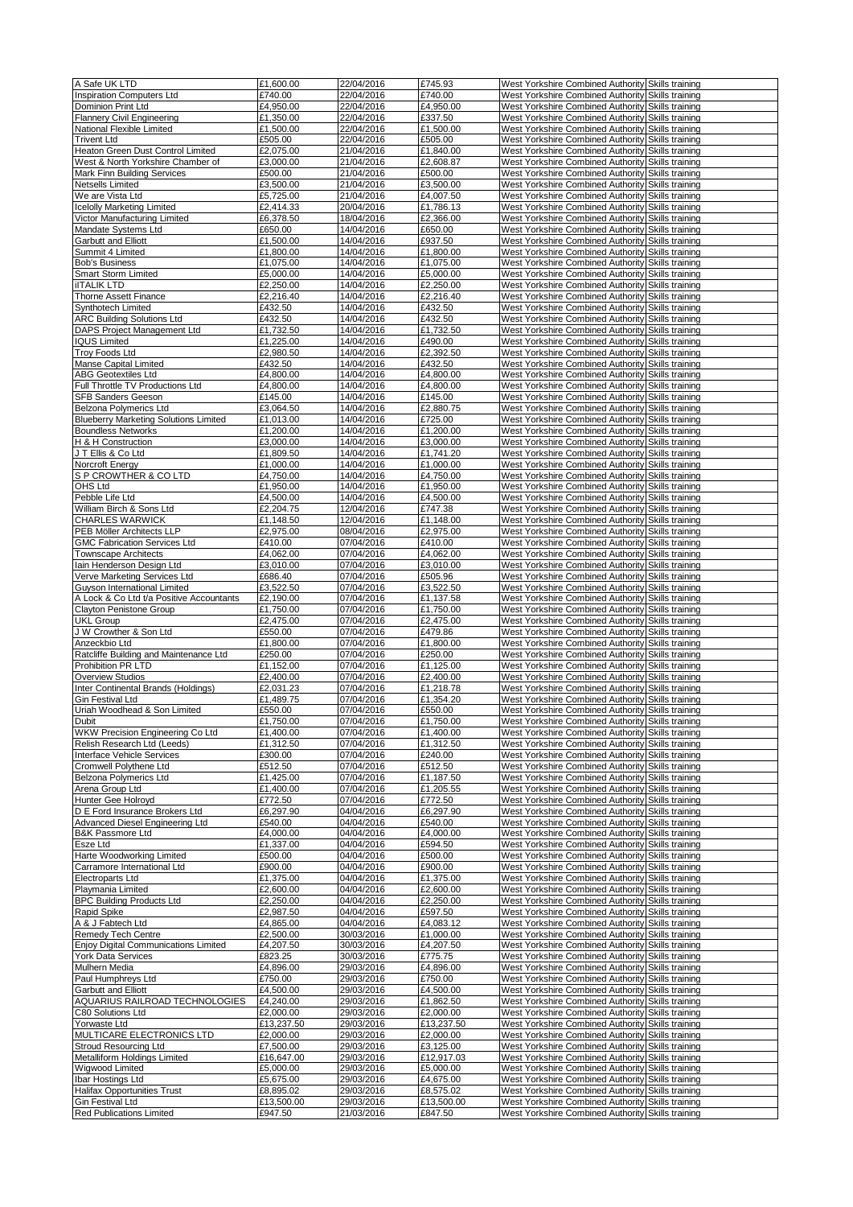| | | | | | |
|---|---|---|---|---|---|
| A Safe UK LTD | £1,600.00 | 22/04/2016 | £745.93 | West Yorkshire Combined Authority | Skills training |
| Inspiration Computers Ltd | £740.00 | 22/04/2016 | £740.00 | West Yorkshire Combined Authority | Skills training |
| Dominion Print Ltd | £4,950.00 | 22/04/2016 | £4,950.00 | West Yorkshire Combined Authority | Skills training |
| Flannery Civil Engineering | £1,350.00 | 22/04/2016 | £337.50 | West Yorkshire Combined Authority | Skills training |
| National Flexible Limited | £1,500.00 | 22/04/2016 | £1,500.00 | West Yorkshire Combined Authority | Skills training |
| Trivent Ltd | £505.00 | 22/04/2016 | £505.00 | West Yorkshire Combined Authority | Skills training |
| Heaton Green Dust Control Limited | £2,075.00 | 21/04/2016 | £1,840.00 | West Yorkshire Combined Authority | Skills training |
| West & North Yorkshire Chamber of | £3,000.00 | 21/04/2016 | £2,608.87 | West Yorkshire Combined Authority | Skills training |
| Mark Finn Building Services | £500.00 | 21/04/2016 | £500.00 | West Yorkshire Combined Authority | Skills training |
| Netsells Limited | £3,500.00 | 21/04/2016 | £3,500.00 | West Yorkshire Combined Authority | Skills training |
| We are Vista Ltd | £5,725.00 | 21/04/2016 | £4,007.50 | West Yorkshire Combined Authority | Skills training |
| Icelolly Marketing Limited | £2,414.33 | 20/04/2016 | £1,786.13 | West Yorkshire Combined Authority | Skills training |
| Victor Manufacturing Limited | £6,378.50 | 18/04/2016 | £2,366.00 | West Yorkshire Combined Authority | Skills training |
| Mandate Systems Ltd | £650.00 | 14/04/2016 | £650.00 | West Yorkshire Combined Authority | Skills training |
| Garbutt and Elliott | £1,500.00 | 14/04/2016 | £937.50 | West Yorkshire Combined Authority | Skills training |
| Summit 4 Limited | £1,800.00 | 14/04/2016 | £1,800.00 | West Yorkshire Combined Authority | Skills training |
| Bob's Business | £1,075.00 | 14/04/2016 | £1,075.00 | West Yorkshire Combined Authority | Skills training |
| Smart Storm Limited | £5,000.00 | 14/04/2016 | £5,000.00 | West Yorkshire Combined Authority | Skills training |
| iITALIK LTD | £2,250.00 | 14/04/2016 | £2,250.00 | West Yorkshire Combined Authority | Skills training |
| Thorne Assett Finance | £2,216.40 | 14/04/2016 | £2,216.40 | West Yorkshire Combined Authority | Skills training |
| Synthotech Limited | £432.50 | 14/04/2016 | £432.50 | West Yorkshire Combined Authority | Skills training |
| ARC Building Solutions Ltd | £432.50 | 14/04/2016 | £432.50 | West Yorkshire Combined Authority | Skills training |
| DAPS Project Management Ltd | £1,732.50 | 14/04/2016 | £1,732.50 | West Yorkshire Combined Authority | Skills training |
| IQUS Limited | £1,225.00 | 14/04/2016 | £490.00 | West Yorkshire Combined Authority | Skills training |
| Troy Foods Ltd | £2,980.50 | 14/04/2016 | £2,392.50 | West Yorkshire Combined Authority | Skills training |
| Manse Capital Limited | £432.50 | 14/04/2016 | £432.50 | West Yorkshire Combined Authority | Skills training |
| ABG Geotextiles Ltd | £4,800.00 | 14/04/2016 | £4,800.00 | West Yorkshire Combined Authority | Skills training |
| Full Throttle TV Productions Ltd | £4,800.00 | 14/04/2016 | £4,800.00 | West Yorkshire Combined Authority | Skills training |
| SFB Sanders Geeson | £145.00 | 14/04/2016 | £145.00 | West Yorkshire Combined Authority | Skills training |
| Belzona Polymerics Ltd | £3,064.50 | 14/04/2016 | £2,880.75 | West Yorkshire Combined Authority | Skills training |
| Blueberry Marketing Solutions Limited | £1,013.00 | 14/04/2016 | £725.00 | West Yorkshire Combined Authority | Skills training |
| Boundless Networks | £1,200.00 | 14/04/2016 | £1,200.00 | West Yorkshire Combined Authority | Skills training |
| H & H Construction | £3,000.00 | 14/04/2016 | £3,000.00 | West Yorkshire Combined Authority | Skills training |
| J T Ellis & Co Ltd | £1,809.50 | 14/04/2016 | £1,741.20 | West Yorkshire Combined Authority | Skills training |
| Norcroft Energy | £1,000.00 | 14/04/2016 | £1,000.00 | West Yorkshire Combined Authority | Skills training |
| S P CROWTHER & CO LTD | £4,750.00 | 14/04/2016 | £4,750.00 | West Yorkshire Combined Authority | Skills training |
| OHS Ltd | £1,950.00 | 14/04/2016 | £1,950.00 | West Yorkshire Combined Authority | Skills training |
| Pebble Life Ltd | £4,500.00 | 14/04/2016 | £4,500.00 | West Yorkshire Combined Authority | Skills training |
| William Birch & Sons Ltd | £2,204.75 | 12/04/2016 | £747.38 | West Yorkshire Combined Authority | Skills training |
| CHARLES WARWICK | £1,148.50 | 12/04/2016 | £1,148.00 | West Yorkshire Combined Authority | Skills training |
| PEB Möller Architects LLP | £2,975.00 | 08/04/2016 | £2,975.00 | West Yorkshire Combined Authority | Skills training |
| GMC Fabrication Services Ltd | £410.00 | 07/04/2016 | £410.00 | West Yorkshire Combined Authority | Skills training |
| Townscape Architects | £4,062.00 | 07/04/2016 | £4,062.00 | West Yorkshire Combined Authority | Skills training |
| Iain Henderson Design Ltd | £3,010.00 | 07/04/2016 | £3,010.00 | West Yorkshire Combined Authority | Skills training |
| Verve Marketing Services Ltd | £686.40 | 07/04/2016 | £505.96 | West Yorkshire Combined Authority | Skills training |
| Guyson International Limited | £3,522.50 | 07/04/2016 | £3,522.50 | West Yorkshire Combined Authority | Skills training |
| A Lock & Co Ltd t/a Positive Accountants | £2,190.00 | 07/04/2016 | £1,137.58 | West Yorkshire Combined Authority | Skills training |
| Clayton Penistone Group | £1,750.00 | 07/04/2016 | £1,750.00 | West Yorkshire Combined Authority | Skills training |
| UKL Group | £2,475.00 | 07/04/2016 | £2,475.00 | West Yorkshire Combined Authority | Skills training |
| J W Crowther & Son Ltd | £550.00 | 07/04/2016 | £479.86 | West Yorkshire Combined Authority | Skills training |
| Anzeckbio Ltd | £1,800.00 | 07/04/2016 | £1,800.00 | West Yorkshire Combined Authority | Skills training |
| Ratcliffe Building and Maintenance Ltd | £250.00 | 07/04/2016 | £250.00 | West Yorkshire Combined Authority | Skills training |
| Prohibition PR LTD | £1,152.00 | 07/04/2016 | £1,125.00 | West Yorkshire Combined Authority | Skills training |
| Overview Studios | £2,400.00 | 07/04/2016 | £2,400.00 | West Yorkshire Combined Authority | Skills training |
| Inter Continental Brands (Holdings) | £2,031.23 | 07/04/2016 | £1,218.78 | West Yorkshire Combined Authority | Skills training |
| Gin Festival Ltd | £1,489.75 | 07/04/2016 | £1,354.20 | West Yorkshire Combined Authority | Skills training |
| Uriah Woodhead & Son Limited | £550.00 | 07/04/2016 | £550.00 | West Yorkshire Combined Authority | Skills training |
| Dubit | £1,750.00 | 07/04/2016 | £1,750.00 | West Yorkshire Combined Authority | Skills training |
| WKW Precision Engineering Co Ltd | £1,400.00 | 07/04/2016 | £1,400.00 | West Yorkshire Combined Authority | Skills training |
| Relish Research Ltd (Leeds) | £1,312.50 | 07/04/2016 | £1,312.50 | West Yorkshire Combined Authority | Skills training |
| Interface Vehicle Services | £300.00 | 07/04/2016 | £240.00 | West Yorkshire Combined Authority | Skills training |
| Cromwell Polythene Ltd | £512.50 | 07/04/2016 | £512.50 | West Yorkshire Combined Authority | Skills training |
| Belzona Polymerics Ltd | £1,425.00 | 07/04/2016 | £1,187.50 | West Yorkshire Combined Authority | Skills training |
| Arena Group Ltd | £1,400.00 | 07/04/2016 | £1,205.55 | West Yorkshire Combined Authority | Skills training |
| Hunter Gee Holroyd | £772.50 | 07/04/2016 | £772.50 | West Yorkshire Combined Authority | Skills training |
| D E Ford Insurance Brokers Ltd | £6,297.90 | 04/04/2016 | £6,297.90 | West Yorkshire Combined Authority | Skills training |
| Advanced Diesel Engineering Ltd | £540.00 | 04/04/2016 | £540.00 | West Yorkshire Combined Authority | Skills training |
| B&K Passmore Ltd | £4,000.00 | 04/04/2016 | £4,000.00 | West Yorkshire Combined Authority | Skills training |
| Esze Ltd | £1,337.00 | 04/04/2016 | £594.50 | West Yorkshire Combined Authority | Skills training |
| Harte Woodworking Limited | £500.00 | 04/04/2016 | £500.00 | West Yorkshire Combined Authority | Skills training |
| Carramore International Ltd | £900.00 | 04/04/2016 | £900.00 | West Yorkshire Combined Authority | Skills training |
| Electroparts Ltd | £1,375.00 | 04/04/2016 | £1,375.00 | West Yorkshire Combined Authority | Skills training |
| Playmania Limited | £2,600.00 | 04/04/2016 | £2,600.00 | West Yorkshire Combined Authority | Skills training |
| BPC Building Products Ltd | £2,250.00 | 04/04/2016 | £2,250.00 | West Yorkshire Combined Authority | Skills training |
| Rapid Spike | £2,987.50 | 04/04/2016 | £597.50 | West Yorkshire Combined Authority | Skills training |
| A & J Fabtech Ltd | £4,865.00 | 04/04/2016 | £4,083.12 | West Yorkshire Combined Authority | Skills training |
| Remedy Tech Centre | £2,500.00 | 30/03/2016 | £1,000.00 | West Yorkshire Combined Authority | Skills training |
| Enjoy Digital Communications Limited | £4,207.50 | 30/03/2016 | £4,207.50 | West Yorkshire Combined Authority | Skills training |
| York Data Services | £823.25 | 30/03/2016 | £775.75 | West Yorkshire Combined Authority | Skills training |
| Mulhern Media | £4,896.00 | 29/03/2016 | £4,896.00 | West Yorkshire Combined Authority | Skills training |
| Paul Humphreys Ltd | £750.00 | 29/03/2016 | £750.00 | West Yorkshire Combined Authority | Skills training |
| Garbutt and Elliott | £4,500.00 | 29/03/2016 | £4,500.00 | West Yorkshire Combined Authority | Skills training |
| AQUARIUS RAILROAD TECHNOLOGIES | £4,240.00 | 29/03/2016 | £1,862.50 | West Yorkshire Combined Authority | Skills training |
| C80 Solutions Ltd | £2,000.00 | 29/03/2016 | £2,000.00 | West Yorkshire Combined Authority | Skills training |
| Yorwaste Ltd | £13,237.50 | 29/03/2016 | £13,237.50 | West Yorkshire Combined Authority | Skills training |
| MULTICARE ELECTRONICS LTD | £2,000.00 | 29/03/2016 | £2,000.00 | West Yorkshire Combined Authority | Skills training |
| Stroud Resourcing Ltd | £7,500.00 | 29/03/2016 | £3,125.00 | West Yorkshire Combined Authority | Skills training |
| Metalliform Holdings Limited | £16,647.00 | 29/03/2016 | £12,917.03 | West Yorkshire Combined Authority | Skills training |
| Wigwood Limited | £5,000.00 | 29/03/2016 | £5,000.00 | West Yorkshire Combined Authority | Skills training |
| Ibar Hostings Ltd | £5,675.00 | 29/03/2016 | £4,675.00 | West Yorkshire Combined Authority | Skills training |
| Halifax Opportunities Trust | £8,895.02 | 29/03/2016 | £8,575.02 | West Yorkshire Combined Authority | Skills training |
| Gin Festival Ltd | £13,500.00 | 29/03/2016 | £13,500.00 | West Yorkshire Combined Authority | Skills training |
| Red Publications Limited | £947.50 | 21/03/2016 | £847.50 | West Yorkshire Combined Authority | Skills training |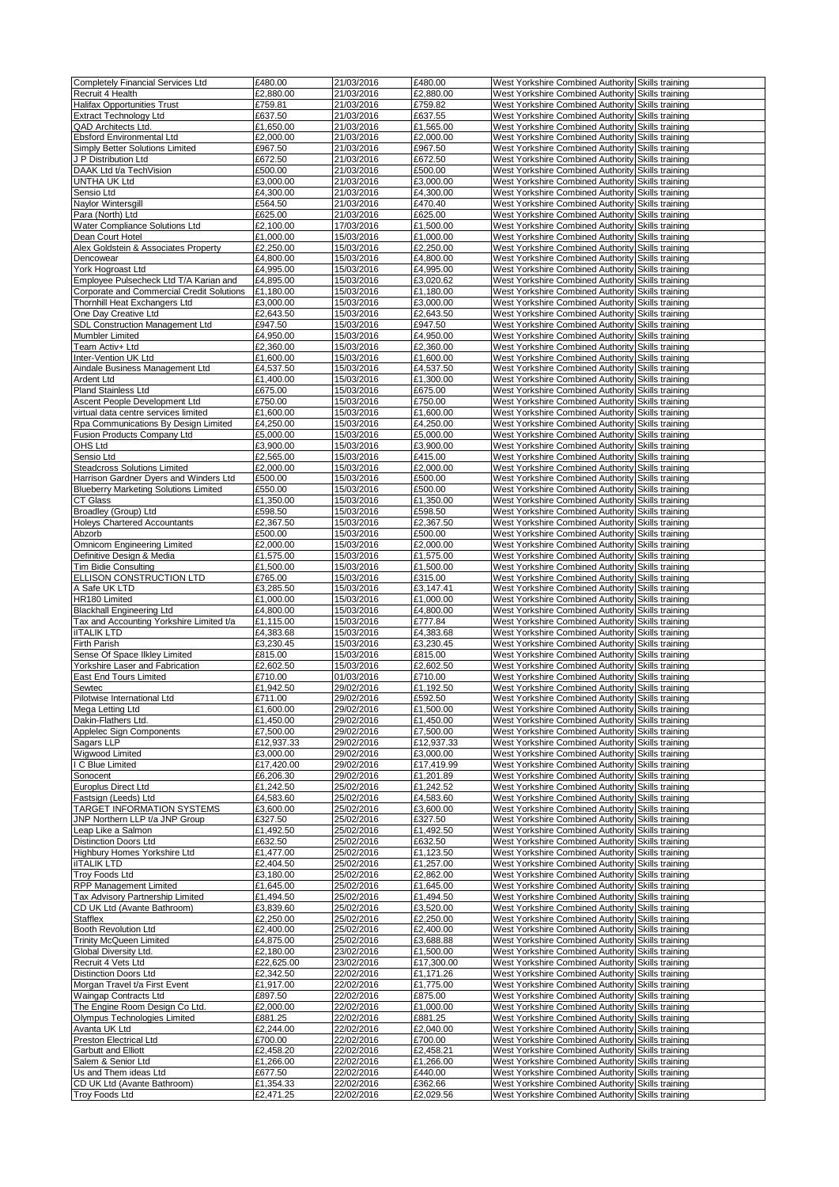| | | | | | |
|---|---|---|---|---|---|
| Completely Financial Services Ltd | £480.00 | 21/03/2016 | £480.00 | West Yorkshire Combined Authority | Skills training |
| Recruit 4 Health | £2,880.00 | 21/03/2016 | £2,880.00 | West Yorkshire Combined Authority | Skills training |
| Halifax Opportunities Trust | £759.81 | 21/03/2016 | £759.82 | West Yorkshire Combined Authority | Skills training |
| Extract Technology Ltd | £637.50 | 21/03/2016 | £637.55 | West Yorkshire Combined Authority | Skills training |
| QAD Architects Ltd. | £1,650.00 | 21/03/2016 | £1,565.00 | West Yorkshire Combined Authority | Skills training |
| Ebsford Environmental Ltd | £2,000.00 | 21/03/2016 | £2,000.00 | West Yorkshire Combined Authority | Skills training |
| Simply Better Solutions Limited | £967.50 | 21/03/2016 | £967.50 | West Yorkshire Combined Authority | Skills training |
| J P Distribution Ltd | £672.50 | 21/03/2016 | £672.50 | West Yorkshire Combined Authority | Skills training |
| DAAK Ltd t/a TechVision | £500.00 | 21/03/2016 | £500.00 | West Yorkshire Combined Authority | Skills training |
| UNTHA UK Ltd | £3,000.00 | 21/03/2016 | £3,000.00 | West Yorkshire Combined Authority | Skills training |
| Sensio Ltd | £4,300.00 | 21/03/2016 | £4,300.00 | West Yorkshire Combined Authority | Skills training |
| Naylor Wintersgill | £564.50 | 21/03/2016 | £470.40 | West Yorkshire Combined Authority | Skills training |
| Para (North) Ltd | £625.00 | 21/03/2016 | £625.00 | West Yorkshire Combined Authority | Skills training |
| Water Compliance Solutions Ltd | £2,100.00 | 17/03/2016 | £1,500.00 | West Yorkshire Combined Authority | Skills training |
| Dean Court Hotel | £1,000.00 | 15/03/2016 | £1,000.00 | West Yorkshire Combined Authority | Skills training |
| Alex Goldstein & Associates Property | £2,250.00 | 15/03/2016 | £2,250.00 | West Yorkshire Combined Authority | Skills training |
| Dencowear | £4,800.00 | 15/03/2016 | £4,800.00 | West Yorkshire Combined Authority | Skills training |
| York Hogroast Ltd | £4,995.00 | 15/03/2016 | £4,995.00 | West Yorkshire Combined Authority | Skills training |
| Employee Pulsecheck Ltd T/A Karian and | £4,895.00 | 15/03/2016 | £3,020.62 | West Yorkshire Combined Authority | Skills training |
| Corporate and Commercial Credit Solutions | £1,180.00 | 15/03/2016 | £1,180.00 | West Yorkshire Combined Authority | Skills training |
| Thornhill Heat Exchangers Ltd | £3,000.00 | 15/03/2016 | £3,000.00 | West Yorkshire Combined Authority | Skills training |
| One Day Creative Ltd | £2,643.50 | 15/03/2016 | £2,643.50 | West Yorkshire Combined Authority | Skills training |
| SDL Construction Management Ltd | £947.50 | 15/03/2016 | £947.50 | West Yorkshire Combined Authority | Skills training |
| Mumbler Limited | £4,950.00 | 15/03/2016 | £4,950.00 | West Yorkshire Combined Authority | Skills training |
| Team Activ+ Ltd | £2,360.00 | 15/03/2016 | £2,360.00 | West Yorkshire Combined Authority | Skills training |
| Inter-Vention UK Ltd | £1,600.00 | 15/03/2016 | £1,600.00 | West Yorkshire Combined Authority | Skills training |
| Aindale Business Management Ltd | £4,537.50 | 15/03/2016 | £4,537.50 | West Yorkshire Combined Authority | Skills training |
| Ardent Ltd | £1,400.00 | 15/03/2016 | £1,300.00 | West Yorkshire Combined Authority | Skills training |
| Pland Stainless Ltd | £675.00 | 15/03/2016 | £675.00 | West Yorkshire Combined Authority | Skills training |
| Ascent People Development Ltd | £750.00 | 15/03/2016 | £750.00 | West Yorkshire Combined Authority | Skills training |
| virtual data centre services limited | £1,600.00 | 15/03/2016 | £1,600.00 | West Yorkshire Combined Authority | Skills training |
| Rpa Communications By Design Limited | £4,250.00 | 15/03/2016 | £4,250.00 | West Yorkshire Combined Authority | Skills training |
| Fusion Products Company Ltd | £5,000.00 | 15/03/2016 | £5,000.00 | West Yorkshire Combined Authority | Skills training |
| OHS Ltd | £3,900.00 | 15/03/2016 | £3,900.00 | West Yorkshire Combined Authority | Skills training |
| Sensio Ltd | £2,565.00 | 15/03/2016 | £415.00 | West Yorkshire Combined Authority | Skills training |
| Steadcross Solutions Limited | £2,000.00 | 15/03/2016 | £2,000.00 | West Yorkshire Combined Authority | Skills training |
| Harrison Gardner Dyers and Winders Ltd | £500.00 | 15/03/2016 | £500.00 | West Yorkshire Combined Authority | Skills training |
| Blueberry Marketing Solutions Limited | £550.00 | 15/03/2016 | £500.00 | West Yorkshire Combined Authority | Skills training |
| CT Glass | £1,350.00 | 15/03/2016 | £1,350.00 | West Yorkshire Combined Authority | Skills training |
| Broadley (Group) Ltd | £598.50 | 15/03/2016 | £598.50 | West Yorkshire Combined Authority | Skills training |
| Holeys Chartered Accountants | £2,367.50 | 15/03/2016 | £2,367.50 | West Yorkshire Combined Authority | Skills training |
| Abzorb | £500.00 | 15/03/2016 | £500.00 | West Yorkshire Combined Authority | Skills training |
| Omnicom Engineering Limited | £2,000.00 | 15/03/2016 | £2,000.00 | West Yorkshire Combined Authority | Skills training |
| Definitive Design & Media | £1,575.00 | 15/03/2016 | £1,575.00 | West Yorkshire Combined Authority | Skills training |
| Tim Bidie Consulting | £1,500.00 | 15/03/2016 | £1,500.00 | West Yorkshire Combined Authority | Skills training |
| ELLISON CONSTRUCTION LTD | £765.00 | 15/03/2016 | £315.00 | West Yorkshire Combined Authority | Skills training |
| A Safe UK LTD | £3,285.50 | 15/03/2016 | £3,147.41 | West Yorkshire Combined Authority | Skills training |
| HR180 Limited | £1,000.00 | 15/03/2016 | £1,000.00 | West Yorkshire Combined Authority | Skills training |
| Blackhall Engineering Ltd | £4,800.00 | 15/03/2016 | £4,800.00 | West Yorkshire Combined Authority | Skills training |
| Tax and Accounting Yorkshire Limited t/a | £1,115.00 | 15/03/2016 | £777.84 | West Yorkshire Combined Authority | Skills training |
| iITALIK LTD | £4,383.68 | 15/03/2016 | £4,383.68 | West Yorkshire Combined Authority | Skills training |
| Firth Parish | £3,230.45 | 15/03/2016 | £3,230.45 | West Yorkshire Combined Authority | Skills training |
| Sense Of Space Ilkley Limited | £815.00 | 15/03/2016 | £815.00 | West Yorkshire Combined Authority | Skills training |
| Yorkshire Laser and Fabrication | £2,602.50 | 15/03/2016 | £2,602.50 | West Yorkshire Combined Authority | Skills training |
| East End Tours Limited | £710.00 | 01/03/2016 | £710.00 | West Yorkshire Combined Authority | Skills training |
| Sewtec | £1,942.50 | 29/02/2016 | £1,192.50 | West Yorkshire Combined Authority | Skills training |
| Pilotwise International Ltd | £711.00 | 29/02/2016 | £592.50 | West Yorkshire Combined Authority | Skills training |
| Mega Letting Ltd | £1,600.00 | 29/02/2016 | £1,500.00 | West Yorkshire Combined Authority | Skills training |
| Dakin-Flathers Ltd. | £1,450.00 | 29/02/2016 | £1,450.00 | West Yorkshire Combined Authority | Skills training |
| Applelec Sign Components | £7,500.00 | 29/02/2016 | £7,500.00 | West Yorkshire Combined Authority | Skills training |
| Sagars LLP | £12,937.33 | 29/02/2016 | £12,937.33 | West Yorkshire Combined Authority | Skills training |
| Wigwood Limited | £3,000.00 | 29/02/2016 | £3,000.00 | West Yorkshire Combined Authority | Skills training |
| I C Blue Limited | £17,420.00 | 29/02/2016 | £17,419.99 | West Yorkshire Combined Authority | Skills training |
| Sonocent | £6,206.30 | 29/02/2016 | £1,201.89 | West Yorkshire Combined Authority | Skills training |
| Europlus Direct Ltd | £1,242.50 | 25/02/2016 | £1,242.52 | West Yorkshire Combined Authority | Skills training |
| Fastsign (Leeds) Ltd | £4,583.60 | 25/02/2016 | £4,583.60 | West Yorkshire Combined Authority | Skills training |
| TARGET INFORMATION SYSTEMS | £3,600.00 | 25/02/2016 | £3,600.00 | West Yorkshire Combined Authority | Skills training |
| JNP Northern LLP t/a JNP Group | £327.50 | 25/02/2016 | £327.50 | West Yorkshire Combined Authority | Skills training |
| Leap Like a Salmon | £1,492.50 | 25/02/2016 | £1,492.50 | West Yorkshire Combined Authority | Skills training |
| Distinction Doors Ltd | £632.50 | 25/02/2016 | £632.50 | West Yorkshire Combined Authority | Skills training |
| Highbury Homes Yorkshire Ltd | £1,477.00 | 25/02/2016 | £1,123.50 | West Yorkshire Combined Authority | Skills training |
| iITALIK LTD | £2,404.50 | 25/02/2016 | £1,257.00 | West Yorkshire Combined Authority | Skills training |
| Troy Foods Ltd | £3,180.00 | 25/02/2016 | £2,862.00 | West Yorkshire Combined Authority | Skills training |
| RPP Management Limited | £1,645.00 | 25/02/2016 | £1,645.00 | West Yorkshire Combined Authority | Skills training |
| Tax Advisory Partnership Limited | £1,494.50 | 25/02/2016 | £1,494.50 | West Yorkshire Combined Authority | Skills training |
| CD UK Ltd (Avante Bathroom) | £3,839.60 | 25/02/2016 | £3,520.00 | West Yorkshire Combined Authority | Skills training |
| Staffiex | £2,250.00 | 25/02/2016 | £2,250.00 | West Yorkshire Combined Authority | Skills training |
| Booth Revolution Ltd | £2,400.00 | 25/02/2016 | £2,400.00 | West Yorkshire Combined Authority | Skills training |
| Trinity McQueen Limited | £4,875.00 | 25/02/2016 | £3,688.88 | West Yorkshire Combined Authority | Skills training |
| Global Diversity Ltd. | £2,180.00 | 23/02/2016 | £1,500.00 | West Yorkshire Combined Authority | Skills training |
| Recruit 4 Vets Ltd | £22,625.00 | 23/02/2016 | £17,300.00 | West Yorkshire Combined Authority | Skills training |
| Distinction Doors Ltd | £2,342.50 | 22/02/2016 | £1,171.26 | West Yorkshire Combined Authority | Skills training |
| Morgan Travel t/a First Event | £1,917.00 | 22/02/2016 | £1,775.00 | West Yorkshire Combined Authority | Skills training |
| Waingap Contracts Ltd | £897.50 | 22/02/2016 | £875.00 | West Yorkshire Combined Authority | Skills training |
| The Engine Room Design Co Ltd. | £2,000.00 | 22/02/2016 | £1,000.00 | West Yorkshire Combined Authority | Skills training |
| Olympus Technologies Limited | £881.25 | 22/02/2016 | £881.25 | West Yorkshire Combined Authority | Skills training |
| Avanta UK Ltd | £2,244.00 | 22/02/2016 | £2,040.00 | West Yorkshire Combined Authority | Skills training |
| Preston Electrical Ltd | £700.00 | 22/02/2016 | £700.00 | West Yorkshire Combined Authority | Skills training |
| Garbutt and Elliott | £2,458.20 | 22/02/2016 | £2,458.21 | West Yorkshire Combined Authority | Skills training |
| Salem & Senior Ltd | £1,266.00 | 22/02/2016 | £1,266.00 | West Yorkshire Combined Authority | Skills training |
| Us and Them ideas Ltd | £677.50 | 22/02/2016 | £440.00 | West Yorkshire Combined Authority | Skills training |
| CD UK Ltd (Avante Bathroom) | £1,354.33 | 22/02/2016 | £362.66 | West Yorkshire Combined Authority | Skills training |
| Troy Foods Ltd | £2,471.25 | 22/02/2016 | £2,029.56 | West Yorkshire Combined Authority | Skills training |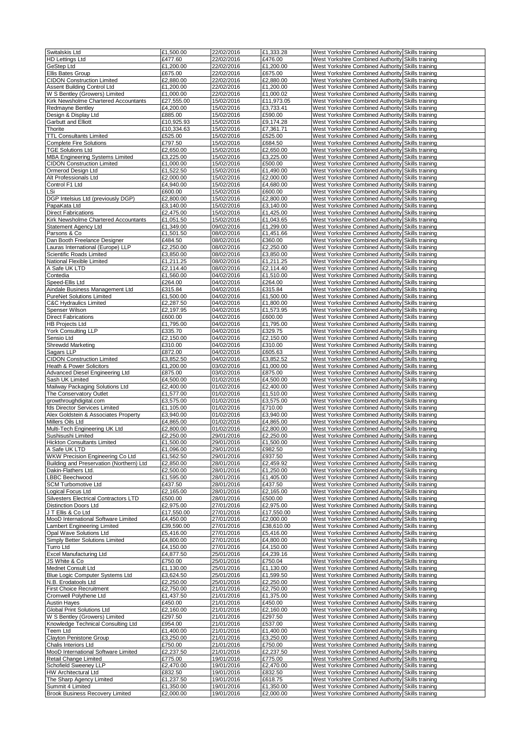| | | | | | |
|---|---|---|---|---|---|
| Switalskis Ltd | £1,500.00 | 22/02/2016 | £1,333.28 | West Yorkshire Combined Authority | Skills training |
| HD Lettings Ltd | £477.60 | 22/02/2016 | £476.00 | West Yorkshire Combined Authority | Skills training |
| GeStep Ltd | £1,200.00 | 22/02/2016 | £1,200.00 | West Yorkshire Combined Authority | Skills training |
| Ellis Bates Group | £675.00 | 22/02/2016 | £675.00 | West Yorkshire Combined Authority | Skills training |
| CIDON Construction Limited | £2,880.00 | 22/02/2016 | £2,880.00 | West Yorkshire Combined Authority | Skills training |
| Assent Building Control Ltd | £1,200.00 | 22/02/2016 | £1,200.00 | West Yorkshire Combined Authority | Skills training |
| W S Bentley (Growers) Limited | £1,000.00 | 22/02/2016 | £1,000.02 | West Yorkshire Combined Authority | Skills training |
| Kirk Newsholme Chartered Accountants | £27,555.00 | 15/02/2016 | £11,973.05 | West Yorkshire Combined Authority | Skills training |
| Redmayne Bentley | £4,200.00 | 15/02/2016 | £3,733.41 | West Yorkshire Combined Authority | Skills training |
| Design & Display Ltd | £885.00 | 15/02/2016 | £590.00 | West Yorkshire Combined Authority | Skills training |
| Garbutt and Elliott | £10,925.93 | 15/02/2016 | £9,174.28 | West Yorkshire Combined Authority | Skills training |
| Thorite | £10,334.63 | 15/02/2016 | £7,361.71 | West Yorkshire Combined Authority | Skills training |
| TTL Consultants Limited | £525.00 | 15/02/2016 | £525.00 | West Yorkshire Combined Authority | Skills training |
| Complete Fire Solutions | £797.50 | 15/02/2016 | £684.50 | West Yorkshire Combined Authority | Skills training |
| TGE Solutions Ltd | £2,650.00 | 15/02/2016 | £2,650.00 | West Yorkshire Combined Authority | Skills training |
| MBA Engineering Systems Limited | £3,225.00 | 15/02/2016 | £3,225.00 | West Yorkshire Combined Authority | Skills training |
| CIDON Construction Limited | £1,000.00 | 15/02/2016 | £500.00 | West Yorkshire Combined Authority | Skills training |
| Ormerod Design Ltd | £1,522.50 | 15/02/2016 | £1,490.00 | West Yorkshire Combined Authority | Skills training |
| Alt Professionals Ltd | £2,000.00 | 15/02/2016 | £2,000.00 | West Yorkshire Combined Authority | Skills training |
| Control F1 Ltd | £4,940.00 | 15/02/2016 | £4,680.00 | West Yorkshire Combined Authority | Skills training |
| LSi | £600.00 | 15/02/2016 | £600.00 | West Yorkshire Combined Authority | Skills training |
| DGP Intelsius Ltd (previously DGP) | £2,800.00 | 15/02/2016 | £2,800.00 | West Yorkshire Combined Authority | Skills training |
| PapaKata Ltd | £3,140.00 | 15/02/2016 | £3,140.00 | West Yorkshire Combined Authority | Skills training |
| Direct Fabrications | £2,475.00 | 15/02/2016 | £1,425.00 | West Yorkshire Combined Authority | Skills training |
| Kirk Newsholme Chartered Accountants | £1,051.50 | 15/02/2016 | £1,043.65 | West Yorkshire Combined Authority | Skills training |
| Statement Agency Ltd | £1,349.00 | 09/02/2016 | £1,299.00 | West Yorkshire Combined Authority | Skills training |
| Parsons & Co | £1,501.50 | 08/02/2016 | £1,451.66 | West Yorkshire Combined Authority | Skills training |
| Dan Booth Freelance Designer | £484.50 | 08/02/2016 | £360.00 | West Yorkshire Combined Authority | Skills training |
| Lauras International (Europe) LLP | £2,250.00 | 08/02/2016 | £2,250.00 | West Yorkshire Combined Authority | Skills training |
| Scientific Roads Limited | £3,850.00 | 08/02/2016 | £3,850.00 | West Yorkshire Combined Authority | Skills training |
| National Flexible Limited | £1,211.25 | 08/02/2016 | £1,211.25 | West Yorkshire Combined Authority | Skills training |
| A Safe UK LTD | £2,114.40 | 08/02/2016 | £2,114.40 | West Yorkshire Combined Authority | Skills training |
| Contedia | £1,560.00 | 04/02/2016 | £1,510.00 | West Yorkshire Combined Authority | Skills training |
| Speed-Ellis Ltd | £264.00 | 04/02/2016 | £264.00 | West Yorkshire Combined Authority | Skills training |
| Aindale Business Management Ltd | £315.84 | 04/02/2016 | £315.84 | West Yorkshire Combined Authority | Skills training |
| PureNet Solutions Limited | £1,500.00 | 04/02/2016 | £1,500.00 | West Yorkshire Combined Authority | Skills training |
| C&C Hydraulics Limited | £2,287.50 | 04/02/2016 | £1,800.00 | West Yorkshire Combined Authority | Skills training |
| Spenser Wilson | £2,197.95 | 04/02/2016 | £1,573.95 | West Yorkshire Combined Authority | Skills training |
| Direct Fabrications | £600.00 | 04/02/2016 | £600.00 | West Yorkshire Combined Authority | Skills training |
| HB Projects Ltd | £1,795.00 | 04/02/2016 | £1,795.00 | West Yorkshire Combined Authority | Skills training |
| York Consulting LLP | £335.70 | 04/02/2016 | £329.75 | West Yorkshire Combined Authority | Skills training |
| Sensio Ltd | £2,150.00 | 04/02/2016 | £2,150.00 | West Yorkshire Combined Authority | Skills training |
| Shrewdd Marketing | £310.00 | 04/02/2016 | £310.00 | West Yorkshire Combined Authority | Skills training |
| Sagars LLP | £872.00 | 04/02/2016 | £605.63 | West Yorkshire Combined Authority | Skills training |
| CIDON Construction Limited | £3,852.50 | 04/02/2016 | £3,852.52 | West Yorkshire Combined Authority | Skills training |
| Heath & Power Solicitors | £1,200.00 | 03/02/2016 | £1,000.00 | West Yorkshire Combined Authority | Skills training |
| Advanced Diesel Engineering Ltd | £875.00 | 03/02/2016 | £875.00 | West Yorkshire Combined Authority | Skills training |
| Sash UK Limited | £4,500.00 | 01/02/2016 | £4,500.00 | West Yorkshire Combined Authority | Skills training |
| Mailway Packaging Solutions Ltd | £2,400.00 | 01/02/2016 | £2,400.00 | West Yorkshire Combined Authority | Skills training |
| The Conservatory Outlet | £1,577.00 | 01/02/2016 | £1,510.00 | West Yorkshire Combined Authority | Skills training |
| growthroughdigital.com | £3,575.00 | 01/02/2016 | £3,575.00 | West Yorkshire Combined Authority | Skills training |
| fds Director Services Limited | £1,105.00 | 01/02/2016 | £710.00 | West Yorkshire Combined Authority | Skills training |
| Alex Goldstein & Associates Property | £3,940.00 | 01/02/2016 | £3,940.00 | West Yorkshire Combined Authority | Skills training |
| Millers Oils Ltd | £4,865.00 | 01/02/2016 | £4,865.00 | West Yorkshire Combined Authority | Skills training |
| Multi-Tech Engineering UK Ltd | £2,800.00 | 01/02/2016 | £2,800.00 | West Yorkshire Combined Authority | Skills training |
| Sushisushi Limited | £2,250.00 | 29/01/2016 | £2,250.00 | West Yorkshire Combined Authority | Skills training |
| Hickton Consultants Limited | £1,500.00 | 29/01/2016 | £1,500.00 | West Yorkshire Combined Authority | Skills training |
| A Safe UK LTD | £1,096.00 | 29/01/2016 | £982.50 | West Yorkshire Combined Authority | Skills training |
| WKW Precision Engineering Co Ltd | £1,562.50 | 29/01/2016 | £937.50 | West Yorkshire Combined Authority | Skills training |
| Building and Preservation (Northern) Ltd | £2,850.00 | 28/01/2016 | £2,459.92 | West Yorkshire Combined Authority | Skills training |
| Dakin-Flathers Ltd. | £2,500.00 | 28/01/2016 | £1,250.00 | West Yorkshire Combined Authority | Skills training |
| LBBC Beechwood | £1,595.00 | 28/01/2016 | £1,405.00 | West Yorkshire Combined Authority | Skills training |
| SCM Turbomotive Ltd | £437.50 | 28/01/2016 | £437.50 | West Yorkshire Combined Authority | Skills training |
| Logical Focus Ltd | £2,165.00 | 28/01/2016 | £2,165.00 | West Yorkshire Combined Authority | Skills training |
| Silvesters Electrical Contractors LTD | £500.00 | 28/01/2016 | £500.00 | West Yorkshire Combined Authority | Skills training |
| Distinction Doors Ltd | £2,975.00 | 27/01/2016 | £2,975.00 | West Yorkshire Combined Authority | Skills training |
| J T Ellis & Co Ltd | £17,550.00 | 27/01/2016 | £17,550.00 | West Yorkshire Combined Authority | Skills training |
| MooD International Software Limited | £4,450.00 | 27/01/2016 | £2,000.00 | West Yorkshire Combined Authority | Skills training |
| Lambert Engineering Limited | £39,590.00 | 27/01/2016 | £38,610.00 | West Yorkshire Combined Authority | Skills training |
| Opal Wave Solutions Ltd | £5,416.00 | 27/01/2016 | £5,416.00 | West Yorkshire Combined Authority | Skills training |
| Simply Better Solutions Limited | £4,800.00 | 27/01/2016 | £4,800.00 | West Yorkshire Combined Authority | Skills training |
| Turro Ltd | £4,150.00 | 27/01/2016 | £4,150.00 | West Yorkshire Combined Authority | Skills training |
| Excel Manufacturing Ltd | £4,877.50 | 25/01/2016 | £4,239.16 | West Yorkshire Combined Authority | Skills training |
| JS White & Co | £750.00 | 25/01/2016 | £750.04 | West Yorkshire Combined Authority | Skills training |
| Mednet Consult Ltd | £1,130.00 | 25/01/2016 | £1,130.00 | West Yorkshire Combined Authority | Skills training |
| Blue Logic Computer Systems Ltd | £3,624.50 | 25/01/2016 | £1,599.50 | West Yorkshire Combined Authority | Skills training |
| N.B. Erodatools Ltd | £2,250.00 | 25/01/2016 | £2,250.00 | West Yorkshire Combined Authority | Skills training |
| First Choice Recruitment | £2,750.00 | 21/01/2016 | £2,750.00 | West Yorkshire Combined Authority | Skills training |
| Cromwell Polythene Ltd | £1,437.50 | 21/01/2016 | £1,375.00 | West Yorkshire Combined Authority | Skills training |
| Austin Hayes | £450.00 | 21/01/2016 | £450.00 | West Yorkshire Combined Authority | Skills training |
| Global Print Solutions Ltd | £2,160.00 | 21/01/2016 | £2,160.00 | West Yorkshire Combined Authority | Skills training |
| W S Bentley (Growers) Limited | £297.50 | 21/01/2016 | £297.50 | West Yorkshire Combined Authority | Skills training |
| Knowledge Technical Consulting Ltd | £954.00 | 21/01/2016 | £537.00 | West Yorkshire Combined Authority | Skills training |
| Teem Ltd | £1,400.00 | 21/01/2016 | £1,400.00 | West Yorkshire Combined Authority | Skills training |
| Clayton Penistone Group | £3,250.00 | 21/01/2016 | £3,250.00 | West Yorkshire Combined Authority | Skills training |
| Chalis Interiors Ltd | £750.00 | 21/01/2016 | £750.00 | West Yorkshire Combined Authority | Skills training |
| MooD International Software Limited | £2,237.50 | 21/01/2016 | £2,237.50 | West Yorkshire Combined Authority | Skills training |
| Retail Change Limited | £775.00 | 19/01/2016 | £775.00 | West Yorkshire Combined Authority | Skills training |
| Schofield Sweeney LLP | £2,470.00 | 19/01/2016 | £2,470.00 | West Yorkshire Combined Authority | Skills training |
| HW Architectural Ltd | £832.50 | 19/01/2016 | £832.50 | West Yorkshire Combined Authority | Skills training |
| The Sharp Agency Limited | £1,237.50 | 19/01/2016 | £618.75 | West Yorkshire Combined Authority | Skills training |
| Summit 4 Limited | £1,350.00 | 19/01/2016 | £1,350.00 | West Yorkshire Combined Authority | Skills training |
| Brook Business Recovery Limited | £2,000.00 | 19/01/2016 | £2,000.00 | West Yorkshire Combined Authority | Skills training |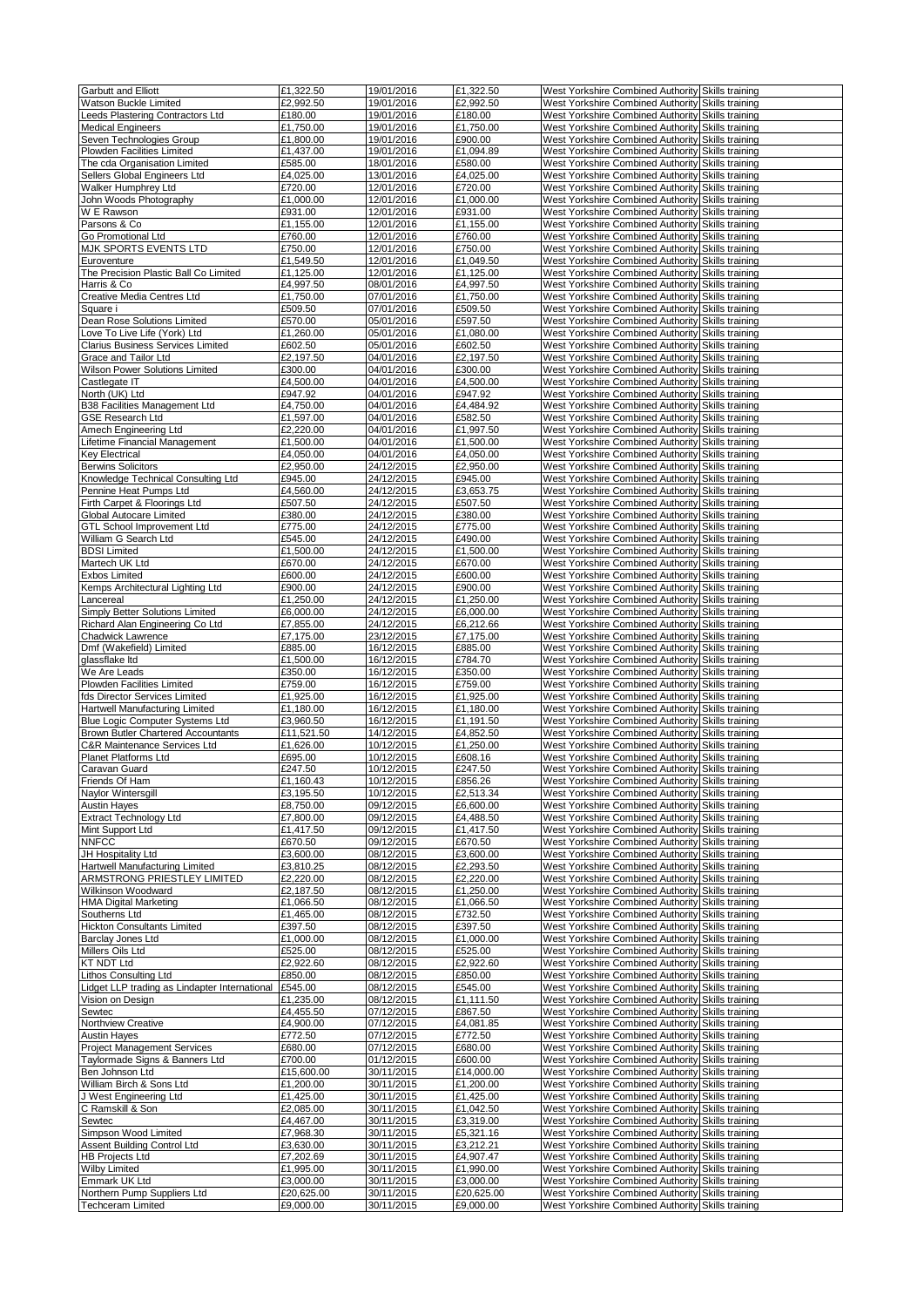| | | | | | |
|---|---|---|---|---|---|
| Garbutt and Elliott | £1,322.50 | 19/01/2016 | £1,322.50 | West Yorkshire Combined Authority | Skills training |
| Watson Buckle Limited | £2,992.50 | 19/01/2016 | £2,992.50 | West Yorkshire Combined Authority | Skills training |
| Leeds Plastering Contractors Ltd | £180.00 | 19/01/2016 | £180.00 | West Yorkshire Combined Authority | Skills training |
| Medical Engineers | £1,750.00 | 19/01/2016 | £1,750.00 | West Yorkshire Combined Authority | Skills training |
| Seven Technologies Group | £1,800.00 | 19/01/2016 | £900.00 | West Yorkshire Combined Authority | Skills training |
| Plowden Facilities Limited | £1,437.00 | 19/01/2016 | £1,094.89 | West Yorkshire Combined Authority | Skills training |
| The cda Organisation Limited | £585.00 | 18/01/2016 | £580.00 | West Yorkshire Combined Authority | Skills training |
| Sellers Global Engineers Ltd | £4,025.00 | 13/01/2016 | £4,025.00 | West Yorkshire Combined Authority | Skills training |
| Walker Humphrey Ltd | £720.00 | 12/01/2016 | £720.00 | West Yorkshire Combined Authority | Skills training |
| John Woods Photography | £1,000.00 | 12/01/2016 | £1,000.00 | West Yorkshire Combined Authority | Skills training |
| W E Rawson | £931.00 | 12/01/2016 | £931.00 | West Yorkshire Combined Authority | Skills training |
| Parsons & Co | £1,155.00 | 12/01/2016 | £1,155.00 | West Yorkshire Combined Authority | Skills training |
| Go Promotional Ltd | £760.00 | 12/01/2016 | £760.00 | West Yorkshire Combined Authority | Skills training |
| MJK SPORTS EVENTS LTD | £750.00 | 12/01/2016 | £750.00 | West Yorkshire Combined Authority | Skills training |
| Euroventure | £1,549.50 | 12/01/2016 | £1,049.50 | West Yorkshire Combined Authority | Skills training |
| The Precision Plastic Ball Co Limited | £1,125.00 | 12/01/2016 | £1,125.00 | West Yorkshire Combined Authority | Skills training |
| Harris & Co | £4,997.50 | 08/01/2016 | £4,997.50 | West Yorkshire Combined Authority | Skills training |
| Creative Media Centres Ltd | £1,750.00 | 07/01/2016 | £1,750.00 | West Yorkshire Combined Authority | Skills training |
| Square i | £509.50 | 07/01/2016 | £509.50 | West Yorkshire Combined Authority | Skills training |
| Dean Rose Solutions Limited | £570.00 | 05/01/2016 | £597.50 | West Yorkshire Combined Authority | Skills training |
| Love To Live Life (York) Ltd | £1,260.00 | 05/01/2016 | £1,080.00 | West Yorkshire Combined Authority | Skills training |
| Clarius Business Services Limited | £602.50 | 05/01/2016 | £602.50 | West Yorkshire Combined Authority | Skills training |
| Grace and Tailor Ltd | £2,197.50 | 04/01/2016 | £2,197.50 | West Yorkshire Combined Authority | Skills training |
| Wilson Power Solutions Limited | £300.00 | 04/01/2016 | £300.00 | West Yorkshire Combined Authority | Skills training |
| Castlegate IT | £4,500.00 | 04/01/2016 | £4,500.00 | West Yorkshire Combined Authority | Skills training |
| North (UK) Ltd | £947.92 | 04/01/2016 | £947.92 | West Yorkshire Combined Authority | Skills training |
| B38 Facilities Management Ltd | £4,750.00 | 04/01/2016 | £4,484.92 | West Yorkshire Combined Authority | Skills training |
| GSE Research Ltd | £1,597.00 | 04/01/2016 | £582.50 | West Yorkshire Combined Authority | Skills training |
| Amech Engineering Ltd | £2,220.00 | 04/01/2016 | £1,997.50 | West Yorkshire Combined Authority | Skills training |
| Lifetime Financial Management | £1,500.00 | 04/01/2016 | £1,500.00 | West Yorkshire Combined Authority | Skills training |
| Key Electrical | £4,050.00 | 04/01/2016 | £4,050.00 | West Yorkshire Combined Authority | Skills training |
| Berwins Solicitors | £2,950.00 | 24/12/2015 | £2,950.00 | West Yorkshire Combined Authority | Skills training |
| Knowledge Technical Consulting Ltd | £945.00 | 24/12/2015 | £945.00 | West Yorkshire Combined Authority | Skills training |
| Pennine Heat Pumps Ltd | £4,560.00 | 24/12/2015 | £3,653.75 | West Yorkshire Combined Authority | Skills training |
| Firth Carpet & Floorings Ltd | £507.50 | 24/12/2015 | £507.50 | West Yorkshire Combined Authority | Skills training |
| Global Autocare Limited | £380.00 | 24/12/2015 | £380.00 | West Yorkshire Combined Authority | Skills training |
| GTL School Improvement Ltd | £775.00 | 24/12/2015 | £775.00 | West Yorkshire Combined Authority | Skills training |
| William G Search Ltd | £545.00 | 24/12/2015 | £490.00 | West Yorkshire Combined Authority | Skills training |
| BDSI Limited | £1,500.00 | 24/12/2015 | £1,500.00 | West Yorkshire Combined Authority | Skills training |
| Martech UK Ltd | £670.00 | 24/12/2015 | £670.00 | West Yorkshire Combined Authority | Skills training |
| Exbos Limited | £600.00 | 24/12/2015 | £600.00 | West Yorkshire Combined Authority | Skills training |
| Kemps Architectural Lighting Ltd | £900.00 | 24/12/2015 | £900.00 | West Yorkshire Combined Authority | Skills training |
| Lancereal | £1,250.00 | 24/12/2015 | £1,250.00 | West Yorkshire Combined Authority | Skills training |
| Simply Better Solutions Limited | £6,000.00 | 24/12/2015 | £6,000.00 | West Yorkshire Combined Authority | Skills training |
| Richard Alan Engineering Co Ltd | £7,855.00 | 24/12/2015 | £6,212.66 | West Yorkshire Combined Authority | Skills training |
| Chadwick Lawrence | £7,175.00 | 23/12/2015 | £7,175.00 | West Yorkshire Combined Authority | Skills training |
| Dmf (Wakefield) Limited | £885.00 | 16/12/2015 | £885.00 | West Yorkshire Combined Authority | Skills training |
| glassflake ltd | £1,500.00 | 16/12/2015 | £784.70 | West Yorkshire Combined Authority | Skills training |
| We Are Leads | £350.00 | 16/12/2015 | £350.00 | West Yorkshire Combined Authority | Skills training |
| Plowden Facilities Limited | £759.00 | 16/12/2015 | £759.00 | West Yorkshire Combined Authority | Skills training |
| fds Director Services Limited | £1,925.00 | 16/12/2015 | £1,925.00 | West Yorkshire Combined Authority | Skills training |
| Hartwell Manufacturing Limited | £1,180.00 | 16/12/2015 | £1,180.00 | West Yorkshire Combined Authority | Skills training |
| Blue Logic Computer Systems Ltd | £3,960.50 | 16/12/2015 | £1,191.50 | West Yorkshire Combined Authority | Skills training |
| Brown Butler Chartered Accountants | £11,521.50 | 14/12/2015 | £4,852.50 | West Yorkshire Combined Authority | Skills training |
| C&R Maintenance Services Ltd | £1,626.00 | 10/12/2015 | £1,250.00 | West Yorkshire Combined Authority | Skills training |
| Planet Platforms Ltd | £695.00 | 10/12/2015 | £608.16 | West Yorkshire Combined Authority | Skills training |
| Caravan Guard | £247.50 | 10/12/2015 | £247.50 | West Yorkshire Combined Authority | Skills training |
| Friends Of Ham | £1,160.43 | 10/12/2015 | £856.26 | West Yorkshire Combined Authority | Skills training |
| Naylor Wintersgill | £3,195.50 | 10/12/2015 | £2,513.34 | West Yorkshire Combined Authority | Skills training |
| Austin Hayes | £8,750.00 | 09/12/2015 | £6,600.00 | West Yorkshire Combined Authority | Skills training |
| Extract Technology Ltd | £7,800.00 | 09/12/2015 | £4,488.50 | West Yorkshire Combined Authority | Skills training |
| Mint Support Ltd | £1,417.50 | 09/12/2015 | £1,417.50 | West Yorkshire Combined Authority | Skills training |
| NNFCC | £670.50 | 09/12/2015 | £670.50 | West Yorkshire Combined Authority | Skills training |
| JH Hospitality Ltd | £3,600.00 | 08/12/2015 | £3,600.00 | West Yorkshire Combined Authority | Skills training |
| Hartwell Manufacturing Limited | £3,810.25 | 08/12/2015 | £2,293.50 | West Yorkshire Combined Authority | Skills training |
| ARMSTRONG PRIESTLEY LIMITED | £2,220.00 | 08/12/2015 | £2,220.00 | West Yorkshire Combined Authority | Skills training |
| Wilkinson Woodward | £2,187.50 | 08/12/2015 | £1,250.00 | West Yorkshire Combined Authority | Skills training |
| HMA Digital Marketing | £1,066.50 | 08/12/2015 | £1,066.50 | West Yorkshire Combined Authority | Skills training |
| Southerns Ltd | £1,465.00 | 08/12/2015 | £732.50 | West Yorkshire Combined Authority | Skills training |
| Hickton Consultants Limited | £397.50 | 08/12/2015 | £397.50 | West Yorkshire Combined Authority | Skills training |
| Barclay Jones Ltd | £1,000.00 | 08/12/2015 | £1,000.00 | West Yorkshire Combined Authority | Skills training |
| Millers Oils Ltd | £525.00 | 08/12/2015 | £525.00 | West Yorkshire Combined Authority | Skills training |
| KT NDT Ltd | £2,922.60 | 08/12/2015 | £2,922.60 | West Yorkshire Combined Authority | Skills training |
| Lithos Consulting Ltd | £850.00 | 08/12/2015 | £850.00 | West Yorkshire Combined Authority | Skills training |
| Lidget LLP trading as Lindapter International | £545.00 | 08/12/2015 | £545.00 | West Yorkshire Combined Authority | Skills training |
| Vision on Design | £1,235.00 | 08/12/2015 | £1,111.50 | West Yorkshire Combined Authority | Skills training |
| Sewtec | £4,455.50 | 07/12/2015 | £867.50 | West Yorkshire Combined Authority | Skills training |
| Northview Creative | £4,900.00 | 07/12/2015 | £4,081.85 | West Yorkshire Combined Authority | Skills training |
| Austin Hayes | £772.50 | 07/12/2015 | £772.50 | West Yorkshire Combined Authority | Skills training |
| Project Management Services | £680.00 | 07/12/2015 | £680.00 | West Yorkshire Combined Authority | Skills training |
| Taylormade Signs & Banners Ltd | £700.00 | 01/12/2015 | £600.00 | West Yorkshire Combined Authority | Skills training |
| Ben Johnson Ltd | £15,600.00 | 30/11/2015 | £14,000.00 | West Yorkshire Combined Authority | Skills training |
| William Birch & Sons Ltd | £1,200.00 | 30/11/2015 | £1,200.00 | West Yorkshire Combined Authority | Skills training |
| J West Engineering Ltd | £1,425.00 | 30/11/2015 | £1,425.00 | West Yorkshire Combined Authority | Skills training |
| C Ramskill & Son | £2,085.00 | 30/11/2015 | £1,042.50 | West Yorkshire Combined Authority | Skills training |
| Sewtec | £4,467.00 | 30/11/2015 | £3,319.00 | West Yorkshire Combined Authority | Skills training |
| Simpson Wood Limited | £7,968.30 | 30/11/2015 | £5,321.16 | West Yorkshire Combined Authority | Skills training |
| Assent Building Control Ltd | £3,630.00 | 30/11/2015 | £3,212.21 | West Yorkshire Combined Authority | Skills training |
| HB Projects Ltd | £7,202.69 | 30/11/2015 | £4,907.47 | West Yorkshire Combined Authority | Skills training |
| Wilby Limited | £1,995.00 | 30/11/2015 | £1,990.00 | West Yorkshire Combined Authority | Skills training |
| Emmark UK Ltd | £3,000.00 | 30/11/2015 | £3,000.00 | West Yorkshire Combined Authority | Skills training |
| Northern Pump Suppliers Ltd | £20,625.00 | 30/11/2015 | £20,625.00 | West Yorkshire Combined Authority | Skills training |
| Techceram Limited | £9,000.00 | 30/11/2015 | £9,000.00 | West Yorkshire Combined Authority | Skills training |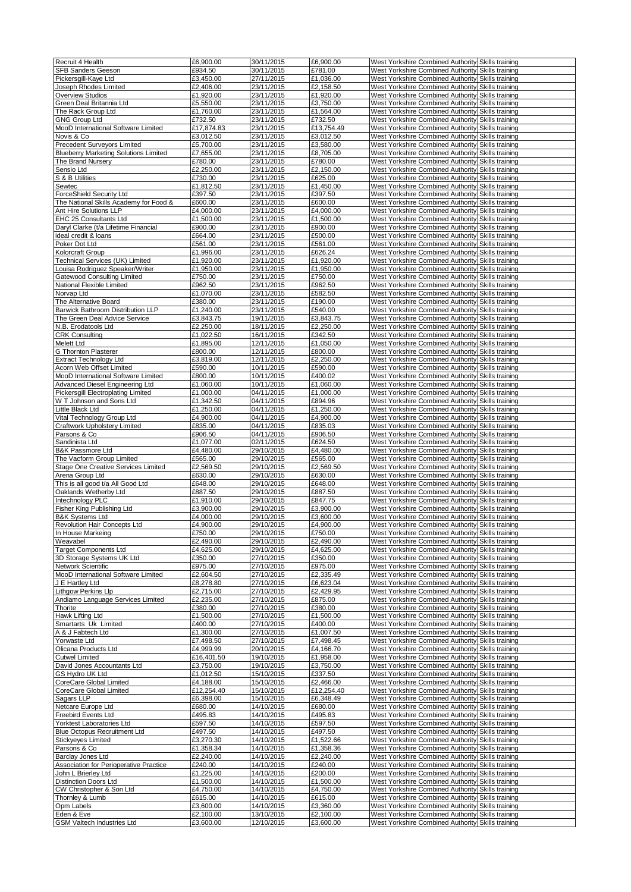| | | | | | |
|---|---|---|---|---|---|
| Recruit 4 Health | £6,900.00 | 30/11/2015 | £6,900.00 | West Yorkshire Combined Authority | Skills training |
| SFB Sanders Geeson | £934.50 | 30/11/2015 | £781.00 | West Yorkshire Combined Authority | Skills training |
| Pickersgill-Kaye Ltd | £3,450.00 | 27/11/2015 | £1,036.00 | West Yorkshire Combined Authority | Skills training |
| Joseph Rhodes Limited | £2,406.00 | 23/11/2015 | £2,158.50 | West Yorkshire Combined Authority | Skills training |
| Overview Studios | £1,920.00 | 23/11/2015 | £1,920.00 | West Yorkshire Combined Authority | Skills training |
| Green Deal Britannia Ltd | £5,550.00 | 23/11/2015 | £3,750.00 | West Yorkshire Combined Authority | Skills training |
| The Rack Group Ltd | £1,760.00 | 23/11/2015 | £1,564.00 | West Yorkshire Combined Authority | Skills training |
| GNG Group Ltd | £732.50 | 23/11/2015 | £732.50 | West Yorkshire Combined Authority | Skills training |
| MooD International Software Limited | £17,874.83 | 23/11/2015 | £13,754.49 | West Yorkshire Combined Authority | Skills training |
| Novis & Co | £3,012.50 | 23/11/2015 | £3,012.50 | West Yorkshire Combined Authority | Skills training |
| Precedent Surveyors Limited | £5,700.00 | 23/11/2015 | £3,580.00 | West Yorkshire Combined Authority | Skills training |
| Blueberry Marketing Solutions Limited | £7,655.00 | 23/11/2015 | £8,705.00 | West Yorkshire Combined Authority | Skills training |
| The Brand Nursery | £780.00 | 23/11/2015 | £780.00 | West Yorkshire Combined Authority | Skills training |
| Sensio Ltd | £2,250.00 | 23/11/2015 | £2,150.00 | West Yorkshire Combined Authority | Skills training |
| S & B Utilities | £730.00 | 23/11/2015 | £625.00 | West Yorkshire Combined Authority | Skills training |
| Sewtec | £1,812.50 | 23/11/2015 | £1,450.00 | West Yorkshire Combined Authority | Skills training |
| ForceShield Security Ltd | £397.50 | 23/11/2015 | £397.50 | West Yorkshire Combined Authority | Skills training |
| The National Skills Academy for Food & | £600.00 | 23/11/2015 | £600.00 | West Yorkshire Combined Authority | Skills training |
| Ant Hire Solutions LLP | £4,000.00 | 23/11/2015 | £4,000.00 | West Yorkshire Combined Authority | Skills training |
| EHC 25 Consultants Ltd | £1,500.00 | 23/11/2015 | £1,500.00 | West Yorkshire Combined Authority | Skills training |
| Daryl Clarke (t/a Lifetime Financial | £900.00 | 23/11/2015 | £900.00 | West Yorkshire Combined Authority | Skills training |
| ideal credit & loans | £664.00 | 23/11/2015 | £500.00 | West Yorkshire Combined Authority | Skills training |
| Poker Dot Ltd | £561.00 | 23/11/2015 | £561.00 | West Yorkshire Combined Authority | Skills training |
| Kolorcraft Group | £1,996.00 | 23/11/2015 | £626.24 | West Yorkshire Combined Authority | Skills training |
| Technical Services (UK) Limited | £1,920.00 | 23/11/2015 | £1,920.00 | West Yorkshire Combined Authority | Skills training |
| Louisa Rodriguez Speaker/Writer | £1,950.00 | 23/11/2015 | £1,950.00 | West Yorkshire Combined Authority | Skills training |
| Gatewood Consulting Limited | £750.00 | 23/11/2015 | £750.00 | West Yorkshire Combined Authority | Skills training |
| National Flexible Limited | £962.50 | 23/11/2015 | £962.50 | West Yorkshire Combined Authority | Skills training |
| Norvap Ltd | £1,070.00 | 23/11/2015 | £582.50 | West Yorkshire Combined Authority | Skills training |
| The Alternative Board | £380.00 | 23/11/2015 | £190.00 | West Yorkshire Combined Authority | Skills training |
| Barwick Bathroom Distribution LLP | £1,240.00 | 23/11/2015 | £540.00 | West Yorkshire Combined Authority | Skills training |
| The Green Deal Advice Service | £3,843.75 | 19/11/2015 | £3,843.75 | West Yorkshire Combined Authority | Skills training |
| N.B. Erodatools Ltd | £2,250.00 | 18/11/2015 | £2,250.00 | West Yorkshire Combined Authority | Skills training |
| CRK Consulting | £1,022.50 | 16/11/2015 | £342.50 | West Yorkshire Combined Authority | Skills training |
| Melett Ltd | £1,895.00 | 12/11/2015 | £1,050.00 | West Yorkshire Combined Authority | Skills training |
| G Thornton Plasterer | £800.00 | 12/11/2015 | £800.00 | West Yorkshire Combined Authority | Skills training |
| Extract Technology Ltd | £3,819.00 | 12/11/2015 | £2,250.00 | West Yorkshire Combined Authority | Skills training |
| Acorn Web Offset Limited | £590.00 | 10/11/2015 | £590.00 | West Yorkshire Combined Authority | Skills training |
| MooD International Software Limited | £800.00 | 10/11/2015 | £400.02 | West Yorkshire Combined Authority | Skills training |
| Advanced Diesel Engineering Ltd | £1,060.00 | 10/11/2015 | £1,060.00 | West Yorkshire Combined Authority | Skills training |
| Pickersgill Electroplating Limited | £1,000.00 | 04/11/2015 | £1,000.00 | West Yorkshire Combined Authority | Skills training |
| W T Johnson and Sons Ltd | £1,342.50 | 04/11/2015 | £894.96 | West Yorkshire Combined Authority | Skills training |
| Little Black Ltd | £1,250.00 | 04/11/2015 | £1,250.00 | West Yorkshire Combined Authority | Skills training |
| Vital Technology Group Ltd | £4,900.00 | 04/11/2015 | £4,900.00 | West Yorkshire Combined Authority | Skills training |
| Craftwork Upholstery Limited | £835.00 | 04/11/2015 | £835.03 | West Yorkshire Combined Authority | Skills training |
| Parsons & Co | £906.50 | 04/11/2015 | £906.50 | West Yorkshire Combined Authority | Skills training |
| Sandinista Ltd | £1,077.00 | 02/11/2015 | £624.50 | West Yorkshire Combined Authority | Skills training |
| B&K Passmore Ltd | £4,480.00 | 29/10/2015 | £4,480.00 | West Yorkshire Combined Authority | Skills training |
| The Vacform Group Limited | £565.00 | 29/10/2015 | £565.00 | West Yorkshire Combined Authority | Skills training |
| Stage One Creative Services Limited | £2,569.50 | 29/10/2015 | £2,569.50 | West Yorkshire Combined Authority | Skills training |
| Arena Group Ltd | £630.00 | 29/10/2015 | £630.00 | West Yorkshire Combined Authority | Skills training |
| This is all good t/a All Good Ltd | £648.00 | 29/10/2015 | £648.00 | West Yorkshire Combined Authority | Skills training |
| Oaklands Wetherby Ltd | £887.50 | 29/10/2015 | £887.50 | West Yorkshire Combined Authority | Skills training |
| Intechnology PLC | £1,910.00 | 29/10/2015 | £847.75 | West Yorkshire Combined Authority | Skills training |
| Fisher King Publishing Ltd | £3,900.00 | 29/10/2015 | £3,900.00 | West Yorkshire Combined Authority | Skills training |
| B&K Systems Ltd | £4,000.00 | 29/10/2015 | £3,600.00 | West Yorkshire Combined Authority | Skills training |
| Revolution Hair Concepts Ltd | £4,900.00 | 29/10/2015 | £4,900.00 | West Yorkshire Combined Authority | Skills training |
| In House Markeing | £750.00 | 29/10/2015 | £750.00 | West Yorkshire Combined Authority | Skills training |
| Weavabel | £2,490.00 | 29/10/2015 | £2,490.00 | West Yorkshire Combined Authority | Skills training |
| Target Components Ltd | £4,625.00 | 29/10/2015 | £4,625.00 | West Yorkshire Combined Authority | Skills training |
| 3D Storage Systems UK Ltd | £350.00 | 27/10/2015 | £350.00 | West Yorkshire Combined Authority | Skills training |
| Network Scientific | £975.00 | 27/10/2015 | £975.00 | West Yorkshire Combined Authority | Skills training |
| MooD International Software Limited | £2,604.50 | 27/10/2015 | £2,335.49 | West Yorkshire Combined Authority | Skills training |
| J E Hartley Ltd | £8,278.80 | 27/10/2015 | £6,623.04 | West Yorkshire Combined Authority | Skills training |
| Lithgow Perkins Llp | £2,715.00 | 27/10/2015 | £2,429.95 | West Yorkshire Combined Authority | Skills training |
| Andiamo Language Services Limited | £2,235.00 | 27/10/2015 | £875.00 | West Yorkshire Combined Authority | Skills training |
| Thorite | £380.00 | 27/10/2015 | £380.00 | West Yorkshire Combined Authority | Skills training |
| Hawk Lifting Ltd | £1,500.00 | 27/10/2015 | £1,500.00 | West Yorkshire Combined Authority | Skills training |
| Smartarts Uk Limited | £400.00 | 27/10/2015 | £400.00 | West Yorkshire Combined Authority | Skills training |
| A & J Fabtech Ltd | £1,300.00 | 27/10/2015 | £1,007.50 | West Yorkshire Combined Authority | Skills training |
| Yorwaste Ltd | £7,498.50 | 27/10/2015 | £7,498.45 | West Yorkshire Combined Authority | Skills training |
| Olicana Products Ltd | £4,999.99 | 20/10/2015 | £4,166.70 | West Yorkshire Combined Authority | Skills training |
| Cutwel Limited | £16,401.50 | 19/10/2015 | £1,958.00 | West Yorkshire Combined Authority | Skills training |
| David Jones Accountants Ltd | £3,750.00 | 19/10/2015 | £3,750.00 | West Yorkshire Combined Authority | Skills training |
| GS Hydro UK Ltd | £1,012.50 | 15/10/2015 | £337.50 | West Yorkshire Combined Authority | Skills training |
| CoreCare Global Limited | £4,188.00 | 15/10/2015 | £2,466.00 | West Yorkshire Combined Authority | Skills training |
| CoreCare Global Limited | £12,254.40 | 15/10/2015 | £12,254.40 | West Yorkshire Combined Authority | Skills training |
| Sagars LLP | £6,398.00 | 15/10/2015 | £6,348.49 | West Yorkshire Combined Authority | Skills training |
| Netcare Europe Ltd | £680.00 | 14/10/2015 | £680.00 | West Yorkshire Combined Authority | Skills training |
| Freebird Events Ltd | £495.83 | 14/10/2015 | £495.83 | West Yorkshire Combined Authority | Skills training |
| Yorktest Laboratories Ltd | £597.50 | 14/10/2015 | £597.50 | West Yorkshire Combined Authority | Skills training |
| Blue Octopus Recruitment Ltd | £497.50 | 14/10/2015 | £497.50 | West Yorkshire Combined Authority | Skills training |
| Stickyeyes Limited | £3,270.30 | 14/10/2015 | £1,522.66 | West Yorkshire Combined Authority | Skills training |
| Parsons & Co | £1,358.34 | 14/10/2015 | £1,358.36 | West Yorkshire Combined Authority | Skills training |
| Barclay Jones Ltd | £2,240.00 | 14/10/2015 | £2,240.00 | West Yorkshire Combined Authority | Skills training |
| Association for Perioperative Practice | £240.00 | 14/10/2015 | £240.00 | West Yorkshire Combined Authority | Skills training |
| John L Brierley Ltd | £1,225.00 | 14/10/2015 | £200.00 | West Yorkshire Combined Authority | Skills training |
| Distinction Doors Ltd | £1,500.00 | 14/10/2015 | £1,500.00 | West Yorkshire Combined Authority | Skills training |
| CW Christopher & Son Ltd | £4,750.00 | 14/10/2015 | £4,750.00 | West Yorkshire Combined Authority | Skills training |
| Thornley & Lumb | £615.00 | 14/10/2015 | £615.00 | West Yorkshire Combined Authority | Skills training |
| Opm Labels | £3,600.00 | 14/10/2015 | £3,360.00 | West Yorkshire Combined Authority | Skills training |
| Eden & Eve | £2,100.00 | 13/10/2015 | £2,100.00 | West Yorkshire Combined Authority | Skills training |
| GSM Valtech Industries Ltd | £3,600.00 | 12/10/2015 | £3,600.00 | West Yorkshire Combined Authority | Skills training |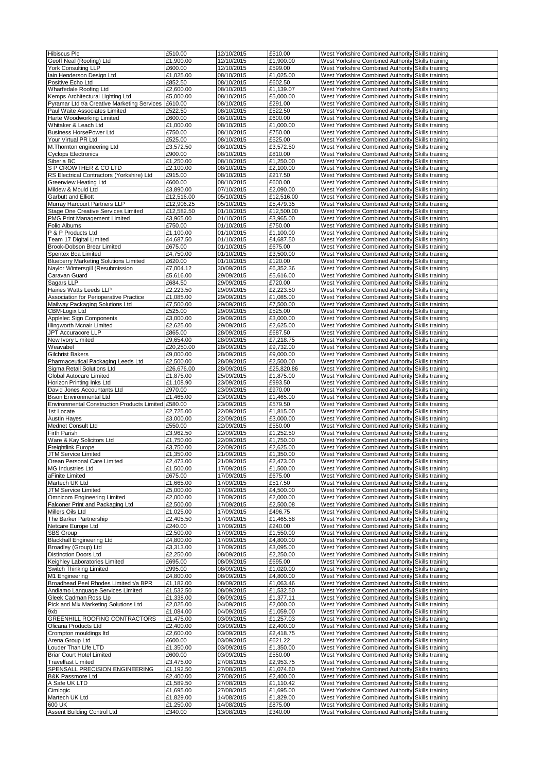| | | | | | |
|---|---|---|---|---|---|
| Hibiscus Plc | £510.00 | 12/10/2015 | £510.00 | West Yorkshire Combined Authority | Skills training |
| Geoff Neal (Roofing) Ltd | £1,900.00 | 12/10/2015 | £1,900.00 | West Yorkshire Combined Authority | Skills training |
| York Consulting LLP | £600.00 | 12/10/2015 | £599.00 | West Yorkshire Combined Authority | Skills training |
| Iain Henderson Design Ltd | £1,025.00 | 08/10/2015 | £1,025.00 | West Yorkshire Combined Authority | Skills training |
| Positive Echo Ltd | £852.50 | 08/10/2015 | £602.50 | West Yorkshire Combined Authority | Skills training |
| Wharfedale Roofing Ltd | £2,600.00 | 08/10/2015 | £1,139.07 | West Yorkshire Combined Authority | Skills training |
| Kemps Architectural Lighting Ltd | £5,000.00 | 08/10/2015 | £5,000.00 | West Yorkshire Combined Authority | Skills training |
| Pyramar Ltd t/a Creative Marketing Services | £610.00 | 08/10/2015 | £291.00 | West Yorkshire Combined Authority | Skills training |
| Paul Waite Associates Limited | £522.50 | 08/10/2015 | £522.50 | West Yorkshire Combined Authority | Skills training |
| Harte Woodworking Limited | £600.00 | 08/10/2015 | £600.00 | West Yorkshire Combined Authority | Skills training |
| Whitaker & Leach Ltd | £1,000.00 | 08/10/2015 | £1,000.00 | West Yorkshire Combined Authority | Skills training |
| Business HorsePower Ltd | £750.00 | 08/10/2015 | £750.00 | West Yorkshire Combined Authority | Skills training |
| Your Virtual PR Ltd | £525.00 | 08/10/2015 | £525.00 | West Yorkshire Combined Authority | Skills training |
| M.Thornton engineering Ltd | £3,572.50 | 08/10/2015 | £3,572.50 | West Yorkshire Combined Authority | Skills training |
| Cyclops Electronics | £900.00 | 08/10/2015 | £810.00 | West Yorkshire Combined Authority | Skills training |
| Siberia BC | £1,250.00 | 08/10/2015 | £1,250.00 | West Yorkshire Combined Authority | Skills training |
| S P CROWTHER & CO LTD | £2,100.00 | 08/10/2015 | £2,100.00 | West Yorkshire Combined Authority | Skills training |
| RS Electrical Contractors (Yorkshire) Ltd | £915.00 | 08/10/2015 | £217.50 | West Yorkshire Combined Authority | Skills training |
| Greenview Heating Ltd | £600.00 | 08/10/2015 | £600.00 | West Yorkshire Combined Authority | Skills training |
| Mildew & Mould Ltd | £3,890.00 | 07/10/2015 | £2,090.00 | West Yorkshire Combined Authority | Skills training |
| Garbutt and Elliott | £12,516.00 | 05/10/2015 | £12,516.00 | West Yorkshire Combined Authority | Skills training |
| Murray Harcourt Partners LLP | £12,906.25 | 05/10/2015 | £5,479.35 | West Yorkshire Combined Authority | Skills training |
| Stage One Creative Services Limited | £12,582.50 | 01/10/2015 | £12,500.00 | West Yorkshire Combined Authority | Skills training |
| PMG Print Management Limited | £3,965.00 | 01/10/2015 | £3,965.00 | West Yorkshire Combined Authority | Skills training |
| Folio Albums | £750.00 | 01/10/2015 | £750.00 | West Yorkshire Combined Authority | Skills training |
| P & P Products Ltd | £1,100.00 | 01/10/2015 | £1,100.00 | West Yorkshire Combined Authority | Skills training |
| Team 17 Digital Limited | £4,687.50 | 01/10/2015 | £4,687.50 | West Yorkshire Combined Authority | Skills training |
| Brook-Dobson Brear Limited | £675.00 | 01/10/2015 | £675.00 | West Yorkshire Combined Authority | Skills training |
| Spentex Bca Limited | £4,750.00 | 01/10/2015 | £3,500.00 | West Yorkshire Combined Authority | Skills training |
| Blueberry Marketing Solutions Limited | £620.00 | 01/10/2015 | £120.00 | West Yorkshire Combined Authority | Skills training |
| Naylor Wintersgill (Resubmission | £7,004.12 | 30/09/2015 | £6,352.36 | West Yorkshire Combined Authority | Skills training |
| Caravan Guard | £5,616.00 | 29/09/2015 | £5,616.00 | West Yorkshire Combined Authority | Skills training |
| Sagars LLP | £684.50 | 29/09/2015 | £720.00 | West Yorkshire Combined Authority | Skills training |
| Haines Watts Leeds LLP | £2,223.50 | 29/09/2015 | £2,223.50 | West Yorkshire Combined Authority | Skills training |
| Association for Perioperative Practice | £1,085.00 | 29/09/2015 | £1,085.00 | West Yorkshire Combined Authority | Skills training |
| Mailway Packaging Solutions Ltd | £7,500.00 | 29/09/2015 | £7,500.00 | West Yorkshire Combined Authority | Skills training |
| CBM-Logix Ltd | £525.00 | 29/09/2015 | £525.00 | West Yorkshire Combined Authority | Skills training |
| Applelec Sign Components | £3,000.00 | 29/09/2015 | £3,000.00 | West Yorkshire Combined Authority | Skills training |
| Illingworth Mcnair Limited | £2,625.00 | 29/09/2015 | £2,625.00 | West Yorkshire Combined Authority | Skills training |
| JPT Accuracore LLP | £865.00 | 28/09/2015 | £687.50 | West Yorkshire Combined Authority | Skills training |
| New Ivory Limited | £9,654.00 | 28/09/2015 | £7,218.75 | West Yorkshire Combined Authority | Skills training |
| Weavabel | £20,250.00 | 28/09/2015 | £9,732.00 | West Yorkshire Combined Authority | Skills training |
| Gilchrist Bakers | £9,000.00 | 28/09/2015 | £9,000.00 | West Yorkshire Combined Authority | Skills training |
| Pharmaceutical Packaging Leeds Ltd | £2,500.00 | 28/09/2015 | £2,500.00 | West Yorkshire Combined Authority | Skills training |
| Sigma Retail Solutions Ltd | £26,676.00 | 28/09/2015 | £25,820.86 | West Yorkshire Combined Authority | Skills training |
| Global Autocare Limited | £1,875.00 | 25/09/2015 | £1,875.00 | West Yorkshire Combined Authority | Skills training |
| Horizon Printing Inks Ltd | £1,108.90 | 23/09/2015 | £993.50 | West Yorkshire Combined Authority | Skills training |
| David Jones Accountants Ltd | £970.00 | 23/09/2015 | £970.00 | West Yorkshire Combined Authority | Skills training |
| Bison Environmental Ltd | £1,465.00 | 23/09/2015 | £1,465.00 | West Yorkshire Combined Authority | Skills training |
| Environmental Construction Products Limited | £580.00 | 23/09/2015 | £579.50 | West Yorkshire Combined Authority | Skills training |
| 1st Locate | £2,725.00 | 22/09/2015 | £1,815.00 | West Yorkshire Combined Authority | Skills training |
| Austin Hayes | £3,000.00 | 22/09/2015 | £3,000.00 | West Yorkshire Combined Authority | Skills training |
| Mednet Consult Ltd | £550.00 | 22/09/2015 | £550.00 | West Yorkshire Combined Authority | Skills training |
| Firth Parish | £3,962.50 | 22/09/2015 | £1,252.50 | West Yorkshire Combined Authority | Skills training |
| Ware & Kay Solicitors Ltd | £1,750.00 | 22/09/2015 | £1,750.00 | West Yorkshire Combined Authority | Skills training |
| Freightlink Europe | £3,750.00 | 22/09/2015 | £2,625.00 | West Yorkshire Combined Authority | Skills training |
| JTM Service Limited | £1,350.00 | 21/09/2015 | £1,350.00 | West Yorkshire Combined Authority | Skills training |
| Orean Personal Care Limited | £2,473.00 | 21/09/2015 | £2,473.00 | West Yorkshire Combined Authority | Skills training |
| MG Industries Ltd | £1,500.00 | 17/09/2015 | £1,500.00 | West Yorkshire Combined Authority | Skills training |
| aFinite Limited | £675.00 | 17/09/2015 | £675.00 | West Yorkshire Combined Authority | Skills training |
| Martech UK Ltd | £1,665.00 | 17/09/2015 | £517.50 | West Yorkshire Combined Authority | Skills training |
| JTM Service Limited | £5,000.00 | 17/09/2015 | £4,500.00 | West Yorkshire Combined Authority | Skills training |
| Omnicom Engineering Limited | £2,000.00 | 17/09/2015 | £2,000.00 | West Yorkshire Combined Authority | Skills training |
| Falconer Print and Packaging Ltd | £2,500.00 | 17/09/2015 | £2,500.08 | West Yorkshire Combined Authority | Skills training |
| Millers Oils Ltd | £1,025.00 | 17/09/2015 | £496.75 | West Yorkshire Combined Authority | Skills training |
| The Barker Partnership | £2,405.50 | 17/09/2015 | £1,465.58 | West Yorkshire Combined Authority | Skills training |
| Netcare Europe Ltd | £240.00 | 17/09/2015 | £240.00 | West Yorkshire Combined Authority | Skills training |
| SBS Group | £2,500.00 | 17/09/2015 | £1,550.00 | West Yorkshire Combined Authority | Skills training |
| Blackhall Engineering Ltd | £4,800.00 | 17/09/2015 | £4,800.00 | West Yorkshire Combined Authority | Skills training |
| Broadley (Group) Ltd | £3,313.00 | 17/09/2015 | £3,095.00 | West Yorkshire Combined Authority | Skills training |
| Distinction Doors Ltd | £2,250.00 | 08/09/2015 | £2,250.00 | West Yorkshire Combined Authority | Skills training |
| Keighley Laboratories Limited | £695.00 | 08/09/2015 | £695.00 | West Yorkshire Combined Authority | Skills training |
| Switch Thinking Limited | £995.00 | 08/09/2015 | £1,020.00 | West Yorkshire Combined Authority | Skills training |
| M1 Engineering | £4,800.00 | 08/09/2015 | £4,800.00 | West Yorkshire Combined Authority | Skills training |
| Broadhead Peel Rhodes Limited t/a BPR | £1,182.00 | 08/09/2015 | £1,063.46 | West Yorkshire Combined Authority | Skills training |
| Andiamo Language Services Limited | £1,532.50 | 08/09/2015 | £1,532.50 | West Yorkshire Combined Authority | Skills training |
| Gleek Cadman Ross Llp | £1,338.00 | 08/09/2015 | £1,377.11 | West Yorkshire Combined Authority | Skills training |
| Pick and Mix Marketing Solutions Ltd | £2,025.00 | 04/09/2015 | £2,000.00 | West Yorkshire Combined Authority | Skills training |
| 9xb | £1,084.00 | 04/09/2015 | £1,059.00 | West Yorkshire Combined Authority | Skills training |
| GREENHILL ROOFING CONTRACTORS | £1,475.00 | 03/09/2015 | £1,257.03 | West Yorkshire Combined Authority | Skills training |
| Olicana Products Ltd | £2,400.00 | 03/09/2015 | £2,400.00 | West Yorkshire Combined Authority | Skills training |
| Crompton mouldings ltd | £2,600.00 | 03/09/2015 | £2,418.75 | West Yorkshire Combined Authority | Skills training |
| Arena Group Ltd | £600.00 | 03/09/2015 | £621.22 | West Yorkshire Combined Authority | Skills training |
| Louder Than Life LTD | £1,350.00 | 03/09/2015 | £1,350.00 | West Yorkshire Combined Authority | Skills training |
| Briar Court Hotel Limited | £600.00 | 03/09/2015 | £550.00 | West Yorkshire Combined Authority | Skills training |
| Travelfast Limited | £3,475.00 | 27/08/2015 | £2,953.75 | West Yorkshire Combined Authority | Skills training |
| SPENSALL PRECISION ENGINEERING | £1,192.50 | 27/08/2015 | £1,074.60 | West Yorkshire Combined Authority | Skills training |
| B&K Passmore Ltd | £2,400.00 | 27/08/2015 | £2,400.00 | West Yorkshire Combined Authority | Skills training |
| A Safe UK LTD | £1,589.50 | 27/08/2015 | £1,110.42 | West Yorkshire Combined Authority | Skills training |
| Cimlogic | £1,695.00 | 27/08/2015 | £1,695.00 | West Yorkshire Combined Authority | Skills training |
| Martech UK Ltd | £1,829.00 | 14/08/2015 | £1,829.00 | West Yorkshire Combined Authority | Skills training |
| 600 UK | £1,250.00 | 14/08/2015 | £875.00 | West Yorkshire Combined Authority | Skills training |
| Assent Building Control Ltd | £340.00 | 13/08/2015 | £340.00 | West Yorkshire Combined Authority | Skills training |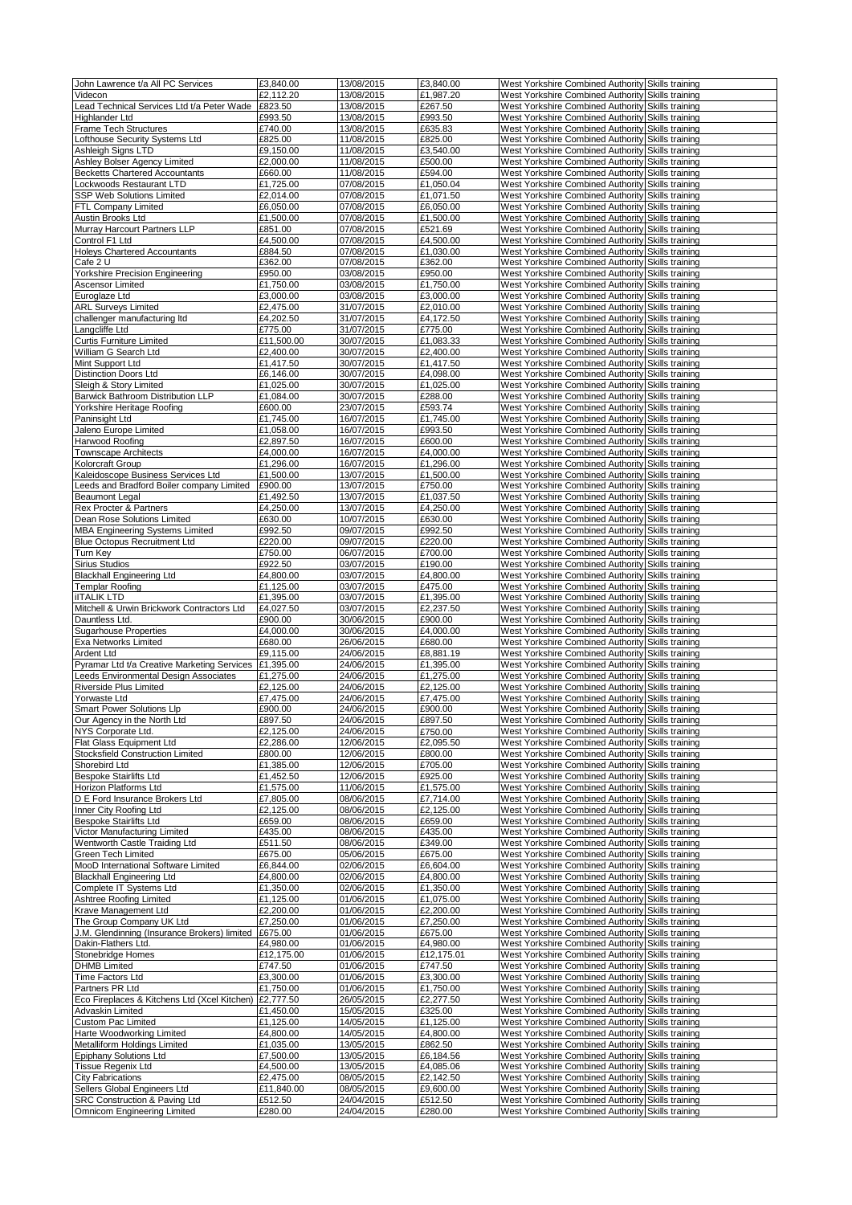| | | | | | |
|---|---|---|---|---|---|
| John Lawrence t/a All PC Services | £3,840.00 | 13/08/2015 | £3,840.00 | West Yorkshire Combined Authority | Skills training |
| Videcon | £2,112.20 | 13/08/2015 | £1,987.20 | West Yorkshire Combined Authority | Skills training |
| Lead Technical Services Ltd t/a Peter Wade | £823.50 | 13/08/2015 | £267.50 | West Yorkshire Combined Authority | Skills training |
| Highlander Ltd | £993.50 | 13/08/2015 | £993.50 | West Yorkshire Combined Authority | Skills training |
| Frame Tech Structures | £740.00 | 13/08/2015 | £635.83 | West Yorkshire Combined Authority | Skills training |
| Lofthouse Security Systems Ltd | £825.00 | 11/08/2015 | £825.00 | West Yorkshire Combined Authority | Skills training |
| Ashleigh Signs LTD | £9,150.00 | 11/08/2015 | £3,540.00 | West Yorkshire Combined Authority | Skills training |
| Ashley Bolser Agency Limited | £2,000.00 | 11/08/2015 | £500.00 | West Yorkshire Combined Authority | Skills training |
| Becketts Chartered Accountants | £660.00 | 11/08/2015 | £594.00 | West Yorkshire Combined Authority | Skills training |
| Lockwoods Restaurant LTD | £1,725.00 | 07/08/2015 | £1,050.04 | West Yorkshire Combined Authority | Skills training |
| SSP Web Solutions Limited | £2,014.00 | 07/08/2015 | £1,071.50 | West Yorkshire Combined Authority | Skills training |
| FTL Company Limited | £6,050.00 | 07/08/2015 | £6,050.00 | West Yorkshire Combined Authority | Skills training |
| Austin Brooks Ltd | £1,500.00 | 07/08/2015 | £1,500.00 | West Yorkshire Combined Authority | Skills training |
| Murray Harcourt Partners LLP | £851.00 | 07/08/2015 | £521.69 | West Yorkshire Combined Authority | Skills training |
| Control F1 Ltd | £4,500.00 | 07/08/2015 | £4,500.00 | West Yorkshire Combined Authority | Skills training |
| Holeys Chartered Accountants | £884.50 | 07/08/2015 | £1,030.00 | West Yorkshire Combined Authority | Skills training |
| Cafe 2 U | £362.00 | 07/08/2015 | £362.00 | West Yorkshire Combined Authority | Skills training |
| Yorkshire Precision Engineering | £950.00 | 03/08/2015 | £950.00 | West Yorkshire Combined Authority | Skills training |
| Ascensor Limited | £1,750.00 | 03/08/2015 | £1,750.00 | West Yorkshire Combined Authority | Skills training |
| Euroglaze Ltd | £3,000.00 | 03/08/2015 | £3,000.00 | West Yorkshire Combined Authority | Skills training |
| ARL Surveys Limited | £2,475.00 | 31/07/2015 | £2,010.00 | West Yorkshire Combined Authority | Skills training |
| challenger manufacturing ltd | £4,202.50 | 31/07/2015 | £4,172.50 | West Yorkshire Combined Authority | Skills training |
| Langcliffe Ltd | £775.00 | 31/07/2015 | £775.00 | West Yorkshire Combined Authority | Skills training |
| Curtis Furniture Limited | £11,500.00 | 30/07/2015 | £1,083.33 | West Yorkshire Combined Authority | Skills training |
| William G Search Ltd | £2,400.00 | 30/07/2015 | £2,400.00 | West Yorkshire Combined Authority | Skills training |
| Mint Support Ltd | £1,417.50 | 30/07/2015 | £1,417.50 | West Yorkshire Combined Authority | Skills training |
| Distinction Doors Ltd | £6,146.00 | 30/07/2015 | £4,098.00 | West Yorkshire Combined Authority | Skills training |
| Sleigh & Story Limited | £1,025.00 | 30/07/2015 | £1,025.00 | West Yorkshire Combined Authority | Skills training |
| Barwick Bathroom Distribution LLP | £1,084.00 | 30/07/2015 | £288.00 | West Yorkshire Combined Authority | Skills training |
| Yorkshire Heritage Roofing | £600.00 | 23/07/2015 | £593.74 | West Yorkshire Combined Authority | Skills training |
| Paninsight Ltd | £1,745.00 | 16/07/2015 | £1,745.00 | West Yorkshire Combined Authority | Skills training |
| Jaleno Europe Limited | £1,058.00 | 16/07/2015 | £993.50 | West Yorkshire Combined Authority | Skills training |
| Harwood Roofing | £2,897.50 | 16/07/2015 | £600.00 | West Yorkshire Combined Authority | Skills training |
| Townscape Architects | £4,000.00 | 16/07/2015 | £4,000.00 | West Yorkshire Combined Authority | Skills training |
| Kolorcraft Group | £1,296.00 | 16/07/2015 | £1,296.00 | West Yorkshire Combined Authority | Skills training |
| Kaleidoscope Business Services Ltd | £1,500.00 | 13/07/2015 | £1,500.00 | West Yorkshire Combined Authority | Skills training |
| Leeds and Bradford Boiler company Limited | £900.00 | 13/07/2015 | £750.00 | West Yorkshire Combined Authority | Skills training |
| Beaumont Legal | £1,492.50 | 13/07/2015 | £1,037.50 | West Yorkshire Combined Authority | Skills training |
| Rex Procter & Partners | £4,250.00 | 13/07/2015 | £4,250.00 | West Yorkshire Combined Authority | Skills training |
| Dean Rose Solutions Limited | £630.00 | 10/07/2015 | £630.00 | West Yorkshire Combined Authority | Skills training |
| MBA Engineering Systems Limited | £992.50 | 09/07/2015 | £992.50 | West Yorkshire Combined Authority | Skills training |
| Blue Octopus Recruitment Ltd | £220.00 | 09/07/2015 | £220.00 | West Yorkshire Combined Authority | Skills training |
| Turn Key | £750.00 | 06/07/2015 | £700.00 | West Yorkshire Combined Authority | Skills training |
| Sirius Studios | £922.50 | 03/07/2015 | £190.00 | West Yorkshire Combined Authority | Skills training |
| Blackhall Engineering Ltd | £4,800.00 | 03/07/2015 | £4,800.00 | West Yorkshire Combined Authority | Skills training |
| Templar Roofing | £1,125.00 | 03/07/2015 | £475.00 | West Yorkshire Combined Authority | Skills training |
| iITALIK LTD | £1,395.00 | 03/07/2015 | £1,395.00 | West Yorkshire Combined Authority | Skills training |
| Mitchell & Urwin Brickwork Contractors Ltd | £4,027.50 | 03/07/2015 | £2,237.50 | West Yorkshire Combined Authority | Skills training |
| Dauntless Ltd. | £900.00 | 30/06/2015 | £900.00 | West Yorkshire Combined Authority | Skills training |
| Sugarhouse Properties | £4,000.00 | 30/06/2015 | £4,000.00 | West Yorkshire Combined Authority | Skills training |
| Exa Networks Limited | £680.00 | 26/06/2015 | £680.00 | West Yorkshire Combined Authority | Skills training |
| Ardent Ltd | £9,115.00 | 24/06/2015 | £8,881.19 | West Yorkshire Combined Authority | Skills training |
| Pyramar Ltd t/a Creative Marketing Services | £1,395.00 | 24/06/2015 | £1,395.00 | West Yorkshire Combined Authority | Skills training |
| Leeds Environmental Design Associates | £1,275.00 | 24/06/2015 | £1,275.00 | West Yorkshire Combined Authority | Skills training |
| Riverside Plus Limited | £2,125.00 | 24/06/2015 | £2,125.00 | West Yorkshire Combined Authority | Skills training |
| Yorwaste Ltd | £7,475.00 | 24/06/2015 | £7,475.00 | West Yorkshire Combined Authority | Skills training |
| Smart Power Solutions Llp | £900.00 | 24/06/2015 | £900.00 | West Yorkshire Combined Authority | Skills training |
| Our Agency in the North Ltd | £897.50 | 24/06/2015 | £897.50 | West Yorkshire Combined Authority | Skills training |
| NYS Corporate Ltd. | £2,125.00 | 24/06/2015 | £750.00 | West Yorkshire Combined Authority | Skills training |
| Flat Glass Equipment Ltd | £2,286.00 | 12/06/2015 | £2,095.50 | West Yorkshire Combined Authority | Skills training |
| Stocksfield Construction Limited | £800.00 | 12/06/2015 | £800.00 | West Yorkshire Combined Authority | Skills training |
| Shorebird Ltd | £1,385.00 | 12/06/2015 | £705.00 | West Yorkshire Combined Authority | Skills training |
| Bespoke Stairlifts Ltd | £1,452.50 | 12/06/2015 | £925.00 | West Yorkshire Combined Authority | Skills training |
| Horizon Platforms Ltd | £1,575.00 | 11/06/2015 | £1,575.00 | West Yorkshire Combined Authority | Skills training |
| D E Ford Insurance Brokers Ltd | £7,805.00 | 08/06/2015 | £7,714.00 | West Yorkshire Combined Authority | Skills training |
| Inner City Roofing Ltd | £2,125.00 | 08/06/2015 | £2,125.00 | West Yorkshire Combined Authority | Skills training |
| Bespoke Stairlifts Ltd | £659.00 | 08/06/2015 | £659.00 | West Yorkshire Combined Authority | Skills training |
| Victor Manufacturing Limited | £435.00 | 08/06/2015 | £435.00 | West Yorkshire Combined Authority | Skills training |
| Wentworth Castle Traiding Ltd | £511.50 | 08/06/2015 | £349.00 | West Yorkshire Combined Authority | Skills training |
| Green Tech Limited | £675.00 | 05/06/2015 | £675.00 | West Yorkshire Combined Authority | Skills training |
| MooD International Software Limited | £6,844.00 | 02/06/2015 | £6,604.00 | West Yorkshire Combined Authority | Skills training |
| Blackhall Engineering Ltd | £4,800.00 | 02/06/2015 | £4,800.00 | West Yorkshire Combined Authority | Skills training |
| Complete IT Systems Ltd | £1,350.00 | 02/06/2015 | £1,350.00 | West Yorkshire Combined Authority | Skills training |
| Ashtree Roofing Limited | £1,125.00 | 01/06/2015 | £1,075.00 | West Yorkshire Combined Authority | Skills training |
| Krave Management Ltd | £2,200.00 | 01/06/2015 | £2,200.00 | West Yorkshire Combined Authority | Skills training |
| The Group Company UK Ltd | £7,250.00 | 01/06/2015 | £7,250.00 | West Yorkshire Combined Authority | Skills training |
| J.M. Glendinning (Insurance Brokers) limited | £675.00 | 01/06/2015 | £675.00 | West Yorkshire Combined Authority | Skills training |
| Dakin-Flathers Ltd. | £4,980.00 | 01/06/2015 | £4,980.00 | West Yorkshire Combined Authority | Skills training |
| Stonebridge Homes | £12,175.00 | 01/06/2015 | £12,175.01 | West Yorkshire Combined Authority | Skills training |
| DHMB Limited | £747.50 | 01/06/2015 | £747.50 | West Yorkshire Combined Authority | Skills training |
| Time Factors Ltd | £3,300.00 | 01/06/2015 | £3,300.00 | West Yorkshire Combined Authority | Skills training |
| Partners PR Ltd | £1,750.00 | 01/06/2015 | £1,750.00 | West Yorkshire Combined Authority | Skills training |
| Eco Fireplaces & Kitchens Ltd (Xcel Kitchen) | £2,777.50 | 26/05/2015 | £2,277.50 | West Yorkshire Combined Authority | Skills training |
| Advaskin Limited | £1,450.00 | 15/05/2015 | £325.00 | West Yorkshire Combined Authority | Skills training |
| Custom Pac Limited | £1,125.00 | 14/05/2015 | £1,125.00 | West Yorkshire Combined Authority | Skills training |
| Harte Woodworking Limited | £4,800.00 | 14/05/2015 | £4,800.00 | West Yorkshire Combined Authority | Skills training |
| Metalliform Holdings Limited | £1,035.00 | 13/05/2015 | £862.50 | West Yorkshire Combined Authority | Skills training |
| Epiphany Solutions Ltd | £7,500.00 | 13/05/2015 | £6,184.56 | West Yorkshire Combined Authority | Skills training |
| Tissue Regenix Ltd | £4,500.00 | 13/05/2015 | £4,085.06 | West Yorkshire Combined Authority | Skills training |
| City Fabrications | £2,475.00 | 08/05/2015 | £2,142.50 | West Yorkshire Combined Authority | Skills training |
| Sellers Global Engineers Ltd | £11,840.00 | 08/05/2015 | £9,600.00 | West Yorkshire Combined Authority | Skills training |
| SRC Construction & Paving Ltd | £512.50 | 24/04/2015 | £512.50 | West Yorkshire Combined Authority | Skills training |
| Omnicom Engineering Limited | £280.00 | 24/04/2015 | £280.00 | West Yorkshire Combined Authority | Skills training |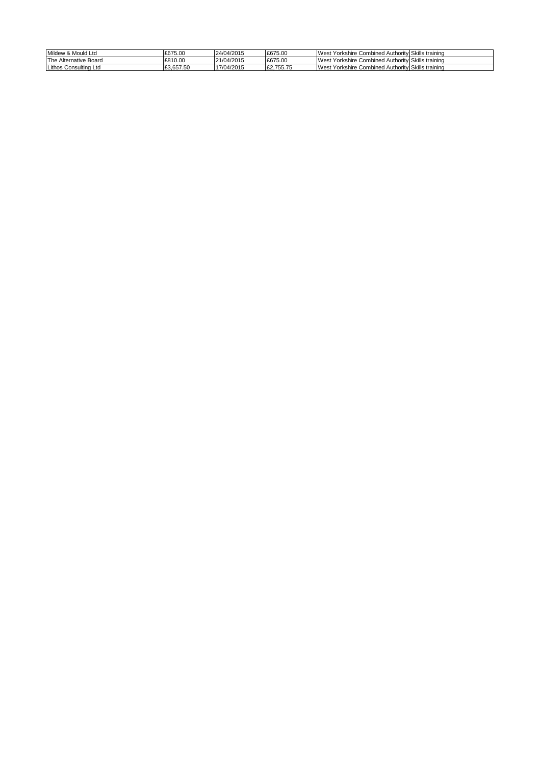| | | | | | |
|---|---|---|---|---|---|
| Mildew & Mould Ltd | £675.00 | 24/04/2015 | £675.00 | West Yorkshire Combined Authority | Skills training |
| The Alternative Board | £810.00 | 21/04/2015 | £675.00 | West Yorkshire Combined Authority | Skills training |
| Lithos Consulting Ltd | £3,657.50 | 17/04/2015 | £2,755.75 | West Yorkshire Combined Authority | Skills training |